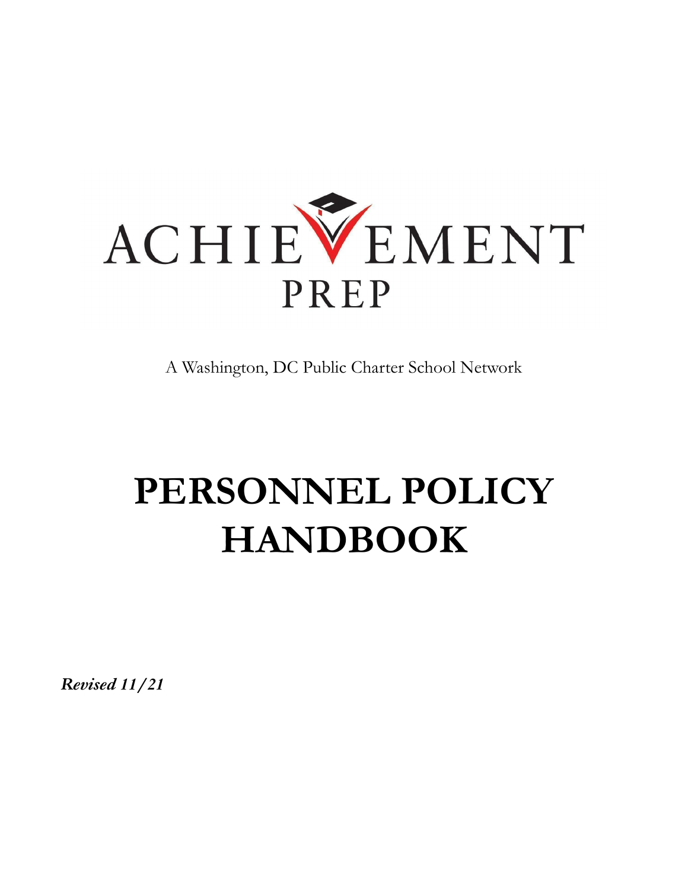# ACHIEVEMENT PREP

A Washington, DC Public Charter School Network

# PERSONNEL POLICY HANDBOOK

***Revised 11/21***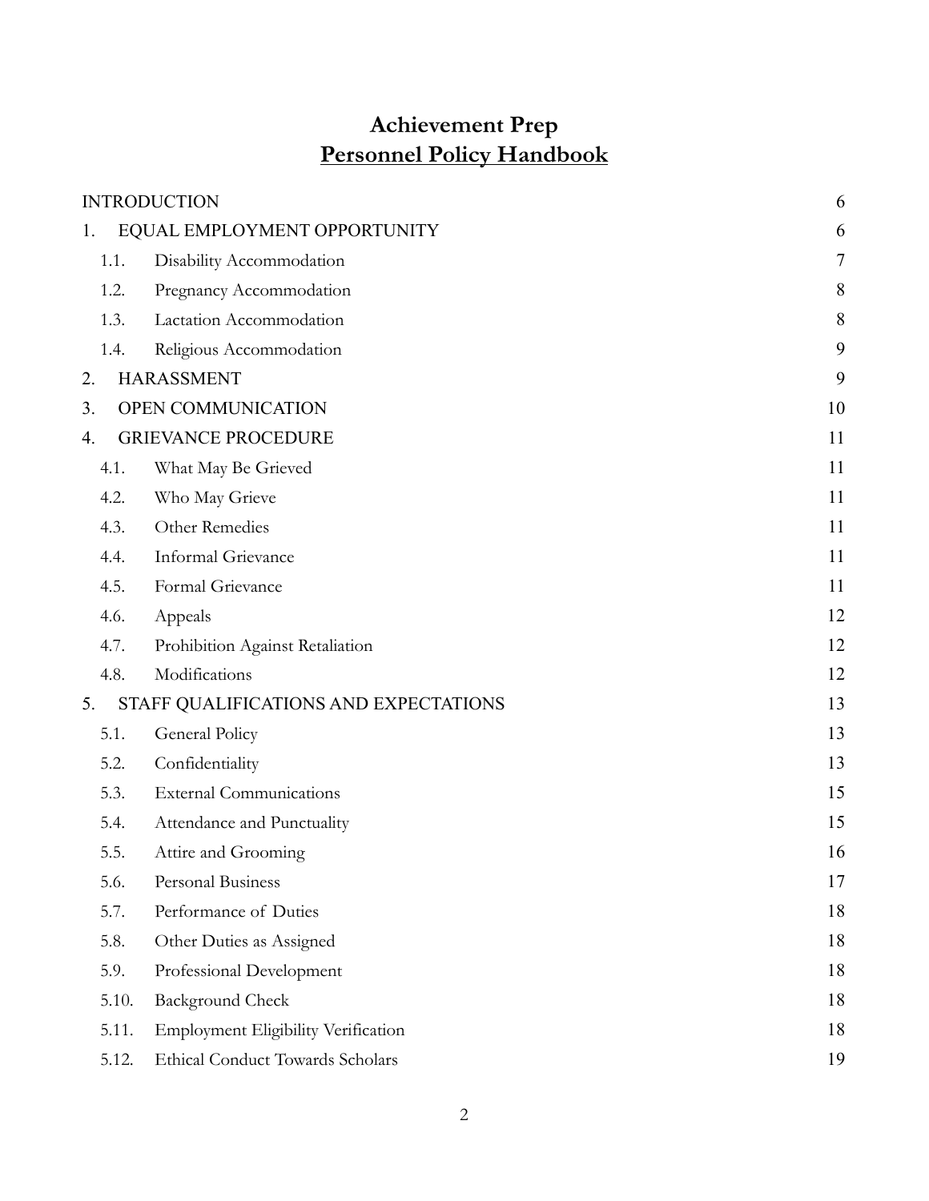# Achievement Prep

## Personnel Policy Handbook

| | | |
|---|---|---|
| INTRODUCTION | | 6 |
| 1. | EQUAL EMPLOYMENT OPPORTUNITY | 6 |
| 1.1. | Disability Accommodation | 7 |
| 1.2. | Pregnancy Accommodation | 8 |
| 1.3. | Lactation Accommodation | 8 |
| 1.4. | Religious Accommodation | 9 |
| 2. | HARASSMENT | 9 |
| 3. | OPEN COMMUNICATION | 10 |
| 4. | GRIEVANCE PROCEDURE | 11 |
| 4.1. | What May Be Grieved | 11 |
| 4.2. | Who May Grieve | 11 |
| 4.3. | Other Remedies | 11 |
| 4.4. | Informal Grievance | 11 |
| 4.5. | Formal Grievance | 11 |
| 4.6. | Appeals | 12 |
| 4.7. | Prohibition Against Retaliation | 12 |
| 4.8. | Modifications | 12 |
| 5. | STAFF QUALIFICATIONS AND EXPECTATIONS | 13 |
| 5.1. | General Policy | 13 |
| 5.2. | Confidentiality | 13 |
| 5.3. | External Communications | 15 |
| 5.4. | Attendance and Punctuality | 15 |
| 5.5. | Attire and Grooming | 16 |
| 5.6. | Personal Business | 17 |
| 5.7. | Performance of Duties | 18 |
| 5.8. | Other Duties as Assigned | 18 |
| 5.9. | Professional Development | 18 |
| 5.10. | Background Check | 18 |
| 5.11. | Employment Eligibility Verification | 18 |
| 5.12. | Ethical Conduct Towards Scholars | 19 |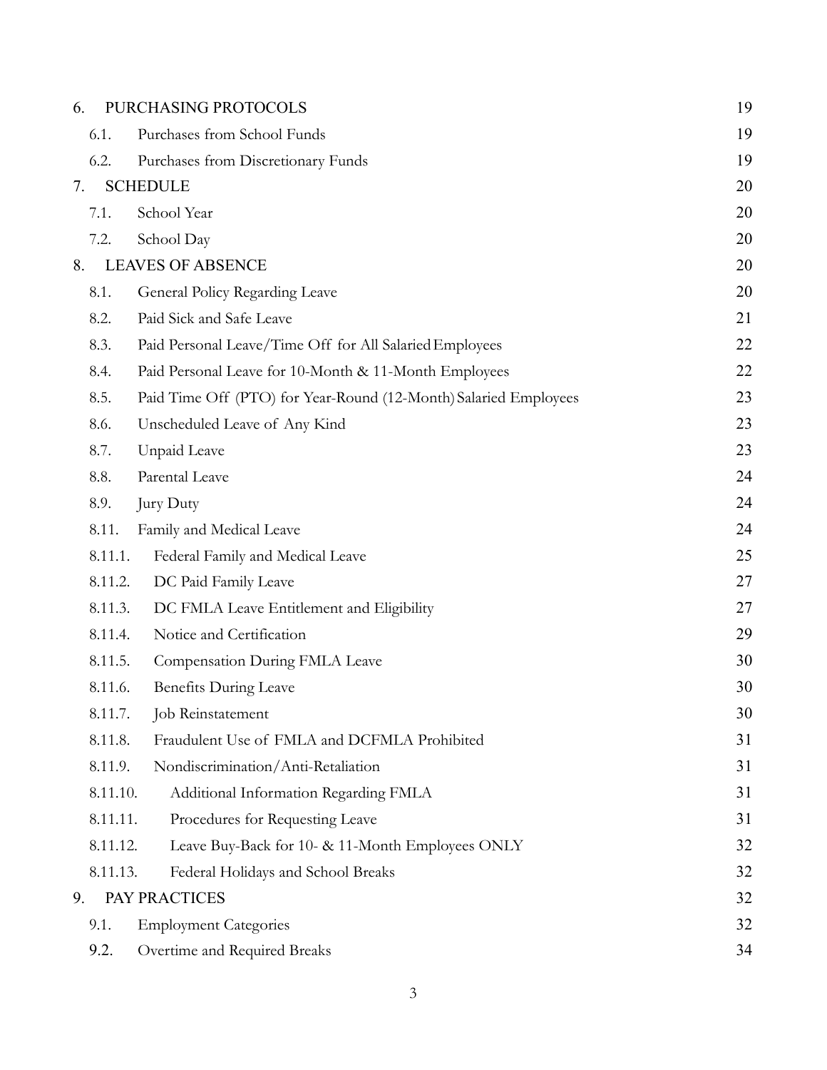| | |
|---|---|
| 6. PURCHASING PROTOCOLS | 19 |
| 6.1. Purchases from School Funds | 19 |
| 6.2. Purchases from Discretionary Funds | 19 |
| 7. SCHEDULE | 20 |
| 7.1. School Year | 20 |
| 7.2. School Day | 20 |
| 8. LEAVES OF ABSENCE | 20 |
| 8.1. General Policy Regarding Leave | 20 |
| 8.2. Paid Sick and Safe Leave | 21 |
| 8.3. Paid Personal Leave/Time Off for All Salaried Employees | 22 |
| 8.4. Paid Personal Leave for 10-Month & 11-Month Employees | 22 |
| 8.5. Paid Time Off (PTO) for Year-Round (12-Month) Salaried Employees | 23 |
| 8.6. Unscheduled Leave of Any Kind | 23 |
| 8.7. Unpaid Leave | 23 |
| 8.8. Parental Leave | 24 |
| 8.9. Jury Duty | 24 |
| 8.11. Family and Medical Leave | 24 |
| 8.11.1. Federal Family and Medical Leave | 25 |
| 8.11.2. DC Paid Family Leave | 27 |
| 8.11.3. DC FMLA Leave Entitlement and Eligibility | 27 |
| 8.11.4. Notice and Certification | 29 |
| 8.11.5. Compensation During FMLA Leave | 30 |
| 8.11.6. Benefits During Leave | 30 |
| 8.11.7. Job Reinstatement | 30 |
| 8.11.8. Fraudulent Use of FMLA and DCFMLA Prohibited | 31 |
| 8.11.9. Nondiscrimination/Anti-Retaliation | 31 |
| 8.11.10. Additional Information Regarding FMLA | 31 |
| 8.11.11. Procedures for Requesting Leave | 31 |
| 8.11.12. Leave Buy-Back for 10- & 11-Month Employees ONLY | 32 |
| 8.11.13. Federal Holidays and School Breaks | 32 |
| 9. PAY PRACTICES | 32 |
| 9.1. Employment Categories | 32 |
| 9.2. Overtime and Required Breaks | 34 |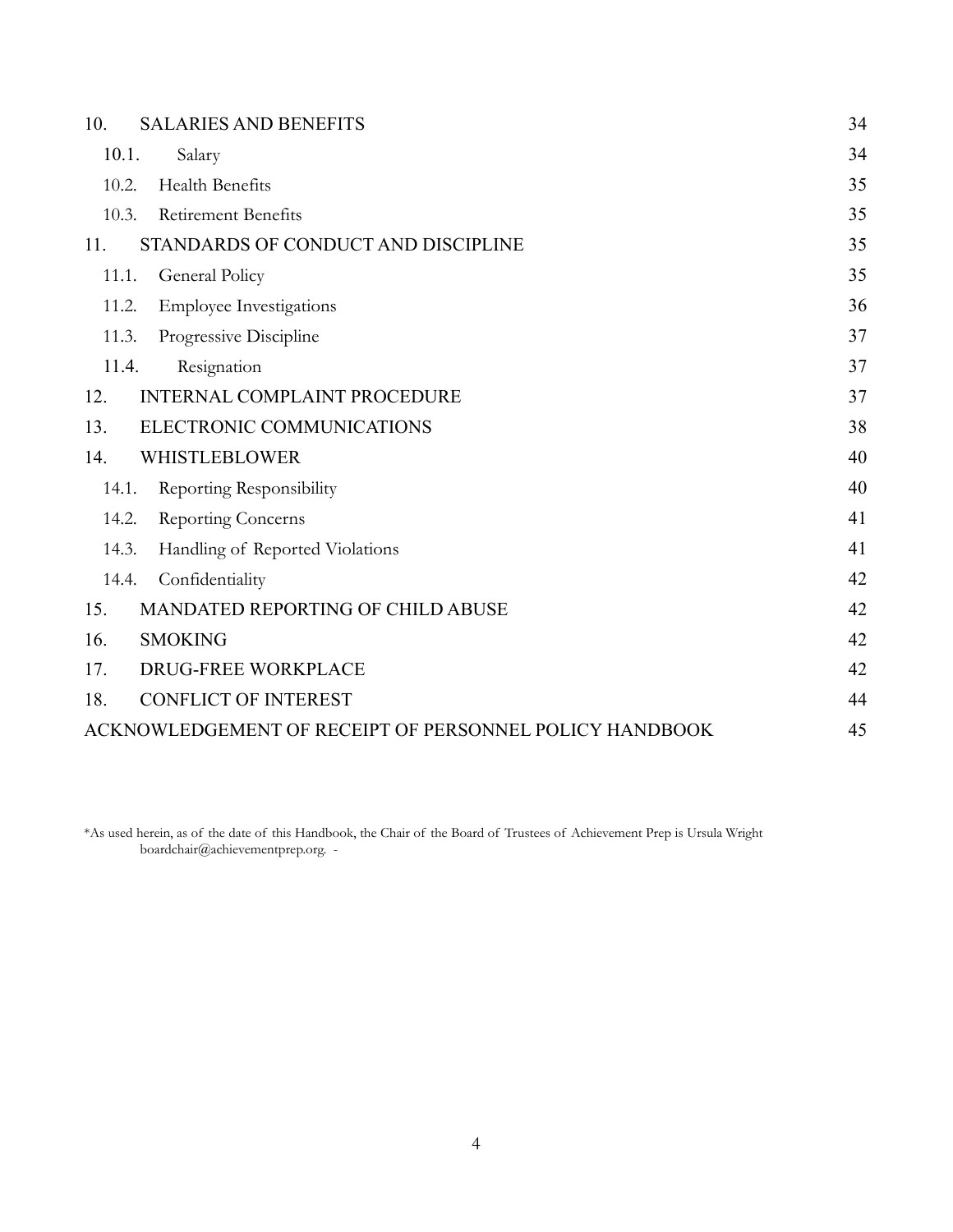| | | |
|---|---|---|
| 10. | SALARIES AND BENEFITS | 34 |
| 10.1. | Salary | 34 |
| 10.2. | Health Benefits | 35 |
| 10.3. | Retirement Benefits | 35 |
| 11. | STANDARDS OF CONDUCT AND DISCIPLINE | 35 |
| 11.1. | General Policy | 35 |
| 11.2. | Employee Investigations | 36 |
| 11.3. | Progressive Discipline | 37 |
| 11.4. | Resignation | 37 |
| 12. | INTERNAL COMPLAINT PROCEDURE | 37 |
| 13. | ELECTRONIC COMMUNICATIONS | 38 |
| 14. | WHISTLEBLOWER | 40 |
| 14.1. | Reporting Responsibility | 40 |
| 14.2. | Reporting Concerns | 41 |
| 14.3. | Handling of Reported Violations | 41 |
| 14.4. | Confidentiality | 42 |
| 15. | MANDATED REPORTING OF CHILD ABUSE | 42 |
| 16. | SMOKING | 42 |
| 17. | DRUG-FREE WORKPLACE | 42 |
| 18. | CONFLICT OF INTEREST | 44 |
| | ACKNOWLEDGEMENT OF RECEIPT OF PERSONNEL POLICY HANDBOOK | 45 |

*As used herein, as of the date of this Handbook, the Chair of the Board of Trustees of Achievement Prep is Ursula Wright boardchair@achievementprep.org. -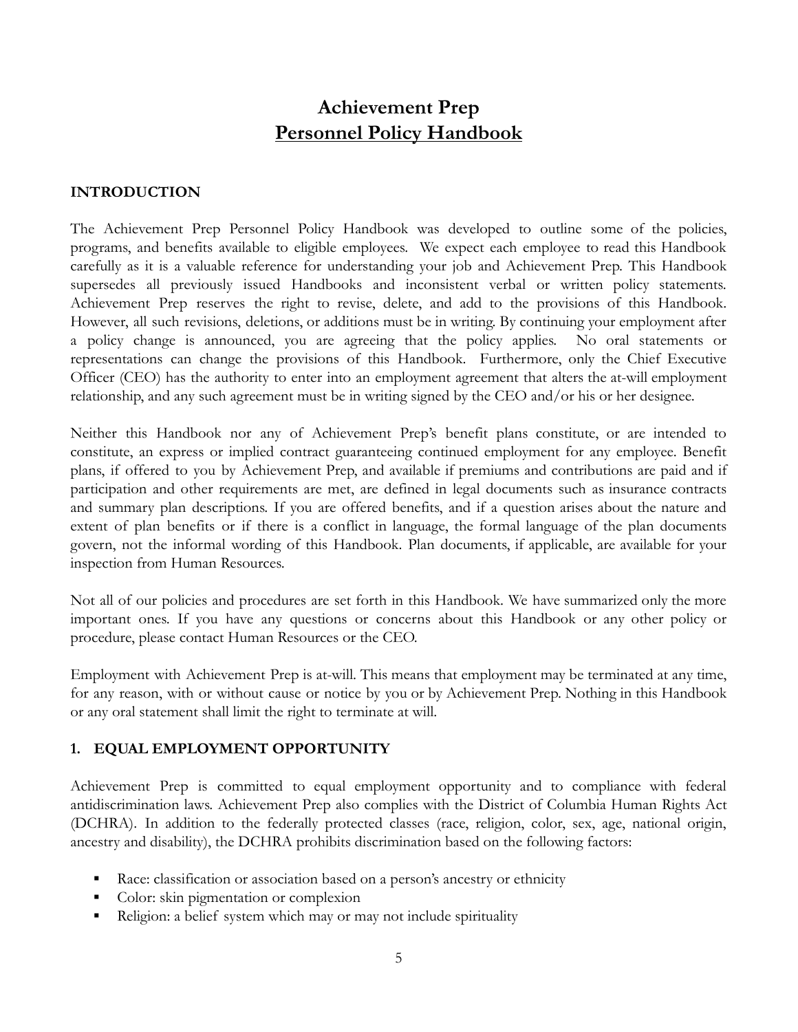# Achievement Prep
## Personnel Policy Handbook

### INTRODUCTION

The Achievement Prep Personnel Policy Handbook was developed to outline some of the policies, programs, and benefits available to eligible employees. We expect each employee to read this Handbook carefully as it is a valuable reference for understanding your job and Achievement Prep. This Handbook supersedes all previously issued Handbooks and inconsistent verbal or written policy statements. Achievement Prep reserves the right to revise, delete, and add to the provisions of this Handbook. However, all such revisions, deletions, or additions must be in writing. By continuing your employment after a policy change is announced, you are agreeing that the policy applies. No oral statements or representations can change the provisions of this Handbook. Furthermore, only the Chief Executive Officer (CEO) has the authority to enter into an employment agreement that alters the at-will employment relationship, and any such agreement must be in writing signed by the CEO and/or his or her designee.

Neither this Handbook nor any of Achievement Prep's benefit plans constitute, or are intended to constitute, an express or implied contract guaranteeing continued employment for any employee. Benefit plans, if offered to you by Achievement Prep, and available if premiums and contributions are paid and if participation and other requirements are met, are defined in legal documents such as insurance contracts and summary plan descriptions. If you are offered benefits, and if a question arises about the nature and extent of plan benefits or if there is a conflict in language, the formal language of the plan documents govern, not the informal wording of this Handbook. Plan documents, if applicable, are available for your inspection from Human Resources.

Not all of our policies and procedures are set forth in this Handbook. We have summarized only the more important ones. If you have any questions or concerns about this Handbook or any other policy or procedure, please contact Human Resources or the CEO.

Employment with Achievement Prep is at-will. This means that employment may be terminated at any time, for any reason, with or without cause or notice by you or by Achievement Prep. Nothing in this Handbook or any oral statement shall limit the right to terminate at will.

### 1. EQUAL EMPLOYMENT OPPORTUNITY

Achievement Prep is committed to equal employment opportunity and to compliance with federal antidiscrimination laws. Achievement Prep also complies with the District of Columbia Human Rights Act (DCHRA). In addition to the federally protected classes (race, religion, color, sex, age, national origin, ancestry and disability), the DCHRA prohibits discrimination based on the following factors:

- Race: classification or association based on a person's ancestry or ethnicity
- Color: skin pigmentation or complexion
- Religion: a belief system which may or may not include spirituality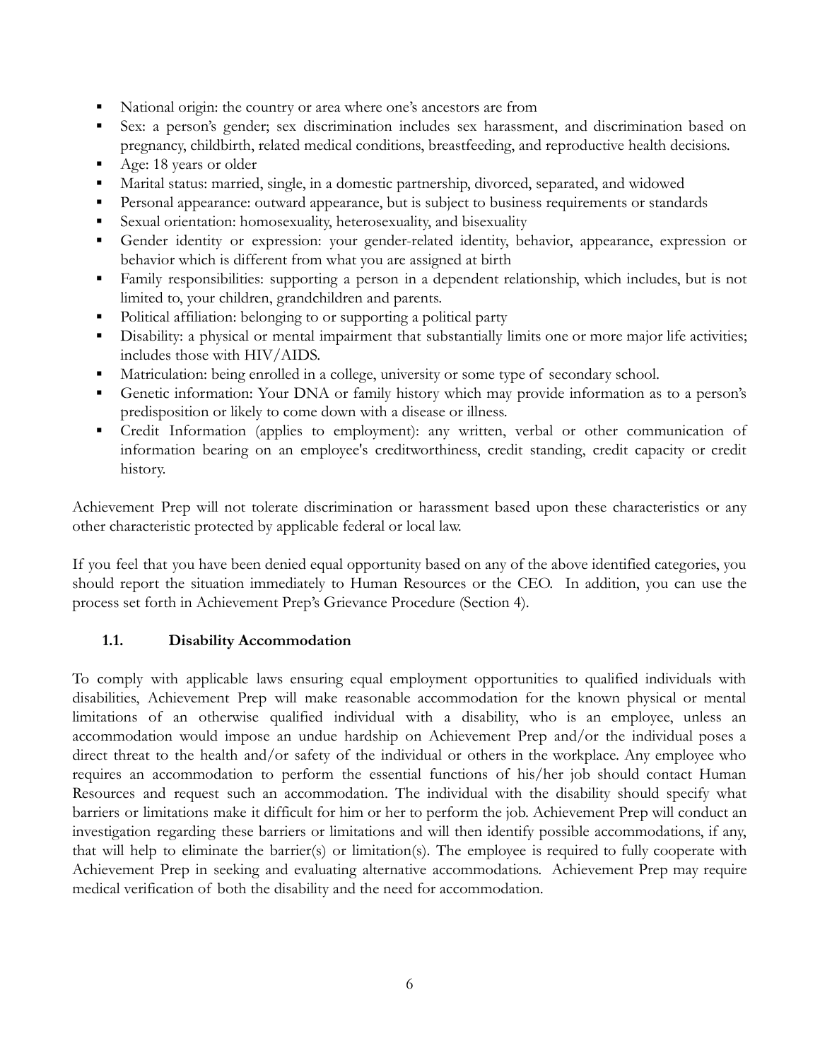- National origin: the country or area where one's ancestors are from
- Sex: a person's gender; sex discrimination includes sex harassment, and discrimination based on pregnancy, childbirth, related medical conditions, breastfeeding, and reproductive health decisions.
- Age: 18 years or older
- Marital status: married, single, in a domestic partnership, divorced, separated, and widowed
- Personal appearance: outward appearance, but is subject to business requirements or standards
- Sexual orientation: homosexuality, heterosexuality, and bisexuality
- Gender identity or expression: your gender-related identity, behavior, appearance, expression or behavior which is different from what you are assigned at birth
- Family responsibilities: supporting a person in a dependent relationship, which includes, but is not limited to, your children, grandchildren and parents.
- Political affiliation: belonging to or supporting a political party
- Disability: a physical or mental impairment that substantially limits one or more major life activities; includes those with HIV/AIDS.
- Matriculation: being enrolled in a college, university or some type of secondary school.
- Genetic information: Your DNA or family history which may provide information as to a person's predisposition or likely to come down with a disease or illness.
- Credit Information (applies to employment): any written, verbal or other communication of information bearing on an employee's creditworthiness, credit standing, credit capacity or credit history.

Achievement Prep will not tolerate discrimination or harassment based upon these characteristics or any other characteristic protected by applicable federal or local law.

If you feel that you have been denied equal opportunity based on any of the above identified categories, you should report the situation immediately to Human Resources or the CEO. In addition, you can use the process set forth in Achievement Prep's Grievance Procedure (Section 4).

### 1.1. Disability Accommodation

To comply with applicable laws ensuring equal employment opportunities to qualified individuals with disabilities, Achievement Prep will make reasonable accommodation for the known physical or mental limitations of an otherwise qualified individual with a disability, who is an employee, unless an accommodation would impose an undue hardship on Achievement Prep and/or the individual poses a direct threat to the health and/or safety of the individual or others in the workplace. Any employee who requires an accommodation to perform the essential functions of his/her job should contact Human Resources and request such an accommodation. The individual with the disability should specify what barriers or limitations make it difficult for him or her to perform the job. Achievement Prep will conduct an investigation regarding these barriers or limitations and will then identify possible accommodations, if any, that will help to eliminate the barrier(s) or limitation(s). The employee is required to fully cooperate with Achievement Prep in seeking and evaluating alternative accommodations. Achievement Prep may require medical verification of both the disability and the need for accommodation.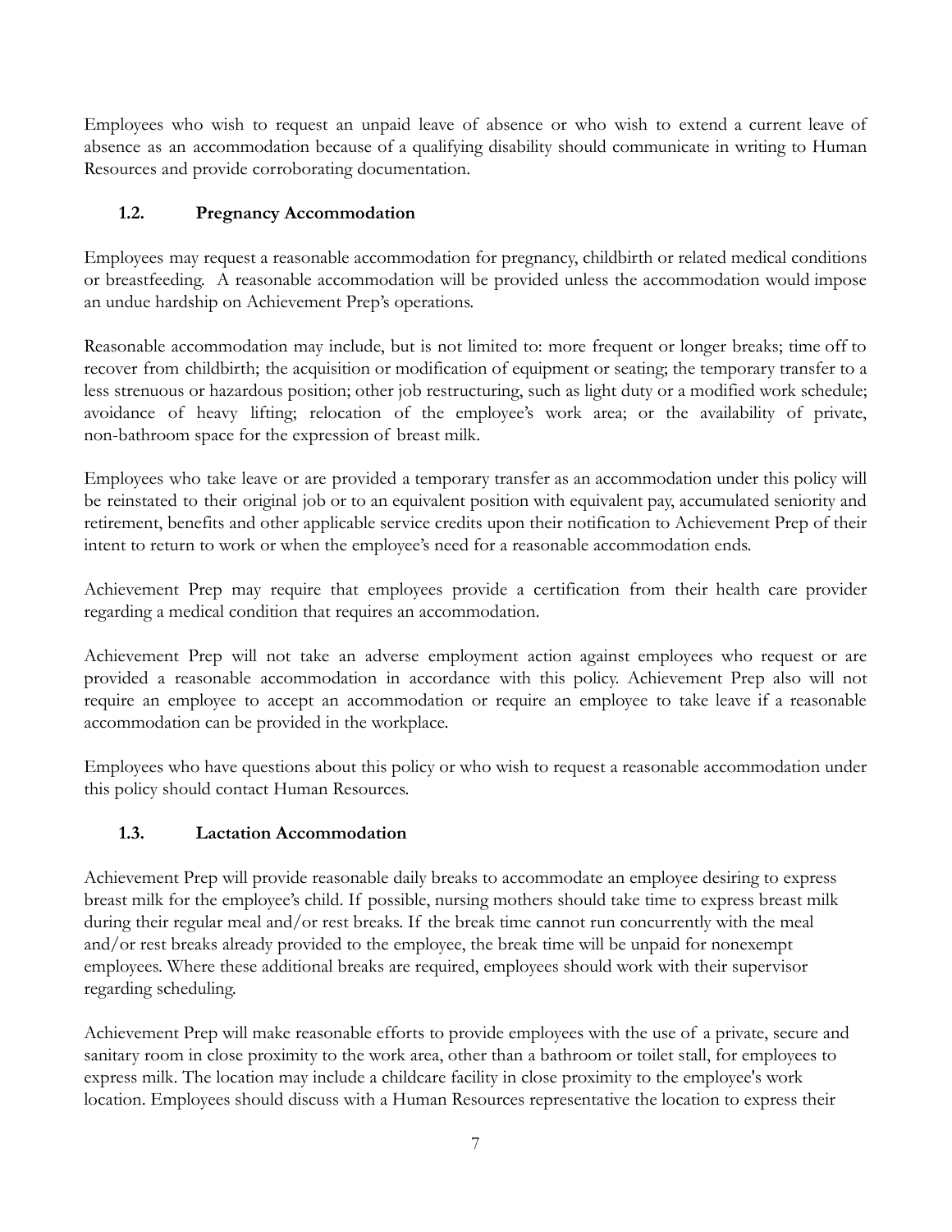Employees who wish to request an unpaid leave of absence or who wish to extend a current leave of absence as an accommodation because of a qualifying disability should communicate in writing to Human Resources and provide corroborating documentation.

### 1.2. Pregnancy Accommodation

Employees may request a reasonable accommodation for pregnancy, childbirth or related medical conditions or breastfeeding. A reasonable accommodation will be provided unless the accommodation would impose an undue hardship on Achievement Prep's operations.

Reasonable accommodation may include, but is not limited to: more frequent or longer breaks; time off to recover from childbirth; the acquisition or modification of equipment or seating; the temporary transfer to a less strenuous or hazardous position; other job restructuring, such as light duty or a modified work schedule; avoidance of heavy lifting; relocation of the employee's work area; or the availability of private, non-bathroom space for the expression of breast milk.

Employees who take leave or are provided a temporary transfer as an accommodation under this policy will be reinstated to their original job or to an equivalent position with equivalent pay, accumulated seniority and retirement, benefits and other applicable service credits upon their notification to Achievement Prep of their intent to return to work or when the employee's need for a reasonable accommodation ends.

Achievement Prep may require that employees provide a certification from their health care provider regarding a medical condition that requires an accommodation.

Achievement Prep will not take an adverse employment action against employees who request or are provided a reasonable accommodation in accordance with this policy. Achievement Prep also will not require an employee to accept an accommodation or require an employee to take leave if a reasonable accommodation can be provided in the workplace.

Employees who have questions about this policy or who wish to request a reasonable accommodation under this policy should contact Human Resources.

### 1.3. Lactation Accommodation

Achievement Prep will provide reasonable daily breaks to accommodate an employee desiring to express breast milk for the employee's child. If possible, nursing mothers should take time to express breast milk during their regular meal and/or rest breaks. If the break time cannot run concurrently with the meal and/or rest breaks already provided to the employee, the break time will be unpaid for nonexempt employees. Where these additional breaks are required, employees should work with their supervisor regarding scheduling.

Achievement Prep will make reasonable efforts to provide employees with the use of a private, secure and sanitary room in close proximity to the work area, other than a bathroom or toilet stall, for employees to express milk. The location may include a childcare facility in close proximity to the employee's work location. Employees should discuss with a Human Resources representative the location to express their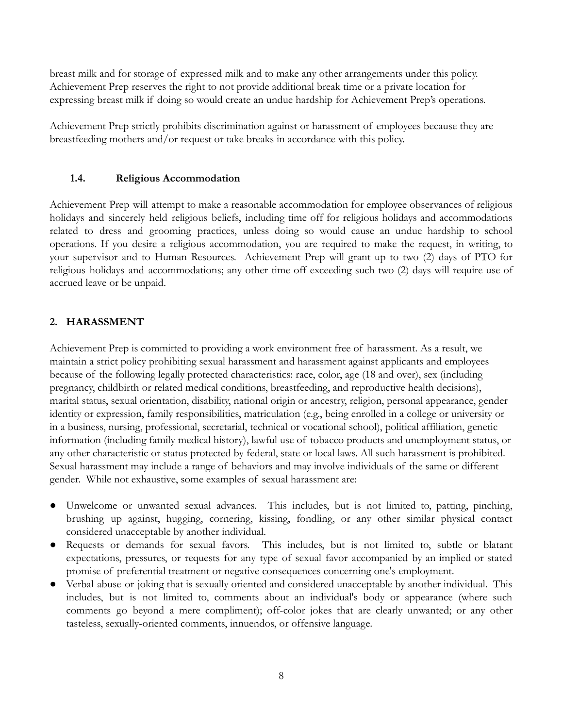breast milk and for storage of expressed milk and to make any other arrangements under this policy. Achievement Prep reserves the right to not provide additional break time or a private location for expressing breast milk if doing so would create an undue hardship for Achievement Prep's operations.

Achievement Prep strictly prohibits discrimination against or harassment of employees because they are breastfeeding mothers and/or request or take breaks in accordance with this policy.

### 1.4. Religious Accommodation

Achievement Prep will attempt to make a reasonable accommodation for employee observances of religious holidays and sincerely held religious beliefs, including time off for religious holidays and accommodations related to dress and grooming practices, unless doing so would cause an undue hardship to school operations. If you desire a religious accommodation, you are required to make the request, in writing, to your supervisor and to Human Resources. Achievement Prep will grant up to two (2) days of PTO for religious holidays and accommodations; any other time off exceeding such two (2) days will require use of accrued leave or be unpaid.

## 2. HARASSMENT

Achievement Prep is committed to providing a work environment free of harassment. As a result, we maintain a strict policy prohibiting sexual harassment and harassment against applicants and employees because of the following legally protected characteristics: race, color, age (18 and over), sex (including pregnancy, childbirth or related medical conditions, breastfeeding, and reproductive health decisions), marital status, sexual orientation, disability, national origin or ancestry, religion, personal appearance, gender identity or expression, family responsibilities, matriculation (e.g., being enrolled in a college or university or in a business, nursing, professional, secretarial, technical or vocational school), political affiliation, genetic information (including family medical history), lawful use of tobacco products and unemployment status, or any other characteristic or status protected by federal, state or local laws. All such harassment is prohibited. Sexual harassment may include a range of behaviors and may involve individuals of the same or different gender. While not exhaustive, some examples of sexual harassment are:

- Unwelcome or unwanted sexual advances. This includes, but is not limited to, patting, pinching, brushing up against, hugging, cornering, kissing, fondling, or any other similar physical contact considered unacceptable by another individual.
- Requests or demands for sexual favors. This includes, but is not limited to, subtle or blatant expectations, pressures, or requests for any type of sexual favor accompanied by an implied or stated promise of preferential treatment or negative consequences concerning one's employment.
- Verbal abuse or joking that is sexually oriented and considered unacceptable by another individual. This includes, but is not limited to, comments about an individual's body or appearance (where such comments go beyond a mere compliment); off-color jokes that are clearly unwanted; or any other tasteless, sexually-oriented comments, innuendos, or offensive language.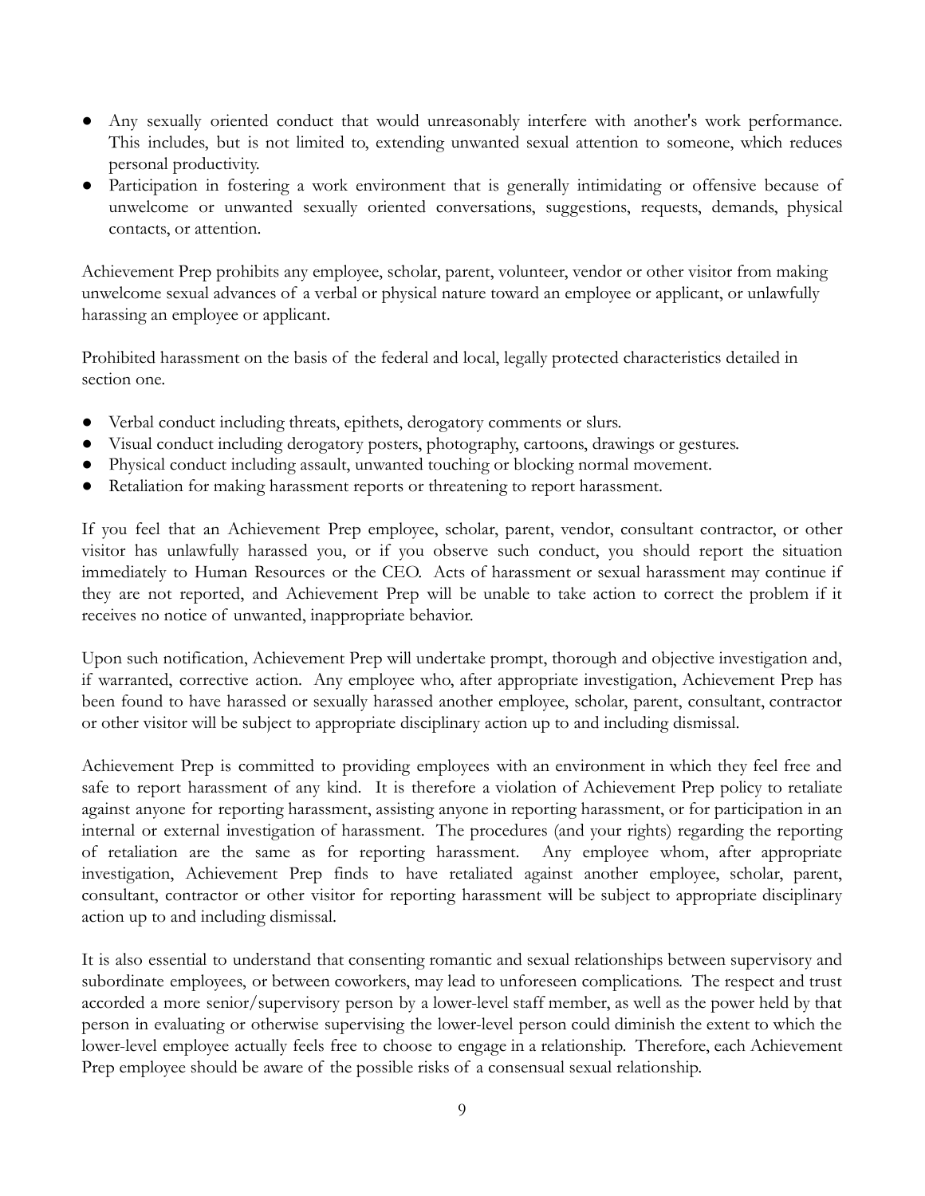- Any sexually oriented conduct that would unreasonably interfere with another's work performance. This includes, but is not limited to, extending unwanted sexual attention to someone, which reduces personal productivity.
- Participation in fostering a work environment that is generally intimidating or offensive because of unwelcome or unwanted sexually oriented conversations, suggestions, requests, demands, physical contacts, or attention.

Achievement Prep prohibits any employee, scholar, parent, volunteer, vendor or other visitor from making unwelcome sexual advances of a verbal or physical nature toward an employee or applicant, or unlawfully harassing an employee or applicant.

Prohibited harassment on the basis of the federal and local, legally protected characteristics detailed in section one.

- Verbal conduct including threats, epithets, derogatory comments or slurs.
- Visual conduct including derogatory posters, photography, cartoons, drawings or gestures.
- Physical conduct including assault, unwanted touching or blocking normal movement.
- Retaliation for making harassment reports or threatening to report harassment.

If you feel that an Achievement Prep employee, scholar, parent, vendor, consultant contractor, or other visitor has unlawfully harassed you, or if you observe such conduct, you should report the situation immediately to Human Resources or the CEO. Acts of harassment or sexual harassment may continue if they are not reported, and Achievement Prep will be unable to take action to correct the problem if it receives no notice of unwanted, inappropriate behavior.

Upon such notification, Achievement Prep will undertake prompt, thorough and objective investigation and, if warranted, corrective action. Any employee who, after appropriate investigation, Achievement Prep has been found to have harassed or sexually harassed another employee, scholar, parent, consultant, contractor or other visitor will be subject to appropriate disciplinary action up to and including dismissal.

Achievement Prep is committed to providing employees with an environment in which they feel free and safe to report harassment of any kind. It is therefore a violation of Achievement Prep policy to retaliate against anyone for reporting harassment, assisting anyone in reporting harassment, or for participation in an internal or external investigation of harassment. The procedures (and your rights) regarding the reporting of retaliation are the same as for reporting harassment. Any employee whom, after appropriate investigation, Achievement Prep finds to have retaliated against another employee, scholar, parent, consultant, contractor or other visitor for reporting harassment will be subject to appropriate disciplinary action up to and including dismissal.

It is also essential to understand that consenting romantic and sexual relationships between supervisory and subordinate employees, or between coworkers, may lead to unforeseen complications. The respect and trust accorded a more senior/supervisory person by a lower-level staff member, as well as the power held by that person in evaluating or otherwise supervising the lower-level person could diminish the extent to which the lower-level employee actually feels free to choose to engage in a relationship. Therefore, each Achievement Prep employee should be aware of the possible risks of a consensual sexual relationship.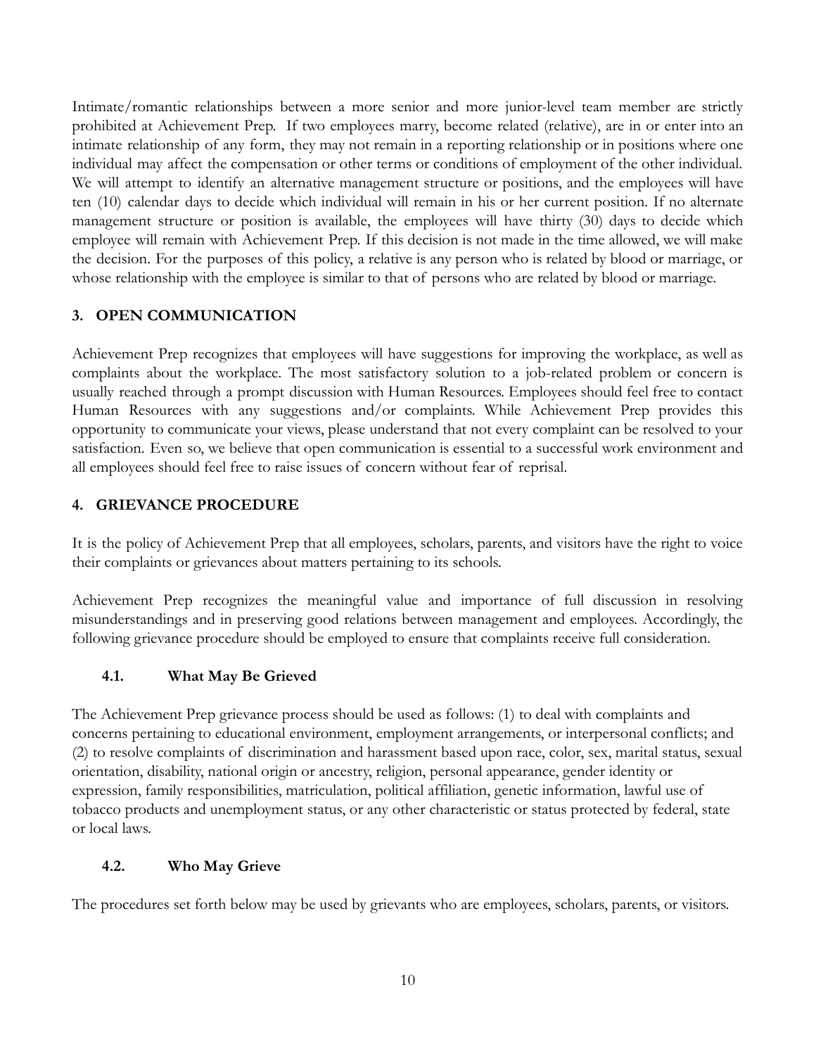Intimate/romantic relationships between a more senior and more junior-level team member are strictly prohibited at Achievement Prep. If two employees marry, become related (relative), are in or enter into an intimate relationship of any form, they may not remain in a reporting relationship or in positions where one individual may affect the compensation or other terms or conditions of employment of the other individual. We will attempt to identify an alternative management structure or positions, and the employees will have ten (10) calendar days to decide which individual will remain in his or her current position. If no alternate management structure or position is available, the employees will have thirty (30) days to decide which employee will remain with Achievement Prep. If this decision is not made in the time allowed, we will make the decision. For the purposes of this policy, a relative is any person who is related by blood or marriage, or whose relationship with the employee is similar to that of persons who are related by blood or marriage.

## 3. OPEN COMMUNICATION

Achievement Prep recognizes that employees will have suggestions for improving the workplace, as well as complaints about the workplace. The most satisfactory solution to a job-related problem or concern is usually reached through a prompt discussion with Human Resources. Employees should feel free to contact Human Resources with any suggestions and/or complaints. While Achievement Prep provides this opportunity to communicate your views, please understand that not every complaint can be resolved to your satisfaction. Even so, we believe that open communication is essential to a successful work environment and all employees should feel free to raise issues of concern without fear of reprisal.

## 4. GRIEVANCE PROCEDURE

It is the policy of Achievement Prep that all employees, scholars, parents, and visitors have the right to voice their complaints or grievances about matters pertaining to its schools.

Achievement Prep recognizes the meaningful value and importance of full discussion in resolving misunderstandings and in preserving good relations between management and employees. Accordingly, the following grievance procedure should be employed to ensure that complaints receive full consideration.

### 4.1. What May Be Grieved

The Achievement Prep grievance process should be used as follows: (1) to deal with complaints and concerns pertaining to educational environment, employment arrangements, or interpersonal conflicts; and (2) to resolve complaints of discrimination and harassment based upon race, color, sex, marital status, sexual orientation, disability, national origin or ancestry, religion, personal appearance, gender identity or expression, family responsibilities, matriculation, political affiliation, genetic information, lawful use of tobacco products and unemployment status, or any other characteristic or status protected by federal, state or local laws.

### 4.2. Who May Grieve

The procedures set forth below may be used by grievants who are employees, scholars, parents, or visitors.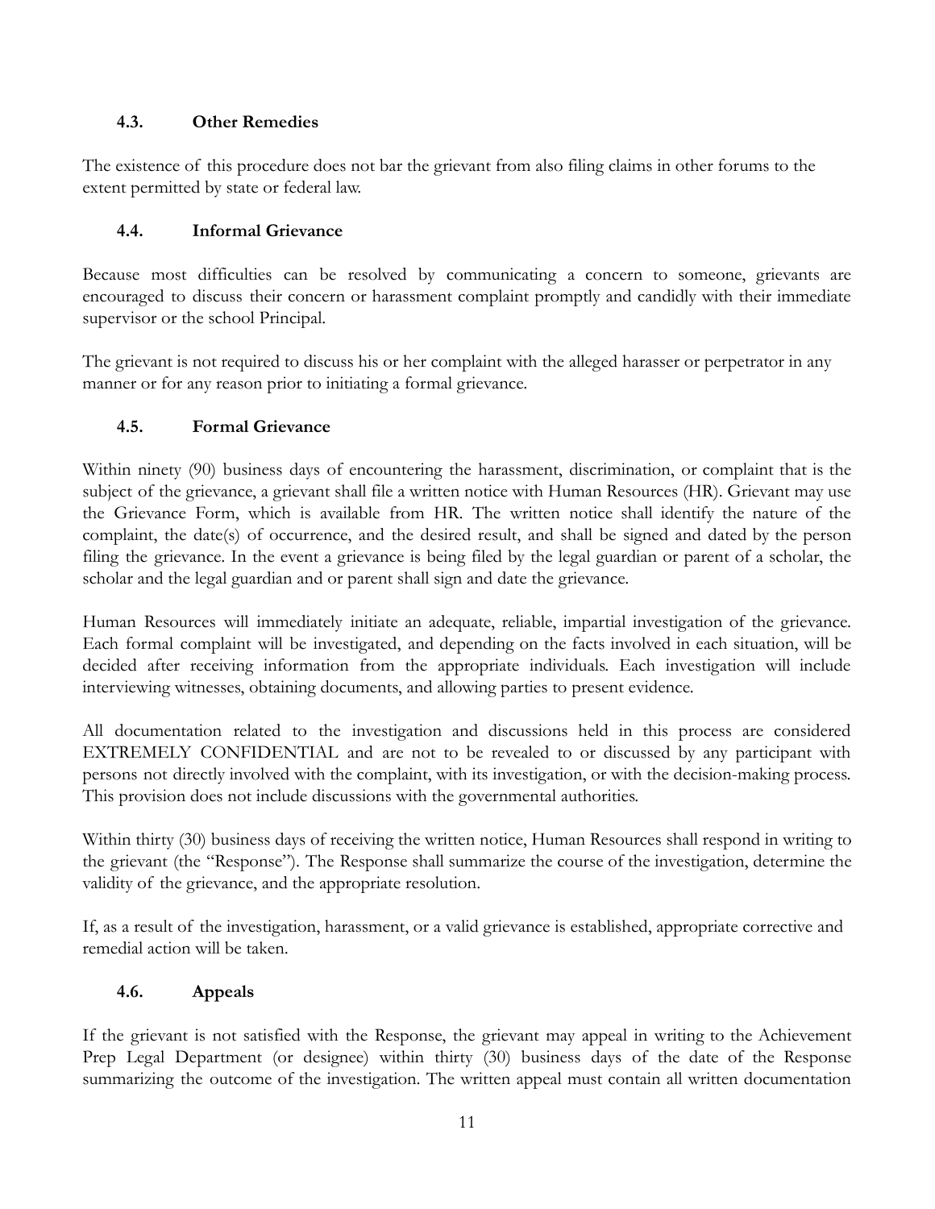### 4.3. Other Remedies

The existence of this procedure does not bar the grievant from also filing claims in other forums to the extent permitted by state or federal law.

### 4.4. Informal Grievance

Because most difficulties can be resolved by communicating a concern to someone, grievants are encouraged to discuss their concern or harassment complaint promptly and candidly with their immediate supervisor or the school Principal.

The grievant is not required to discuss his or her complaint with the alleged harasser or perpetrator in any manner or for any reason prior to initiating a formal grievance.

### 4.5. Formal Grievance

Within ninety (90) business days of encountering the harassment, discrimination, or complaint that is the subject of the grievance, a grievant shall file a written notice with Human Resources (HR). Grievant may use the Grievance Form, which is available from HR. The written notice shall identify the nature of the complaint, the date(s) of occurrence, and the desired result, and shall be signed and dated by the person filing the grievance. In the event a grievance is being filed by the legal guardian or parent of a scholar, the scholar and the legal guardian and or parent shall sign and date the grievance.

Human Resources will immediately initiate an adequate, reliable, impartial investigation of the grievance. Each formal complaint will be investigated, and depending on the facts involved in each situation, will be decided after receiving information from the appropriate individuals. Each investigation will include interviewing witnesses, obtaining documents, and allowing parties to present evidence.

All documentation related to the investigation and discussions held in this process are considered EXTREMELY CONFIDENTIAL and are not to be revealed to or discussed by any participant with persons not directly involved with the complaint, with its investigation, or with the decision-making process. This provision does not include discussions with the governmental authorities.

Within thirty (30) business days of receiving the written notice, Human Resources shall respond in writing to the grievant (the "Response"). The Response shall summarize the course of the investigation, determine the validity of the grievance, and the appropriate resolution.

If, as a result of the investigation, harassment, or a valid grievance is established, appropriate corrective and remedial action will be taken.

### 4.6. Appeals

If the grievant is not satisfied with the Response, the grievant may appeal in writing to the Achievement Prep Legal Department (or designee) within thirty (30) business days of the date of the Response summarizing the outcome of the investigation. The written appeal must contain all written documentation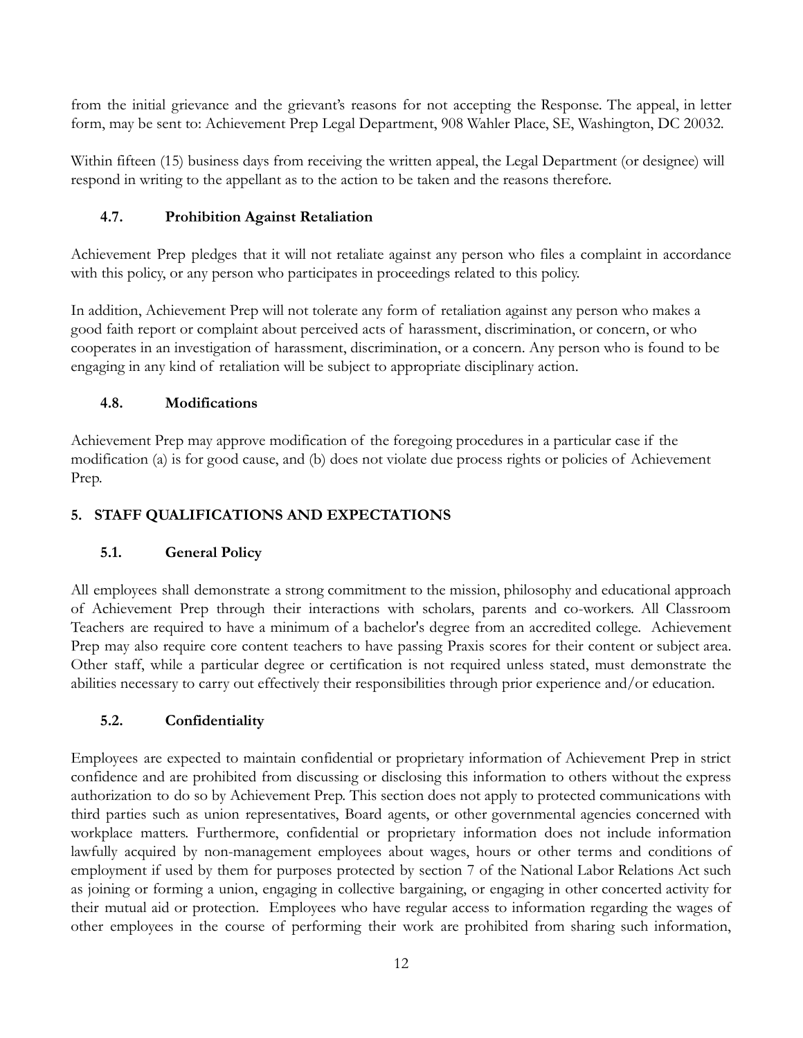from the initial grievance and the grievant's reasons for not accepting the Response. The appeal, in letter form, may be sent to: Achievement Prep Legal Department, 908 Wahler Place, SE, Washington, DC 20032.

Within fifteen (15) business days from receiving the written appeal, the Legal Department (or designee) will respond in writing to the appellant as to the action to be taken and the reasons therefore.

### 4.7. Prohibition Against Retaliation

Achievement Prep pledges that it will not retaliate against any person who files a complaint in accordance with this policy, or any person who participates in proceedings related to this policy.

In addition, Achievement Prep will not tolerate any form of retaliation against any person who makes a good faith report or complaint about perceived acts of harassment, discrimination, or concern, or who cooperates in an investigation of harassment, discrimination, or a concern. Any person who is found to be engaging in any kind of retaliation will be subject to appropriate disciplinary action.

### 4.8. Modifications

Achievement Prep may approve modification of the foregoing procedures in a particular case if the modification (a) is for good cause, and (b) does not violate due process rights or policies of Achievement Prep.

## 5. STAFF QUALIFICATIONS AND EXPECTATIONS

### 5.1. General Policy

All employees shall demonstrate a strong commitment to the mission, philosophy and educational approach of Achievement Prep through their interactions with scholars, parents and co-workers. All Classroom Teachers are required to have a minimum of a bachelor's degree from an accredited college. Achievement Prep may also require core content teachers to have passing Praxis scores for their content or subject area. Other staff, while a particular degree or certification is not required unless stated, must demonstrate the abilities necessary to carry out effectively their responsibilities through prior experience and/or education.

### 5.2. Confidentiality

Employees are expected to maintain confidential or proprietary information of Achievement Prep in strict confidence and are prohibited from discussing or disclosing this information to others without the express authorization to do so by Achievement Prep. This section does not apply to protected communications with third parties such as union representatives, Board agents, or other governmental agencies concerned with workplace matters. Furthermore, confidential or proprietary information does not include information lawfully acquired by non-management employees about wages, hours or other terms and conditions of employment if used by them for purposes protected by section 7 of the National Labor Relations Act such as joining or forming a union, engaging in collective bargaining, or engaging in other concerted activity for their mutual aid or protection. Employees who have regular access to information regarding the wages of other employees in the course of performing their work are prohibited from sharing such information,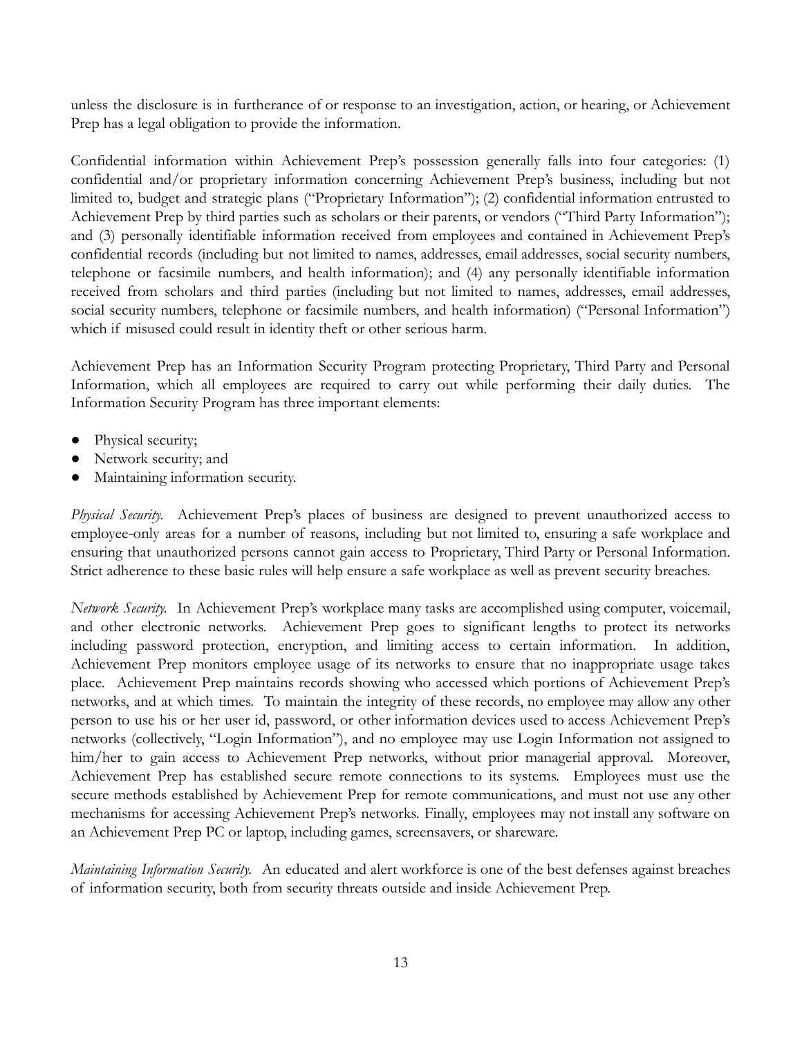unless the disclosure is in furtherance of or response to an investigation, action, or hearing, or Achievement Prep has a legal obligation to provide the information.

Confidential information within Achievement Prep's possession generally falls into four categories: (1) confidential and/or proprietary information concerning Achievement Prep's business, including but not limited to, budget and strategic plans ("Proprietary Information"); (2) confidential information entrusted to Achievement Prep by third parties such as scholars or their parents, or vendors ("Third Party Information"); and (3) personally identifiable information received from employees and contained in Achievement Prep's confidential records (including but not limited to names, addresses, email addresses, social security numbers, telephone or facsimile numbers, and health information); and (4) any personally identifiable information received from scholars and third parties (including but not limited to names, addresses, email addresses, social security numbers, telephone or facsimile numbers, and health information) ("Personal Information") which if misused could result in identity theft or other serious harm.

Achievement Prep has an Information Security Program protecting Proprietary, Third Party and Personal Information, which all employees are required to carry out while performing their daily duties. The Information Security Program has three important elements:

- Physical security;
- Network security; and
- Maintaining information security.

*Physical Security.* Achievement Prep's places of business are designed to prevent unauthorized access to employee-only areas for a number of reasons, including but not limited to, ensuring a safe workplace and ensuring that unauthorized persons cannot gain access to Proprietary, Third Party or Personal Information. Strict adherence to these basic rules will help ensure a safe workplace as well as prevent security breaches.

*Network Security.* In Achievement Prep's workplace many tasks are accomplished using computer, voicemail, and other electronic networks. Achievement Prep goes to significant lengths to protect its networks including password protection, encryption, and limiting access to certain information. In addition, Achievement Prep monitors employee usage of its networks to ensure that no inappropriate usage takes place. Achievement Prep maintains records showing who accessed which portions of Achievement Prep's networks, and at which times. To maintain the integrity of these records, no employee may allow any other person to use his or her user id, password, or other information devices used to access Achievement Prep's networks (collectively, "Login Information"), and no employee may use Login Information not assigned to him/her to gain access to Achievement Prep networks, without prior managerial approval. Moreover, Achievement Prep has established secure remote connections to its systems. Employees must use the secure methods established by Achievement Prep for remote communications, and must not use any other mechanisms for accessing Achievement Prep's networks. Finally, employees may not install any software on an Achievement Prep PC or laptop, including games, screensavers, or shareware.

*Maintaining Information Security.* An educated and alert workforce is one of the best defenses against breaches of information security, both from security threats outside and inside Achievement Prep.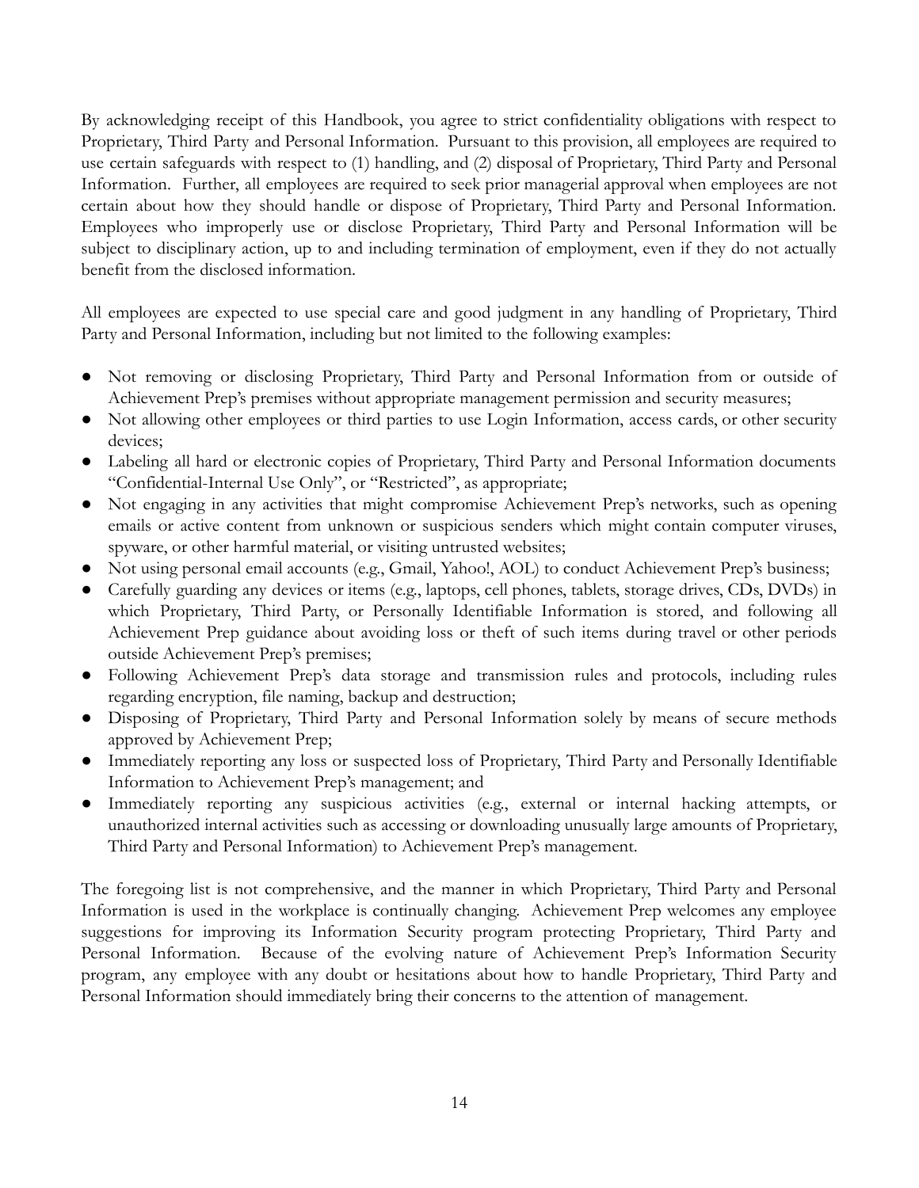By acknowledging receipt of this Handbook, you agree to strict confidentiality obligations with respect to Proprietary, Third Party and Personal Information. Pursuant to this provision, all employees are required to use certain safeguards with respect to (1) handling, and (2) disposal of Proprietary, Third Party and Personal Information. Further, all employees are required to seek prior managerial approval when employees are not certain about how they should handle or dispose of Proprietary, Third Party and Personal Information. Employees who improperly use or disclose Proprietary, Third Party and Personal Information will be subject to disciplinary action, up to and including termination of employment, even if they do not actually benefit from the disclosed information.

All employees are expected to use special care and good judgment in any handling of Proprietary, Third Party and Personal Information, including but not limited to the following examples:

- Not removing or disclosing Proprietary, Third Party and Personal Information from or outside of Achievement Prep's premises without appropriate management permission and security measures;
- Not allowing other employees or third parties to use Login Information, access cards, or other security devices;
- Labeling all hard or electronic copies of Proprietary, Third Party and Personal Information documents "Confidential-Internal Use Only", or "Restricted", as appropriate;
- Not engaging in any activities that might compromise Achievement Prep's networks, such as opening emails or active content from unknown or suspicious senders which might contain computer viruses, spyware, or other harmful material, or visiting untrusted websites;
- Not using personal email accounts (e.g., Gmail, Yahoo!, AOL) to conduct Achievement Prep's business;
- Carefully guarding any devices or items (e.g., laptops, cell phones, tablets, storage drives, CDs, DVDs) in which Proprietary, Third Party, or Personally Identifiable Information is stored, and following all Achievement Prep guidance about avoiding loss or theft of such items during travel or other periods outside Achievement Prep's premises;
- Following Achievement Prep's data storage and transmission rules and protocols, including rules regarding encryption, file naming, backup and destruction;
- Disposing of Proprietary, Third Party and Personal Information solely by means of secure methods approved by Achievement Prep;
- Immediately reporting any loss or suspected loss of Proprietary, Third Party and Personally Identifiable Information to Achievement Prep's management; and
- Immediately reporting any suspicious activities (e.g., external or internal hacking attempts, or unauthorized internal activities such as accessing or downloading unusually large amounts of Proprietary, Third Party and Personal Information) to Achievement Prep's management.

The foregoing list is not comprehensive, and the manner in which Proprietary, Third Party and Personal Information is used in the workplace is continually changing. Achievement Prep welcomes any employee suggestions for improving its Information Security program protecting Proprietary, Third Party and Personal Information. Because of the evolving nature of Achievement Prep's Information Security program, any employee with any doubt or hesitations about how to handle Proprietary, Third Party and Personal Information should immediately bring their concerns to the attention of management.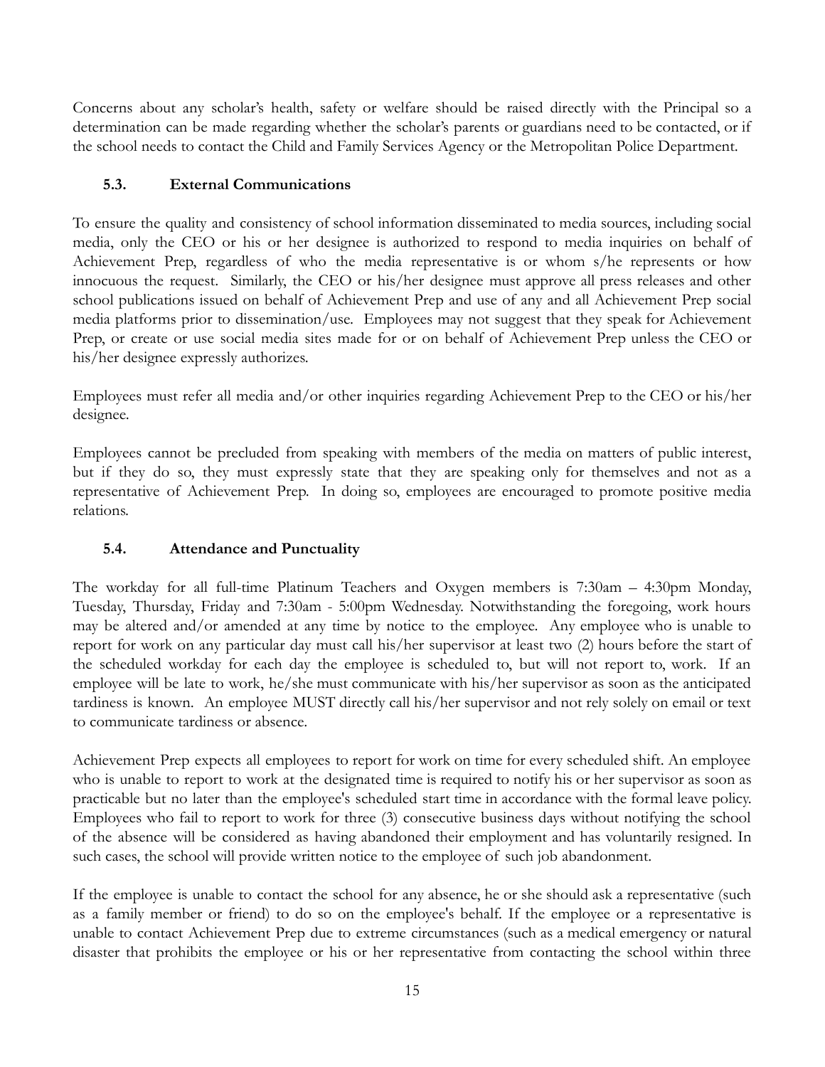Concerns about any scholar's health, safety or welfare should be raised directly with the Principal so a determination can be made regarding whether the scholar's parents or guardians need to be contacted, or if the school needs to contact the Child and Family Services Agency or the Metropolitan Police Department.

### 5.3. External Communications

To ensure the quality and consistency of school information disseminated to media sources, including social media, only the CEO or his or her designee is authorized to respond to media inquiries on behalf of Achievement Prep, regardless of who the media representative is or whom s/he represents or how innocuous the request. Similarly, the CEO or his/her designee must approve all press releases and other school publications issued on behalf of Achievement Prep and use of any and all Achievement Prep social media platforms prior to dissemination/use. Employees may not suggest that they speak for Achievement Prep, or create or use social media sites made for or on behalf of Achievement Prep unless the CEO or his/her designee expressly authorizes.

Employees must refer all media and/or other inquiries regarding Achievement Prep to the CEO or his/her designee.

Employees cannot be precluded from speaking with members of the media on matters of public interest, but if they do so, they must expressly state that they are speaking only for themselves and not as a representative of Achievement Prep. In doing so, employees are encouraged to promote positive media relations.

### 5.4. Attendance and Punctuality

The workday for all full-time Platinum Teachers and Oxygen members is 7:30am – 4:30pm Monday, Tuesday, Thursday, Friday and 7:30am - 5:00pm Wednesday. Notwithstanding the foregoing, work hours may be altered and/or amended at any time by notice to the employee. Any employee who is unable to report for work on any particular day must call his/her supervisor at least two (2) hours before the start of the scheduled workday for each day the employee is scheduled to, but will not report to, work. If an employee will be late to work, he/she must communicate with his/her supervisor as soon as the anticipated tardiness is known. An employee MUST directly call his/her supervisor and not rely solely on email or text to communicate tardiness or absence.

Achievement Prep expects all employees to report for work on time for every scheduled shift. An employee who is unable to report to work at the designated time is required to notify his or her supervisor as soon as practicable but no later than the employee's scheduled start time in accordance with the formal leave policy. Employees who fail to report to work for three (3) consecutive business days without notifying the school of the absence will be considered as having abandoned their employment and has voluntarily resigned. In such cases, the school will provide written notice to the employee of such job abandonment.

If the employee is unable to contact the school for any absence, he or she should ask a representative (such as a family member or friend) to do so on the employee's behalf. If the employee or a representative is unable to contact Achievement Prep due to extreme circumstances (such as a medical emergency or natural disaster that prohibits the employee or his or her representative from contacting the school within three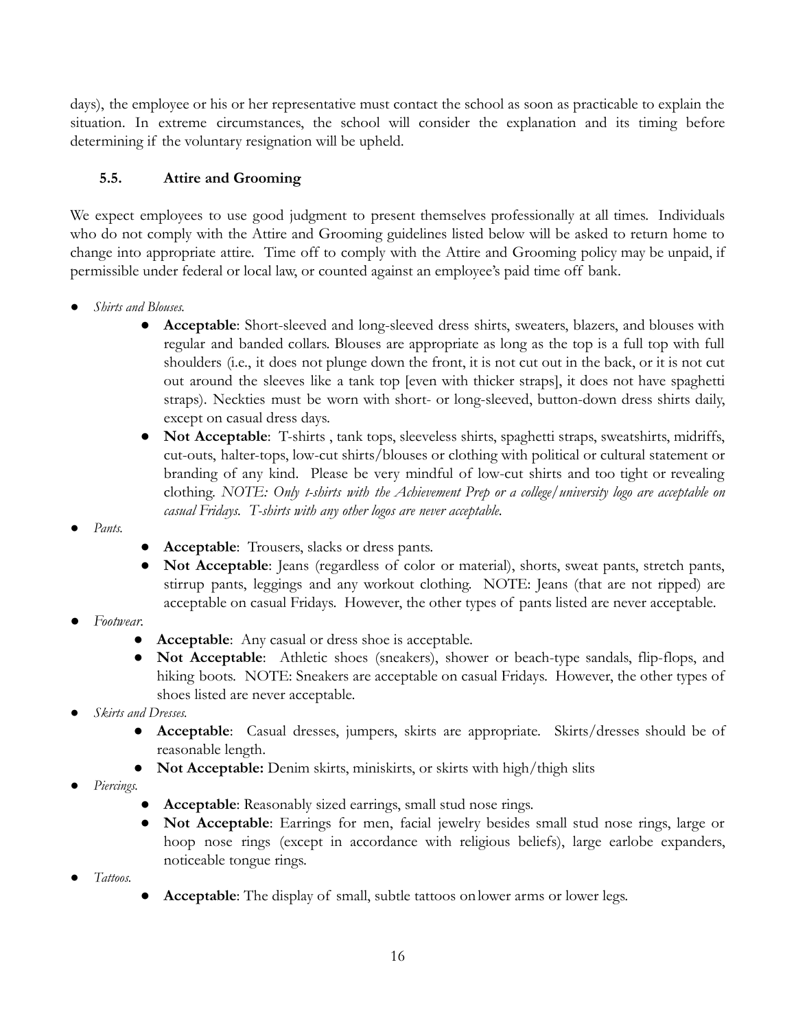days), the employee or his or her representative must contact the school as soon as practicable to explain the situation. In extreme circumstances, the school will consider the explanation and its timing before determining if the voluntary resignation will be upheld.

### 5.5. Attire and Grooming

We expect employees to use good judgment to present themselves professionally at all times. Individuals who do not comply with the Attire and Grooming guidelines listed below will be asked to return home to change into appropriate attire. Time off to comply with the Attire and Grooming policy may be unpaid, if permissible under federal or local law, or counted against an employee's paid time off bank.

- *Shirts and Blouses.*
    - **Acceptable**: Short-sleeved and long-sleeved dress shirts, sweaters, blazers, and blouses with regular and banded collars. Blouses are appropriate as long as the top is a full top with full shoulders (i.e., it does not plunge down the front, it is not cut out in the back, or it is not cut out around the sleeves like a tank top [even with thicker straps], it does not have spaghetti straps). Neckties must be worn with short- or long-sleeved, button-down dress shirts daily, except on casual dress days.
    - **Not Acceptable**: T-shirts , tank tops, sleeveless shirts, spaghetti straps, sweatshirts, midriffs, cut-outs, halter-tops, low-cut shirts/blouses or clothing with political or cultural statement or branding of any kind. Please be very mindful of low-cut shirts and too tight or revealing clothing. *NOTE: Only t-shirts with the Achievement Prep or a college/university logo are acceptable on casual Fridays. T-shirts with any other logos are never acceptable.*
- *Pants.*
    - **Acceptable**: Trousers, slacks or dress pants.
    - **Not Acceptable**: Jeans (regardless of color or material), shorts, sweat pants, stretch pants, stirrup pants, leggings and any workout clothing. NOTE: Jeans (that are not ripped) are acceptable on casual Fridays. However, the other types of pants listed are never acceptable.
- *Footwear.*
    - **Acceptable**: Any casual or dress shoe is acceptable.
    - **Not Acceptable**: Athletic shoes (sneakers), shower or beach-type sandals, flip-flops, and hiking boots. NOTE: Sneakers are acceptable on casual Fridays. However, the other types of shoes listed are never acceptable.
- *Skirts and Dresses.*
    - **Acceptable**: Casual dresses, jumpers, skirts are appropriate. Skirts/dresses should be of reasonable length.
    - **Not Acceptable:** Denim skirts, miniskirts, or skirts with high/thigh slits
- *Piercings.*
    - **Acceptable**: Reasonably sized earrings, small stud nose rings.
    - **Not Acceptable**: Earrings for men, facial jewelry besides small stud nose rings, large or hoop nose rings (except in accordance with religious beliefs), large earlobe expanders, noticeable tongue rings.
- *Tattoos.*
    - **Acceptable**: The display of small, subtle tattoos on lower arms or lower legs.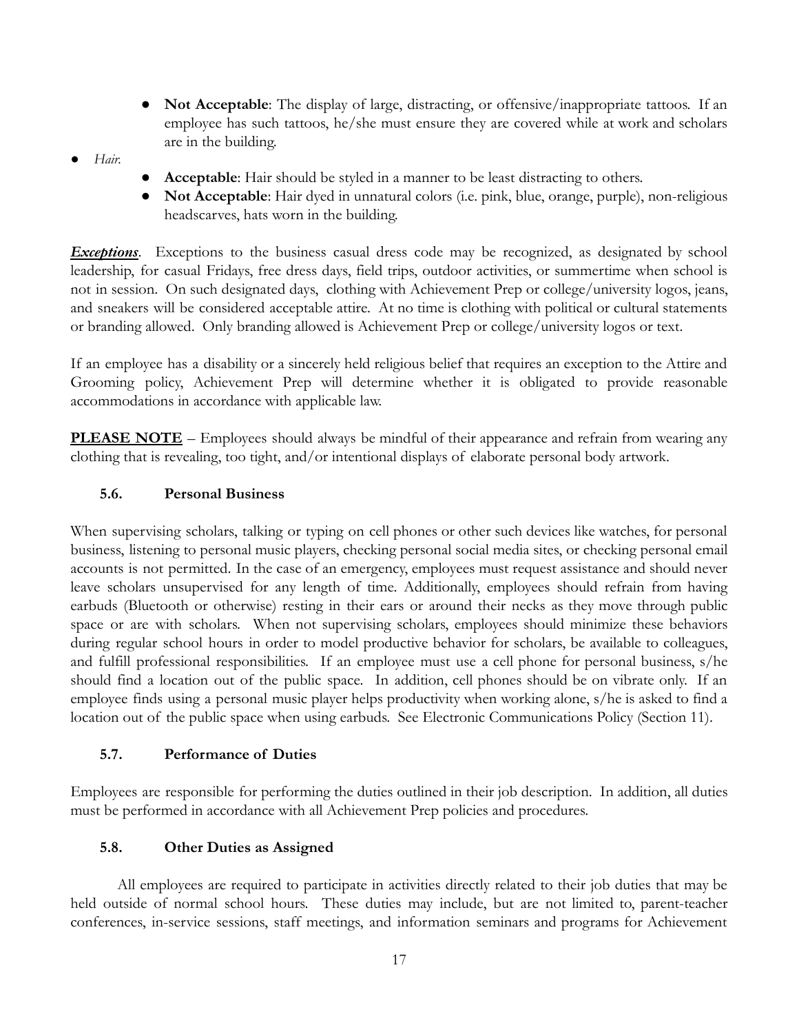- **Not Acceptable**: The display of large, distracting, or offensive/inappropriate tattoos. If an employee has such tattoos, he/she must ensure they are covered while at work and scholars are in the building.

- *Hair.*
  - **Acceptable**: Hair should be styled in a manner to be least distracting to others.
  - **Not Acceptable**: Hair dyed in unnatural colors (i.e. pink, blue, orange, purple), non-religious headscarves, hats worn in the building.

***Exceptions***. Exceptions to the business casual dress code may be recognized, as designated by school leadership, for casual Fridays, free dress days, field trips, outdoor activities, or summertime when school is not in session. On such designated days, clothing with Achievement Prep or college/university logos, jeans, and sneakers will be considered acceptable attire. At no time is clothing with political or cultural statements or branding allowed. Only branding allowed is Achievement Prep or college/university logos or text.

If an employee has a disability or a sincerely held religious belief that requires an exception to the Attire and Grooming policy, Achievement Prep will determine whether it is obligated to provide reasonable accommodations in accordance with applicable law.

**PLEASE NOTE** – Employees should always be mindful of their appearance and refrain from wearing any clothing that is revealing, too tight, and/or intentional displays of elaborate personal body artwork.

### 5.6. Personal Business

When supervising scholars, talking or typing on cell phones or other such devices like watches, for personal business, listening to personal music players, checking personal social media sites, or checking personal email accounts is not permitted. In the case of an emergency, employees must request assistance and should never leave scholars unsupervised for any length of time. Additionally, employees should refrain from having earbuds (Bluetooth or otherwise) resting in their ears or around their necks as they move through public space or are with scholars. When not supervising scholars, employees should minimize these behaviors during regular school hours in order to model productive behavior for scholars, be available to colleagues, and fulfill professional responsibilities. If an employee must use a cell phone for personal business, s/he should find a location out of the public space. In addition, cell phones should be on vibrate only. If an employee finds using a personal music player helps productivity when working alone, s/he is asked to find a location out of the public space when using earbuds. See Electronic Communications Policy (Section 11).

### 5.7. Performance of Duties

Employees are responsible for performing the duties outlined in their job description. In addition, all duties must be performed in accordance with all Achievement Prep policies and procedures.

### 5.8. Other Duties as Assigned

All employees are required to participate in activities directly related to their job duties that may be held outside of normal school hours. These duties may include, but are not limited to, parent-teacher conferences, in-service sessions, staff meetings, and information seminars and programs for Achievement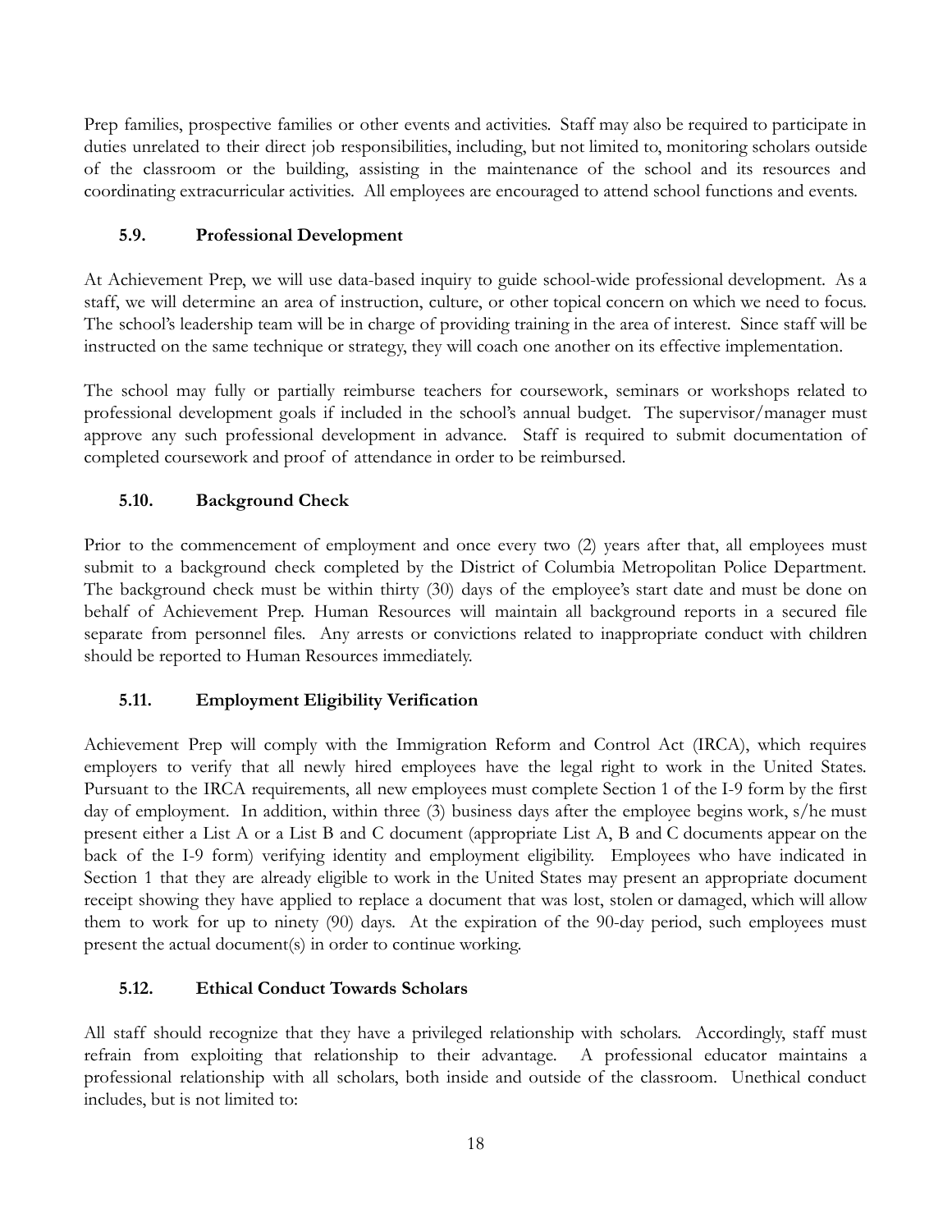Prep families, prospective families or other events and activities. Staff may also be required to participate in duties unrelated to their direct job responsibilities, including, but not limited to, monitoring scholars outside of the classroom or the building, assisting in the maintenance of the school and its resources and coordinating extracurricular activities. All employees are encouraged to attend school functions and events.

### 5.9. Professional Development

At Achievement Prep, we will use data-based inquiry to guide school-wide professional development. As a staff, we will determine an area of instruction, culture, or other topical concern on which we need to focus. The school's leadership team will be in charge of providing training in the area of interest. Since staff will be instructed on the same technique or strategy, they will coach one another on its effective implementation.

The school may fully or partially reimburse teachers for coursework, seminars or workshops related to professional development goals if included in the school's annual budget. The supervisor/manager must approve any such professional development in advance. Staff is required to submit documentation of completed coursework and proof of attendance in order to be reimbursed.

### 5.10. Background Check

Prior to the commencement of employment and once every two (2) years after that, all employees must submit to a background check completed by the District of Columbia Metropolitan Police Department. The background check must be within thirty (30) days of the employee's start date and must be done on behalf of Achievement Prep. Human Resources will maintain all background reports in a secured file separate from personnel files. Any arrests or convictions related to inappropriate conduct with children should be reported to Human Resources immediately.

### 5.11. Employment Eligibility Verification

Achievement Prep will comply with the Immigration Reform and Control Act (IRCA), which requires employers to verify that all newly hired employees have the legal right to work in the United States. Pursuant to the IRCA requirements, all new employees must complete Section 1 of the I-9 form by the first day of employment. In addition, within three (3) business days after the employee begins work, s/he must present either a List A or a List B and C document (appropriate List A, B and C documents appear on the back of the I-9 form) verifying identity and employment eligibility. Employees who have indicated in Section 1 that they are already eligible to work in the United States may present an appropriate document receipt showing they have applied to replace a document that was lost, stolen or damaged, which will allow them to work for up to ninety (90) days. At the expiration of the 90-day period, such employees must present the actual document(s) in order to continue working.

### 5.12. Ethical Conduct Towards Scholars

All staff should recognize that they have a privileged relationship with scholars. Accordingly, staff must refrain from exploiting that relationship to their advantage. A professional educator maintains a professional relationship with all scholars, both inside and outside of the classroom. Unethical conduct includes, but is not limited to: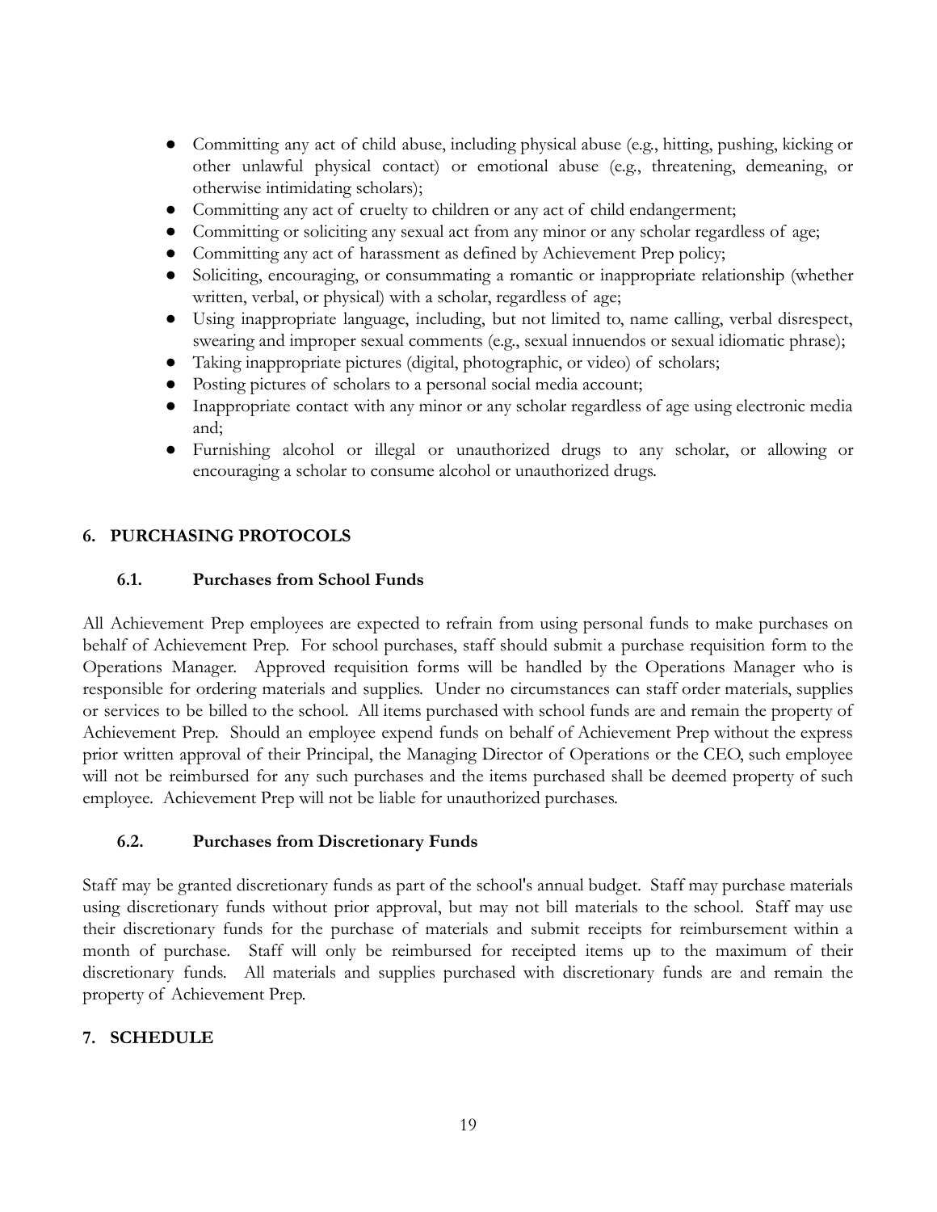- Committing any act of child abuse, including physical abuse (e.g., hitting, pushing, kicking or other unlawful physical contact) or emotional abuse (e.g., threatening, demeaning, or otherwise intimidating scholars);
- Committing any act of cruelty to children or any act of child endangerment;
- Committing or soliciting any sexual act from any minor or any scholar regardless of age;
- Committing any act of harassment as defined by Achievement Prep policy;
- Soliciting, encouraging, or consummating a romantic or inappropriate relationship (whether written, verbal, or physical) with a scholar, regardless of age;
- Using inappropriate language, including, but not limited to, name calling, verbal disrespect, swearing and improper sexual comments (e.g., sexual innuendos or sexual idiomatic phrase);
- Taking inappropriate pictures (digital, photographic, or video) of scholars;
- Posting pictures of scholars to a personal social media account;
- Inappropriate contact with any minor or any scholar regardless of age using electronic media and;
- Furnishing alcohol or illegal or unauthorized drugs to any scholar, or allowing or encouraging a scholar to consume alcohol or unauthorized drugs.

## 6. PURCHASING PROTOCOLS

### 6.1. Purchases from School Funds

All Achievement Prep employees are expected to refrain from using personal funds to make purchases on behalf of Achievement Prep. For school purchases, staff should submit a purchase requisition form to the Operations Manager. Approved requisition forms will be handled by the Operations Manager who is responsible for ordering materials and supplies. Under no circumstances can staff order materials, supplies or services to be billed to the school. All items purchased with school funds are and remain the property of Achievement Prep. Should an employee expend funds on behalf of Achievement Prep without the express prior written approval of their Principal, the Managing Director of Operations or the CEO, such employee will not be reimbursed for any such purchases and the items purchased shall be deemed property of such employee. Achievement Prep will not be liable for unauthorized purchases.

### 6.2. Purchases from Discretionary Funds

Staff may be granted discretionary funds as part of the school's annual budget. Staff may purchase materials using discretionary funds without prior approval, but may not bill materials to the school. Staff may use their discretionary funds for the purchase of materials and submit receipts for reimbursement within a month of purchase. Staff will only be reimbursed for receipted items up to the maximum of their discretionary funds. All materials and supplies purchased with discretionary funds are and remain the property of Achievement Prep.

## 7. SCHEDULE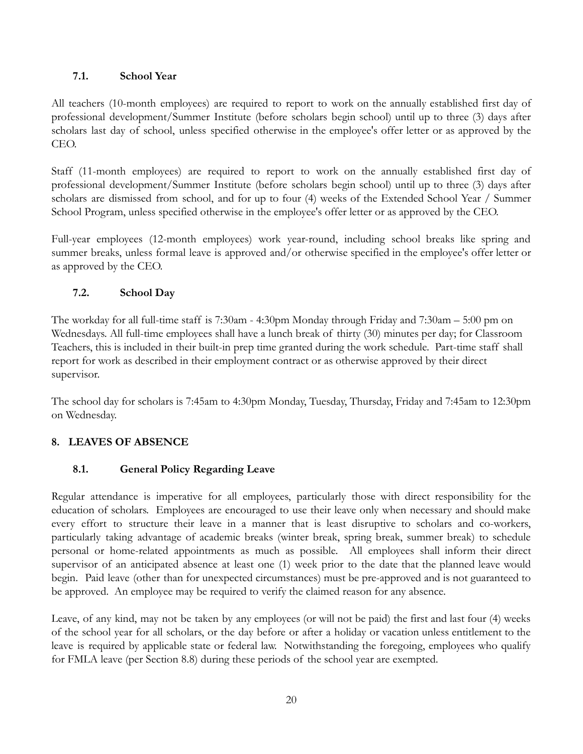### 7.1. School Year

All teachers (10-month employees) are required to report to work on the annually established first day of professional development/Summer Institute (before scholars begin school) until up to three (3) days after scholars last day of school, unless specified otherwise in the employee's offer letter or as approved by the CEO.

Staff (11-month employees) are required to report to work on the annually established first day of professional development/Summer Institute (before scholars begin school) until up to three (3) days after scholars are dismissed from school, and for up to four (4) weeks of the Extended School Year / Summer School Program, unless specified otherwise in the employee's offer letter or as approved by the CEO.

Full-year employees (12-month employees) work year-round, including school breaks like spring and summer breaks, unless formal leave is approved and/or otherwise specified in the employee's offer letter or as approved by the CEO.

### 7.2. School Day

The workday for all full-time staff is 7:30am - 4:30pm Monday through Friday and 7:30am – 5:00 pm on Wednesdays. All full-time employees shall have a lunch break of thirty (30) minutes per day; for Classroom Teachers, this is included in their built-in prep time granted during the work schedule. Part-time staff shall report for work as described in their employment contract or as otherwise approved by their direct supervisor.

The school day for scholars is 7:45am to 4:30pm Monday, Tuesday, Thursday, Friday and 7:45am to 12:30pm on Wednesday.

## 8. LEAVES OF ABSENCE

### 8.1. General Policy Regarding Leave

Regular attendance is imperative for all employees, particularly those with direct responsibility for the education of scholars. Employees are encouraged to use their leave only when necessary and should make every effort to structure their leave in a manner that is least disruptive to scholars and co-workers, particularly taking advantage of academic breaks (winter break, spring break, summer break) to schedule personal or home-related appointments as much as possible. All employees shall inform their direct supervisor of an anticipated absence at least one (1) week prior to the date that the planned leave would begin. Paid leave (other than for unexpected circumstances) must be pre-approved and is not guaranteed to be approved. An employee may be required to verify the claimed reason for any absence.

Leave, of any kind, may not be taken by any employees (or will not be paid) the first and last four (4) weeks of the school year for all scholars, or the day before or after a holiday or vacation unless entitlement to the leave is required by applicable state or federal law. Notwithstanding the foregoing, employees who qualify for FMLA leave (per Section 8.8) during these periods of the school year are exempted.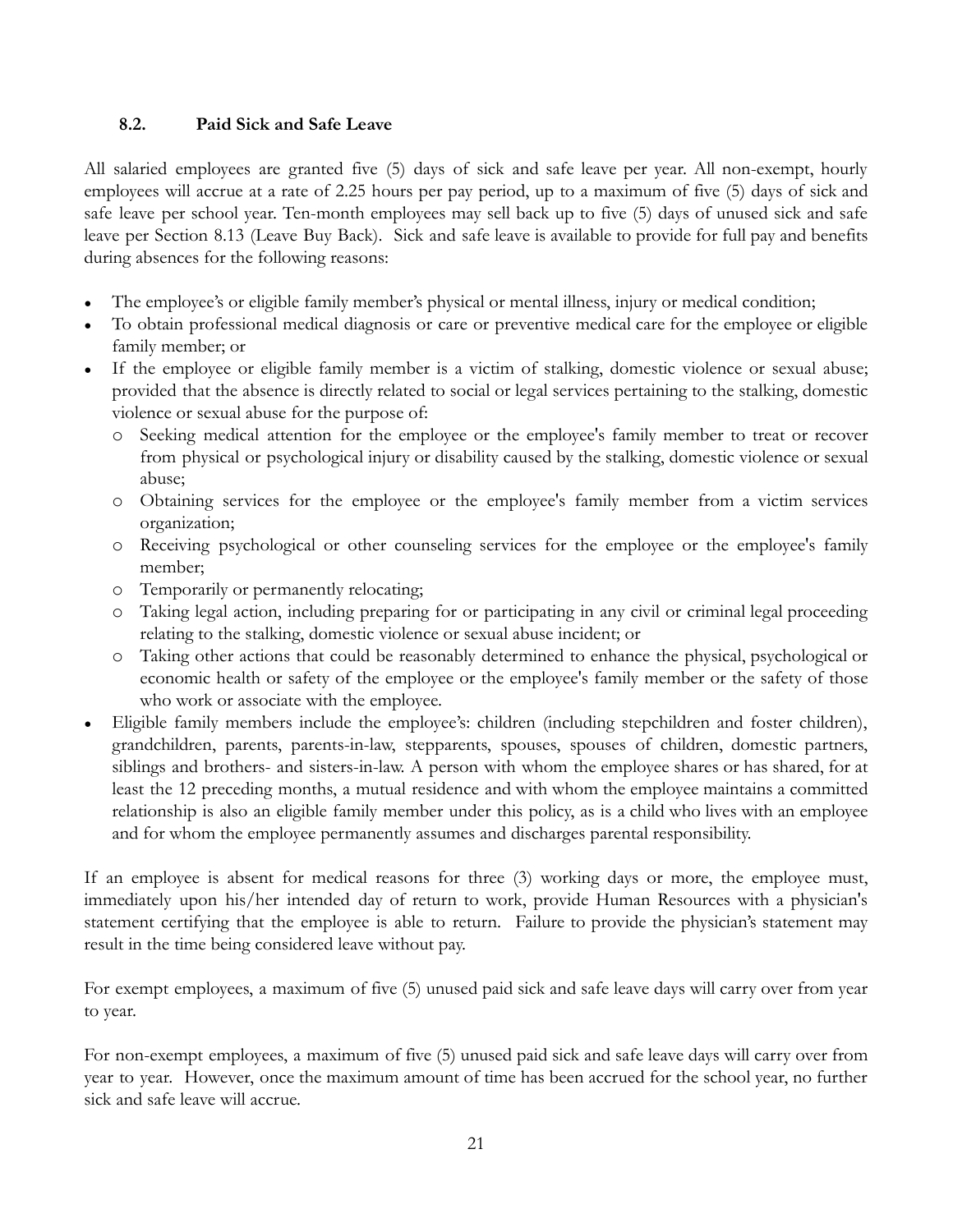### 8.2. Paid Sick and Safe Leave

All salaried employees are granted five (5) days of sick and safe leave per year. All non-exempt, hourly employees will accrue at a rate of 2.25 hours per pay period, up to a maximum of five (5) days of sick and safe leave per school year. Ten-month employees may sell back up to five (5) days of unused sick and safe leave per Section 8.13 (Leave Buy Back). Sick and safe leave is available to provide for full pay and benefits during absences for the following reasons:

- The employee's or eligible family member's physical or mental illness, injury or medical condition;
- To obtain professional medical diagnosis or care or preventive medical care for the employee or eligible family member; or
- If the employee or eligible family member is a victim of stalking, domestic violence or sexual abuse; provided that the absence is directly related to social or legal services pertaining to the stalking, domestic violence or sexual abuse for the purpose of:
  - Seeking medical attention for the employee or the employee's family member to treat or recover from physical or psychological injury or disability caused by the stalking, domestic violence or sexual abuse;
  - Obtaining services for the employee or the employee's family member from a victim services organization;
  - Receiving psychological or other counseling services for the employee or the employee's family member;
  - Temporarily or permanently relocating;
  - Taking legal action, including preparing for or participating in any civil or criminal legal proceeding relating to the stalking, domestic violence or sexual abuse incident; or
  - Taking other actions that could be reasonably determined to enhance the physical, psychological or economic health or safety of the employee or the employee's family member or the safety of those who work or associate with the employee.
- Eligible family members include the employee's: children (including stepchildren and foster children), grandchildren, parents, parents-in-law, stepparents, spouses, spouses of children, domestic partners, siblings and brothers- and sisters-in-law. A person with whom the employee shares or has shared, for at least the 12 preceding months, a mutual residence and with whom the employee maintains a committed relationship is also an eligible family member under this policy, as is a child who lives with an employee and for whom the employee permanently assumes and discharges parental responsibility.

If an employee is absent for medical reasons for three (3) working days or more, the employee must, immediately upon his/her intended day of return to work, provide Human Resources with a physician's statement certifying that the employee is able to return. Failure to provide the physician's statement may result in the time being considered leave without pay.

For exempt employees, a maximum of five (5) unused paid sick and safe leave days will carry over from year to year.

For non-exempt employees, a maximum of five (5) unused paid sick and safe leave days will carry over from year to year. However, once the maximum amount of time has been accrued for the school year, no further sick and safe leave will accrue.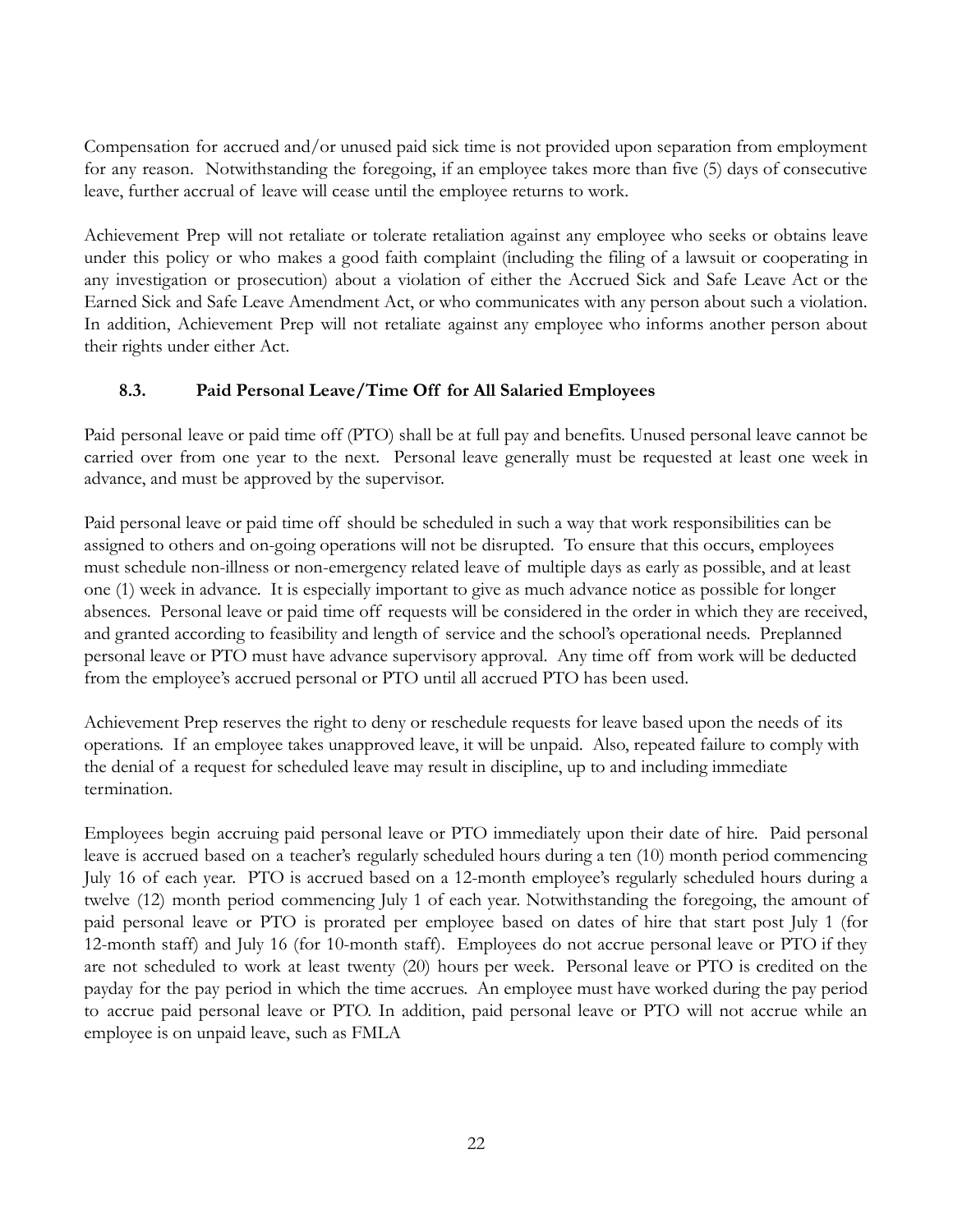Compensation for accrued and/or unused paid sick time is not provided upon separation from employment for any reason. Notwithstanding the foregoing, if an employee takes more than five (5) days of consecutive leave, further accrual of leave will cease until the employee returns to work.

Achievement Prep will not retaliate or tolerate retaliation against any employee who seeks or obtains leave under this policy or who makes a good faith complaint (including the filing of a lawsuit or cooperating in any investigation or prosecution) about a violation of either the Accrued Sick and Safe Leave Act or the Earned Sick and Safe Leave Amendment Act, or who communicates with any person about such a violation. In addition, Achievement Prep will not retaliate against any employee who informs another person about their rights under either Act.

### 8.3. Paid Personal Leave/Time Off for All Salaried Employees

Paid personal leave or paid time off (PTO) shall be at full pay and benefits. Unused personal leave cannot be carried over from one year to the next. Personal leave generally must be requested at least one week in advance, and must be approved by the supervisor.

Paid personal leave or paid time off should be scheduled in such a way that work responsibilities can be assigned to others and on-going operations will not be disrupted. To ensure that this occurs, employees must schedule non-illness or non-emergency related leave of multiple days as early as possible, and at least one (1) week in advance. It is especially important to give as much advance notice as possible for longer absences. Personal leave or paid time off requests will be considered in the order in which they are received, and granted according to feasibility and length of service and the school's operational needs. Preplanned personal leave or PTO must have advance supervisory approval. Any time off from work will be deducted from the employee's accrued personal or PTO until all accrued PTO has been used.

Achievement Prep reserves the right to deny or reschedule requests for leave based upon the needs of its operations. If an employee takes unapproved leave, it will be unpaid. Also, repeated failure to comply with the denial of a request for scheduled leave may result in discipline, up to and including immediate termination.

Employees begin accruing paid personal leave or PTO immediately upon their date of hire. Paid personal leave is accrued based on a teacher's regularly scheduled hours during a ten (10) month period commencing July 16 of each year. PTO is accrued based on a 12-month employee's regularly scheduled hours during a twelve (12) month period commencing July 1 of each year. Notwithstanding the foregoing, the amount of paid personal leave or PTO is prorated per employee based on dates of hire that start post July 1 (for 12-month staff) and July 16 (for 10-month staff). Employees do not accrue personal leave or PTO if they are not scheduled to work at least twenty (20) hours per week. Personal leave or PTO is credited on the payday for the pay period in which the time accrues. An employee must have worked during the pay period to accrue paid personal leave or PTO. In addition, paid personal leave or PTO will not accrue while an employee is on unpaid leave, such as FMLA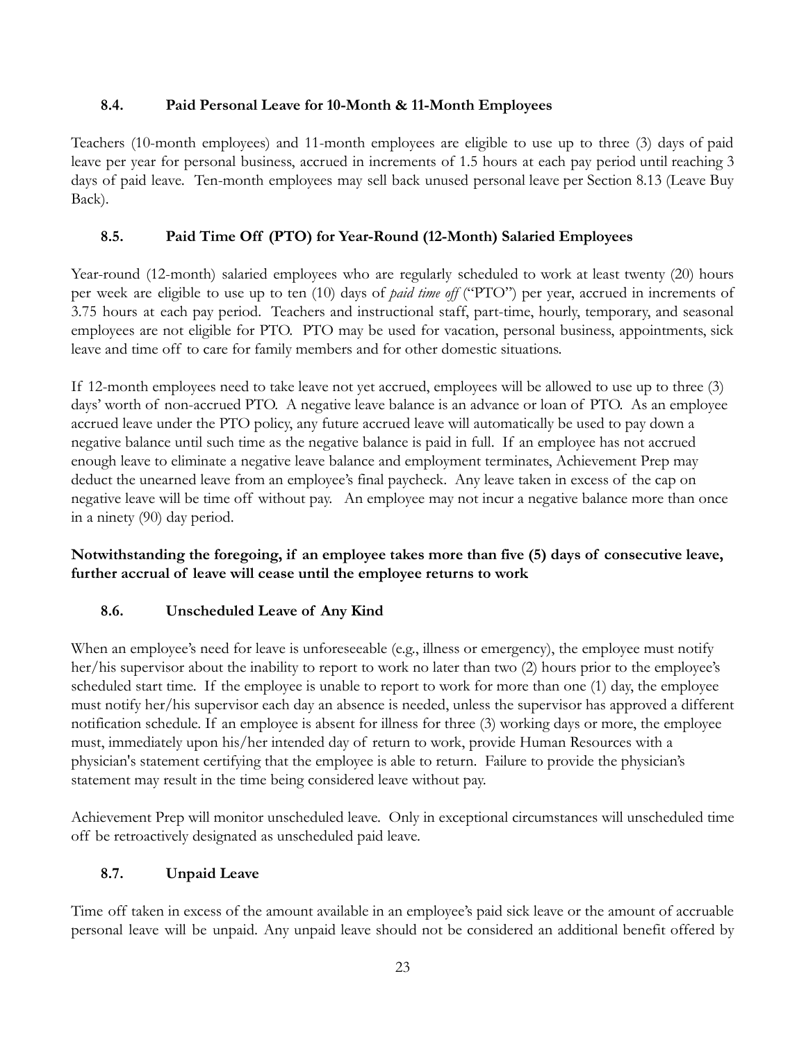### 8.4. Paid Personal Leave for 10-Month & 11-Month Employees

Teachers (10-month employees) and 11-month employees are eligible to use up to three (3) days of paid leave per year for personal business, accrued in increments of 1.5 hours at each pay period until reaching 3 days of paid leave. Ten-month employees may sell back unused personal leave per Section 8.13 (Leave Buy Back).

### 8.5. Paid Time Off (PTO) for Year-Round (12-Month) Salaried Employees

Year-round (12-month) salaried employees who are regularly scheduled to work at least twenty (20) hours per week are eligible to use up to ten (10) days of *paid time off* ("PTO") per year, accrued in increments of 3.75 hours at each pay period. Teachers and instructional staff, part-time, hourly, temporary, and seasonal employees are not eligible for PTO. PTO may be used for vacation, personal business, appointments, sick leave and time off to care for family members and for other domestic situations.

If 12-month employees need to take leave not yet accrued, employees will be allowed to use up to three (3) days' worth of non-accrued PTO. A negative leave balance is an advance or loan of PTO. As an employee accrued leave under the PTO policy, any future accrued leave will automatically be used to pay down a negative balance until such time as the negative balance is paid in full. If an employee has not accrued enough leave to eliminate a negative leave balance and employment terminates, Achievement Prep may deduct the unearned leave from an employee's final paycheck. Any leave taken in excess of the cap on negative leave will be time off without pay. An employee may not incur a negative balance more than once in a ninety (90) day period.

**Notwithstanding the foregoing, if an employee takes more than five (5) days of consecutive leave, further accrual of leave will cease until the employee returns to work**

### 8.6. Unscheduled Leave of Any Kind

When an employee's need for leave is unforeseeable (e.g., illness or emergency), the employee must notify her/his supervisor about the inability to report to work no later than two (2) hours prior to the employee's scheduled start time. If the employee is unable to report to work for more than one (1) day, the employee must notify her/his supervisor each day an absence is needed, unless the supervisor has approved a different notification schedule. If an employee is absent for illness for three (3) working days or more, the employee must, immediately upon his/her intended day of return to work, provide Human Resources with a physician's statement certifying that the employee is able to return. Failure to provide the physician's statement may result in the time being considered leave without pay.

Achievement Prep will monitor unscheduled leave. Only in exceptional circumstances will unscheduled time off be retroactively designated as unscheduled paid leave.

### 8.7. Unpaid Leave

Time off taken in excess of the amount available in an employee's paid sick leave or the amount of accruable personal leave will be unpaid. Any unpaid leave should not be considered an additional benefit offered by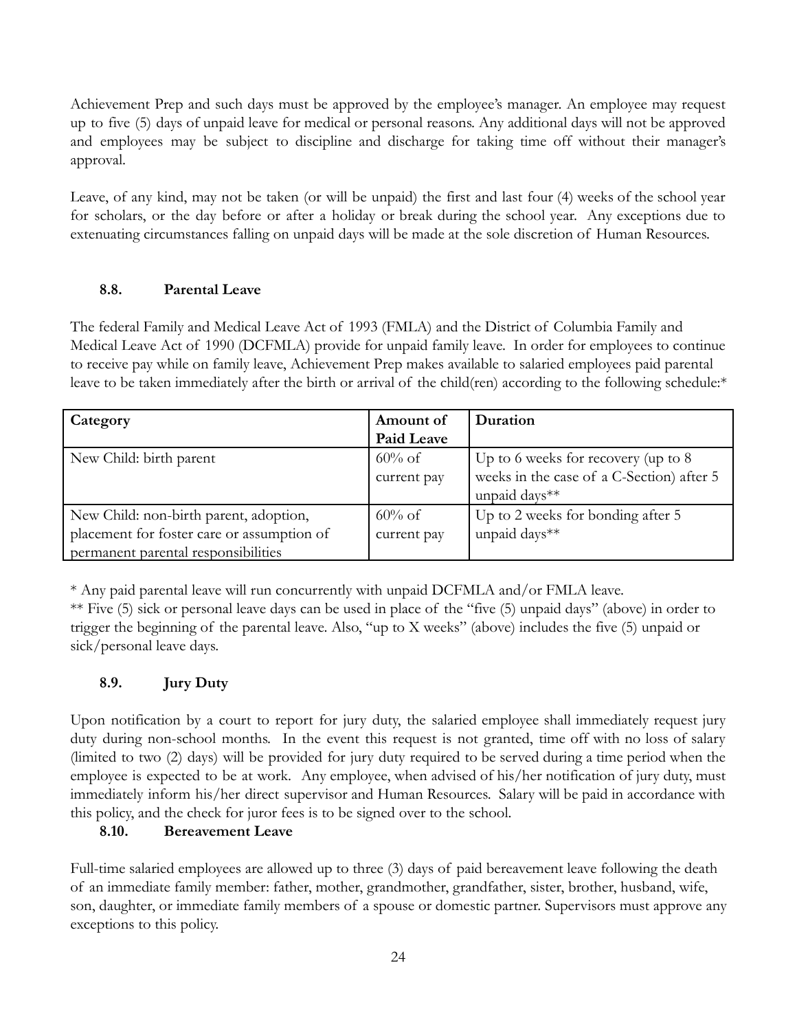Achievement Prep and such days must be approved by the employee's manager. An employee may request up to five (5) days of unpaid leave for medical or personal reasons. Any additional days will not be approved and employees may be subject to discipline and discharge for taking time off without their manager's approval.

Leave, of any kind, may not be taken (or will be unpaid) the first and last four (4) weeks of the school year for scholars, or the day before or after a holiday or break during the school year. Any exceptions due to extenuating circumstances falling on unpaid days will be made at the sole discretion of Human Resources.

### 8.8. Parental Leave

The federal Family and Medical Leave Act of 1993 (FMLA) and the District of Columbia Family and Medical Leave Act of 1990 (DCFMLA) provide for unpaid family leave. In order for employees to continue to receive pay while on family leave, Achievement Prep makes available to salaried employees paid parental leave to be taken immediately after the birth or arrival of the child(ren) according to the following schedule:*

| Category | Amount of Paid Leave | Duration |
|---|---|---|
| New Child: birth parent | 60% of current pay | Up to 6 weeks for recovery (up to 8 weeks in the case of a C-Section) after 5 unpaid days** |
| New Child: non-birth parent, adoption, placement for foster care or assumption of permanent parental responsibilities | 60% of current pay | Up to 2 weeks for bonding after 5 unpaid days** |

* Any paid parental leave will run concurrently with unpaid DCFMLA and/or FMLA leave.

** Five (5) sick or personal leave days can be used in place of the "five (5) unpaid days" (above) in order to trigger the beginning of the parental leave. Also, "up to X weeks" (above) includes the five (5) unpaid or sick/personal leave days.

### 8.9. Jury Duty

Upon notification by a court to report for jury duty, the salaried employee shall immediately request jury duty during non-school months. In the event this request is not granted, time off with no loss of salary (limited to two (2) days) will be provided for jury duty required to be served during a time period when the employee is expected to be at work. Any employee, when advised of his/her notification of jury duty, must immediately inform his/her direct supervisor and Human Resources. Salary will be paid in accordance with this policy, and the check for juror fees is to be signed over to the school.

### 8.10. Bereavement Leave

Full-time salaried employees are allowed up to three (3) days of paid bereavement leave following the death of an immediate family member: father, mother, grandmother, grandfather, sister, brother, husband, wife, son, daughter, or immediate family members of a spouse or domestic partner. Supervisors must approve any exceptions to this policy.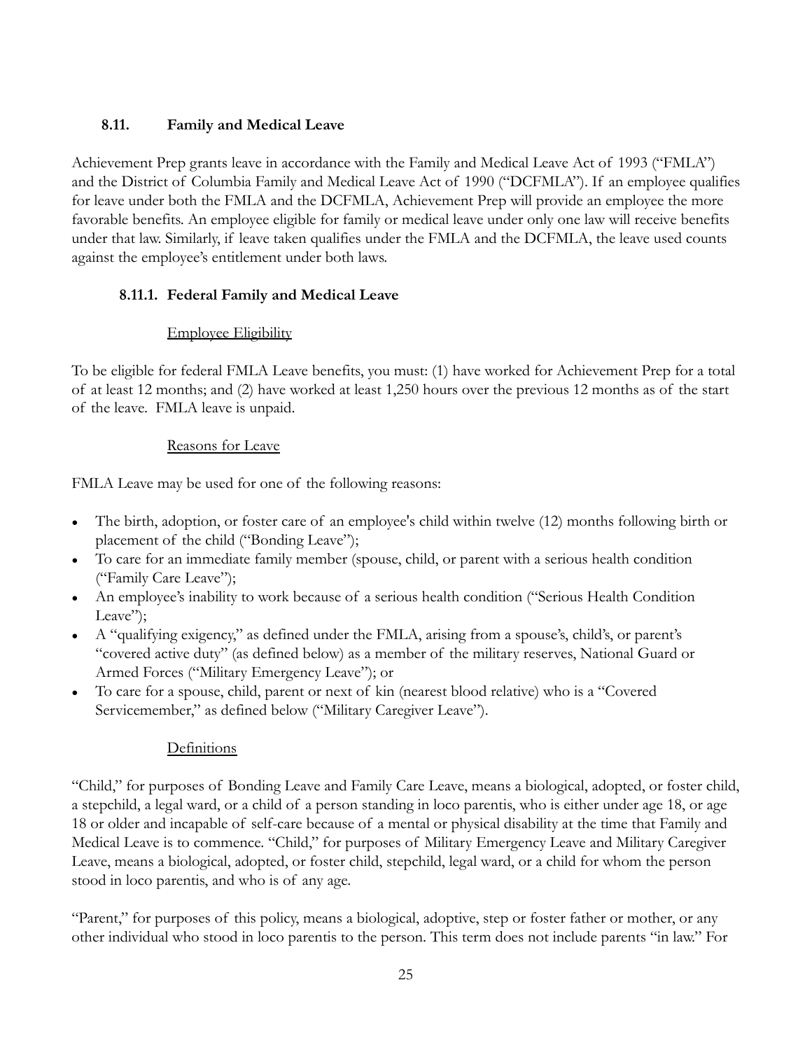### 8.11. Family and Medical Leave

Achievement Prep grants leave in accordance with the Family and Medical Leave Act of 1993 ("FMLA") and the District of Columbia Family and Medical Leave Act of 1990 ("DCFMLA"). If an employee qualifies for leave under both the FMLA and the DCFMLA, Achievement Prep will provide an employee the more favorable benefits. An employee eligible for family or medical leave under only one law will receive benefits under that law. Similarly, if leave taken qualifies under the FMLA and the DCFMLA, the leave used counts against the employee's entitlement under both laws.

#### 8.11.1. Federal Family and Medical Leave

Employee Eligibility

To be eligible for federal FMLA Leave benefits, you must: (1) have worked for Achievement Prep for a total of at least 12 months; and (2) have worked at least 1,250 hours over the previous 12 months as of the start of the leave. FMLA leave is unpaid.

Reasons for Leave

FMLA Leave may be used for one of the following reasons:

- The birth, adoption, or foster care of an employee's child within twelve (12) months following birth or placement of the child ("Bonding Leave");
- To care for an immediate family member (spouse, child, or parent with a serious health condition ("Family Care Leave");
- An employee's inability to work because of a serious health condition ("Serious Health Condition Leave");
- A "qualifying exigency," as defined under the FMLA, arising from a spouse's, child's, or parent's "covered active duty" (as defined below) as a member of the military reserves, National Guard or Armed Forces ("Military Emergency Leave"); or
- To care for a spouse, child, parent or next of kin (nearest blood relative) who is a "Covered Servicemember," as defined below ("Military Caregiver Leave").

Definitions

"Child," for purposes of Bonding Leave and Family Care Leave, means a biological, adopted, or foster child, a stepchild, a legal ward, or a child of a person standing in loco parentis, who is either under age 18, or age 18 or older and incapable of self-care because of a mental or physical disability at the time that Family and Medical Leave is to commence. "Child," for purposes of Military Emergency Leave and Military Caregiver Leave, means a biological, adopted, or foster child, stepchild, legal ward, or a child for whom the person stood in loco parentis, and who is of any age.

"Parent," for purposes of this policy, means a biological, adoptive, step or foster father or mother, or any other individual who stood in loco parentis to the person. This term does not include parents "in law." For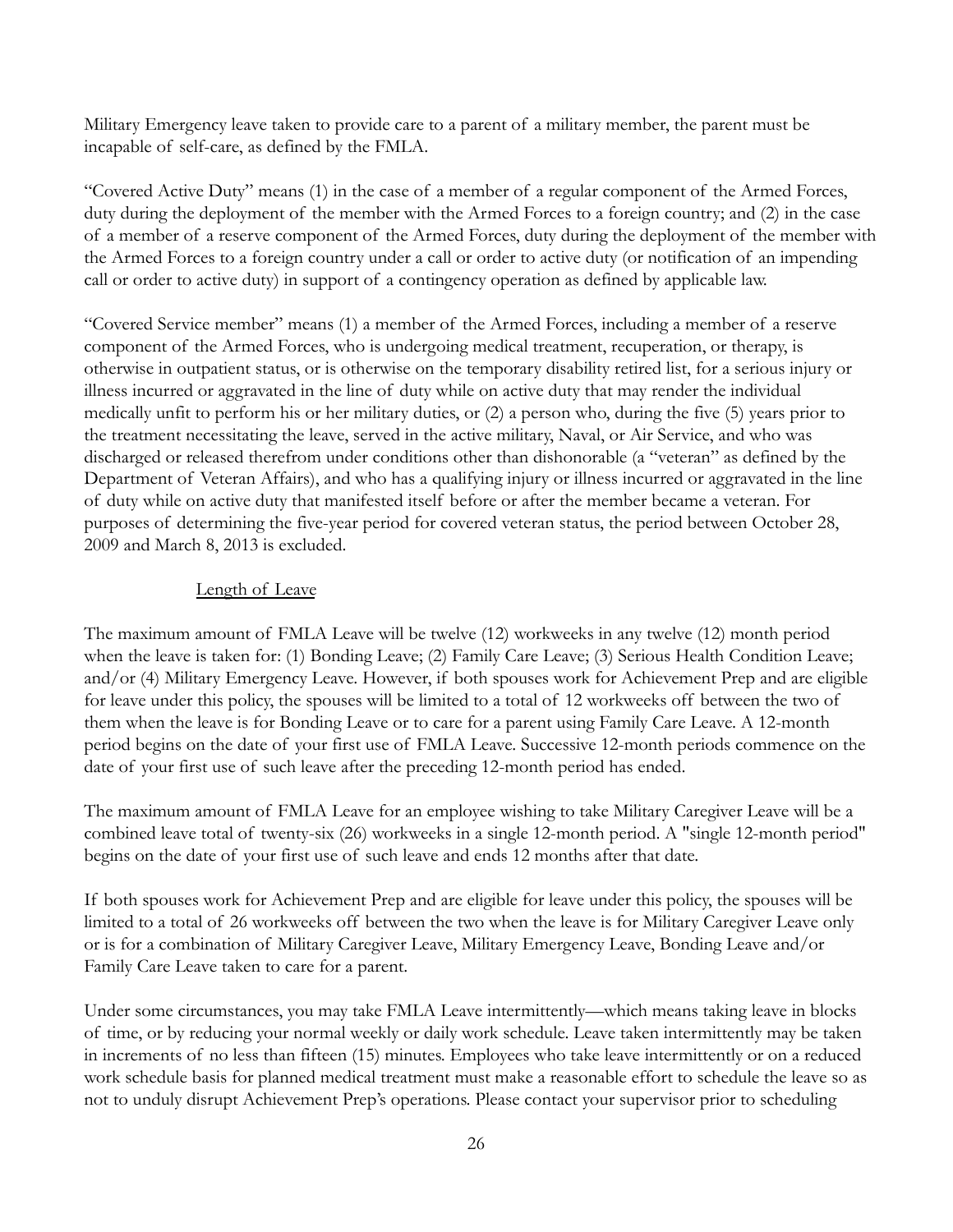Military Emergency leave taken to provide care to a parent of a military member, the parent must be incapable of self-care, as defined by the FMLA.

"Covered Active Duty" means (1) in the case of a member of a regular component of the Armed Forces, duty during the deployment of the member with the Armed Forces to a foreign country; and (2) in the case of a member of a reserve component of the Armed Forces, duty during the deployment of the member with the Armed Forces to a foreign country under a call or order to active duty (or notification of an impending call or order to active duty) in support of a contingency operation as defined by applicable law.

"Covered Service member" means (1) a member of the Armed Forces, including a member of a reserve component of the Armed Forces, who is undergoing medical treatment, recuperation, or therapy, is otherwise in outpatient status, or is otherwise on the temporary disability retired list, for a serious injury or illness incurred or aggravated in the line of duty while on active duty that may render the individual medically unfit to perform his or her military duties, or (2) a person who, during the five (5) years prior to the treatment necessitating the leave, served in the active military, Naval, or Air Service, and who was discharged or released therefrom under conditions other than dishonorable (a "veteran" as defined by the Department of Veteran Affairs), and who has a qualifying injury or illness incurred or aggravated in the line of duty while on active duty that manifested itself before or after the member became a veteran. For purposes of determining the five-year period for covered veteran status, the period between October 28, 2009 and March 8, 2013 is excluded.

<u>Length of Leave</u>

The maximum amount of FMLA Leave will be twelve (12) workweeks in any twelve (12) month period when the leave is taken for: (1) Bonding Leave; (2) Family Care Leave; (3) Serious Health Condition Leave; and/or (4) Military Emergency Leave. However, if both spouses work for Achievement Prep and are eligible for leave under this policy, the spouses will be limited to a total of 12 workweeks off between the two of them when the leave is for Bonding Leave or to care for a parent using Family Care Leave. A 12-month period begins on the date of your first use of FMLA Leave. Successive 12-month periods commence on the date of your first use of such leave after the preceding 12-month period has ended.

The maximum amount of FMLA Leave for an employee wishing to take Military Caregiver Leave will be a combined leave total of twenty-six (26) workweeks in a single 12-month period. A "single 12-month period" begins on the date of your first use of such leave and ends 12 months after that date.

If both spouses work for Achievement Prep and are eligible for leave under this policy, the spouses will be limited to a total of 26 workweeks off between the two when the leave is for Military Caregiver Leave only or is for a combination of Military Caregiver Leave, Military Emergency Leave, Bonding Leave and/or Family Care Leave taken to care for a parent.

Under some circumstances, you may take FMLA Leave intermittently—which means taking leave in blocks of time, or by reducing your normal weekly or daily work schedule. Leave taken intermittently may be taken in increments of no less than fifteen (15) minutes. Employees who take leave intermittently or on a reduced work schedule basis for planned medical treatment must make a reasonable effort to schedule the leave so as not to unduly disrupt Achievement Prep's operations. Please contact your supervisor prior to scheduling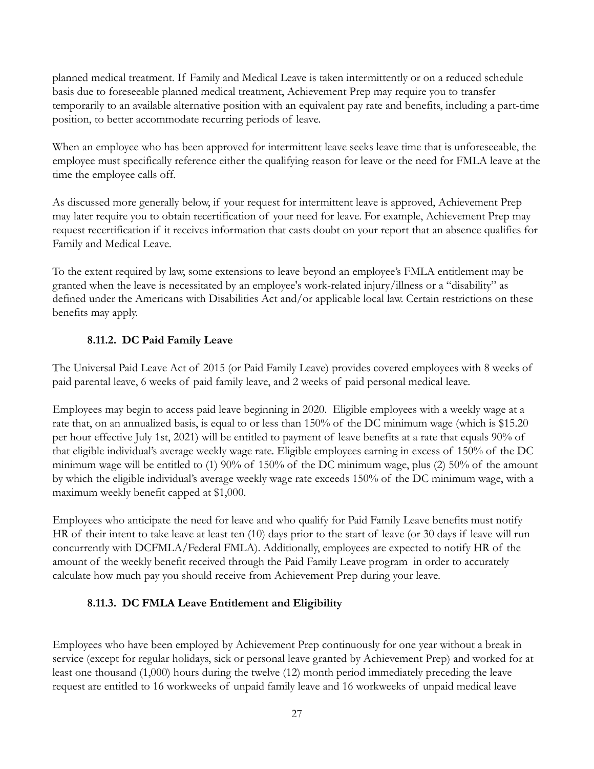planned medical treatment. If Family and Medical Leave is taken intermittently or on a reduced schedule basis due to foreseeable planned medical treatment, Achievement Prep may require you to transfer temporarily to an available alternative position with an equivalent pay rate and benefits, including a part-time position, to better accommodate recurring periods of leave.

When an employee who has been approved for intermittent leave seeks leave time that is unforeseeable, the employee must specifically reference either the qualifying reason for leave or the need for FMLA leave at the time the employee calls off.

As discussed more generally below, if your request for intermittent leave is approved, Achievement Prep may later require you to obtain recertification of your need for leave. For example, Achievement Prep may request recertification if it receives information that casts doubt on your report that an absence qualifies for Family and Medical Leave.

To the extent required by law, some extensions to leave beyond an employee's FMLA entitlement may be granted when the leave is necessitated by an employee's work-related injury/illness or a "disability" as defined under the Americans with Disabilities Act and/or applicable local law. Certain restrictions on these benefits may apply.

### 8.11.2. DC Paid Family Leave

The Universal Paid Leave Act of 2015 (or Paid Family Leave) provides covered employees with 8 weeks of paid parental leave, 6 weeks of paid family leave, and 2 weeks of paid personal medical leave.

Employees may begin to access paid leave beginning in 2020. Eligible employees with a weekly wage at a rate that, on an annualized basis, is equal to or less than 150% of the DC minimum wage (which is $15.20 per hour effective July 1st, 2021) will be entitled to payment of leave benefits at a rate that equals 90% of that eligible individual's average weekly wage rate. Eligible employees earning in excess of 150% of the DC minimum wage will be entitled to (1) 90% of 150% of the DC minimum wage, plus (2) 50% of the amount by which the eligible individual's average weekly wage rate exceeds 150% of the DC minimum wage, with a maximum weekly benefit capped at $1,000.

Employees who anticipate the need for leave and who qualify for Paid Family Leave benefits must notify HR of their intent to take leave at least ten (10) days prior to the start of leave (or 30 days if leave will run concurrently with DCFMLA/Federal FMLA). Additionally, employees are expected to notify HR of the amount of the weekly benefit received through the Paid Family Leave program in order to accurately calculate how much pay you should receive from Achievement Prep during your leave.

### 8.11.3. DC FMLA Leave Entitlement and Eligibility

Employees who have been employed by Achievement Prep continuously for one year without a break in service (except for regular holidays, sick or personal leave granted by Achievement Prep) and worked for at least one thousand (1,000) hours during the twelve (12) month period immediately preceding the leave request are entitled to 16 workweeks of unpaid family leave and 16 workweeks of unpaid medical leave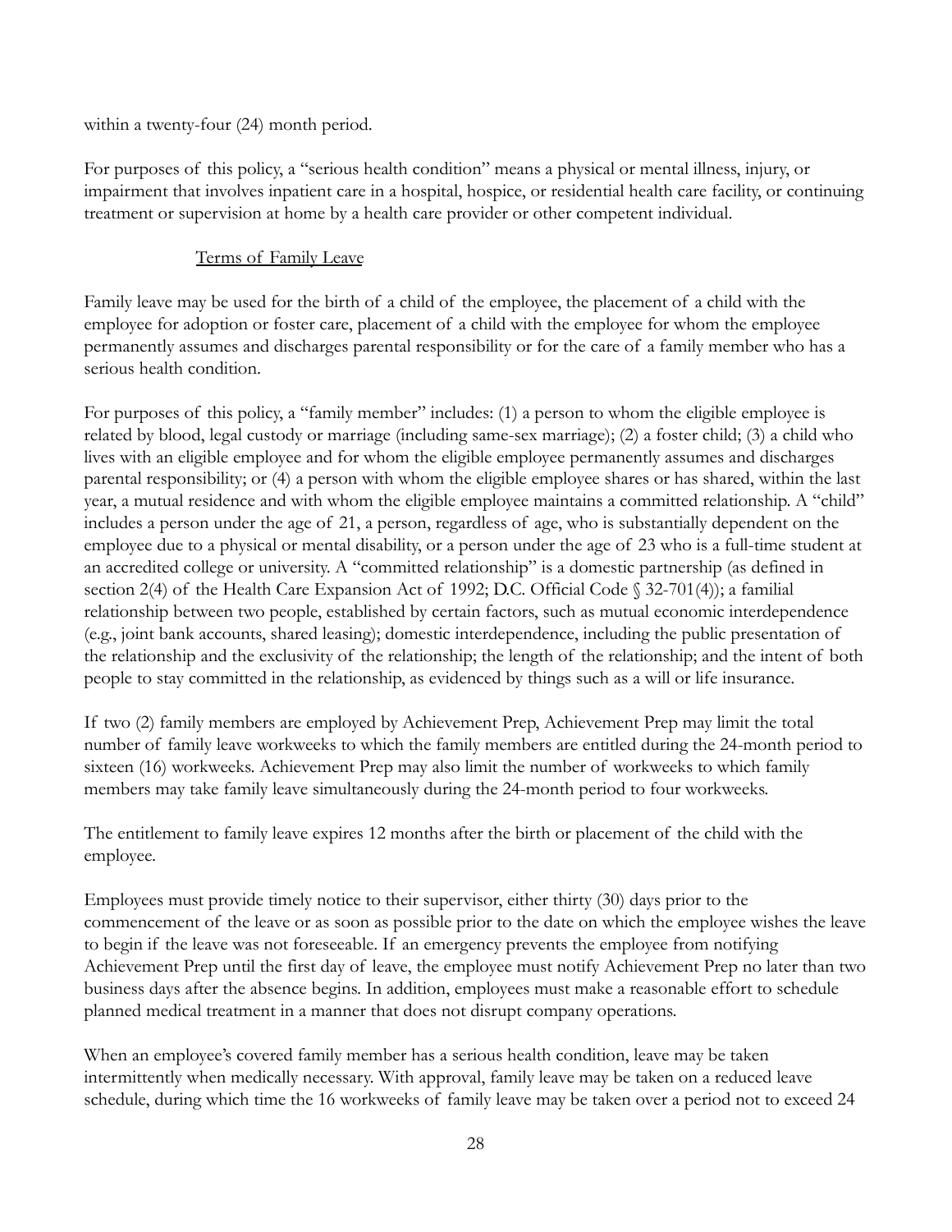within a twenty-four (24) month period.

For purposes of this policy, a "serious health condition" means a physical or mental illness, injury, or impairment that involves inpatient care in a hospital, hospice, or residential health care facility, or continuing treatment or supervision at home by a health care provider or other competent individual.

<u>Terms of Family Leave</u>

Family leave may be used for the birth of a child of the employee, the placement of a child with the employee for adoption or foster care, placement of a child with the employee for whom the employee permanently assumes and discharges parental responsibility or for the care of a family member who has a serious health condition.

For purposes of this policy, a "family member" includes: (1) a person to whom the eligible employee is related by blood, legal custody or marriage (including same-sex marriage); (2) a foster child; (3) a child who lives with an eligible employee and for whom the eligible employee permanently assumes and discharges parental responsibility; or (4) a person with whom the eligible employee shares or has shared, within the last year, a mutual residence and with whom the eligible employee maintains a committed relationship. A "child" includes a person under the age of 21, a person, regardless of age, who is substantially dependent on the employee due to a physical or mental disability, or a person under the age of 23 who is a full-time student at an accredited college or university. A "committed relationship" is a domestic partnership (as defined in section 2(4) of the Health Care Expansion Act of 1992; D.C. Official Code § 32-701(4)); a familial relationship between two people, established by certain factors, such as mutual economic interdependence (e.g., joint bank accounts, shared leasing); domestic interdependence, including the public presentation of the relationship and the exclusivity of the relationship; the length of the relationship; and the intent of both people to stay committed in the relationship, as evidenced by things such as a will or life insurance.

If two (2) family members are employed by Achievement Prep, Achievement Prep may limit the total number of family leave workweeks to which the family members are entitled during the 24-month period to sixteen (16) workweeks. Achievement Prep may also limit the number of workweeks to which family members may take family leave simultaneously during the 24-month period to four workweeks.

The entitlement to family leave expires 12 months after the birth or placement of the child with the employee.

Employees must provide timely notice to their supervisor, either thirty (30) days prior to the commencement of the leave or as soon as possible prior to the date on which the employee wishes the leave to begin if the leave was not foreseeable. If an emergency prevents the employee from notifying Achievement Prep until the first day of leave, the employee must notify Achievement Prep no later than two business days after the absence begins. In addition, employees must make a reasonable effort to schedule planned medical treatment in a manner that does not disrupt company operations.

When an employee's covered family member has a serious health condition, leave may be taken intermittently when medically necessary. With approval, family leave may be taken on a reduced leave schedule, during which time the 16 workweeks of family leave may be taken over a period not to exceed 24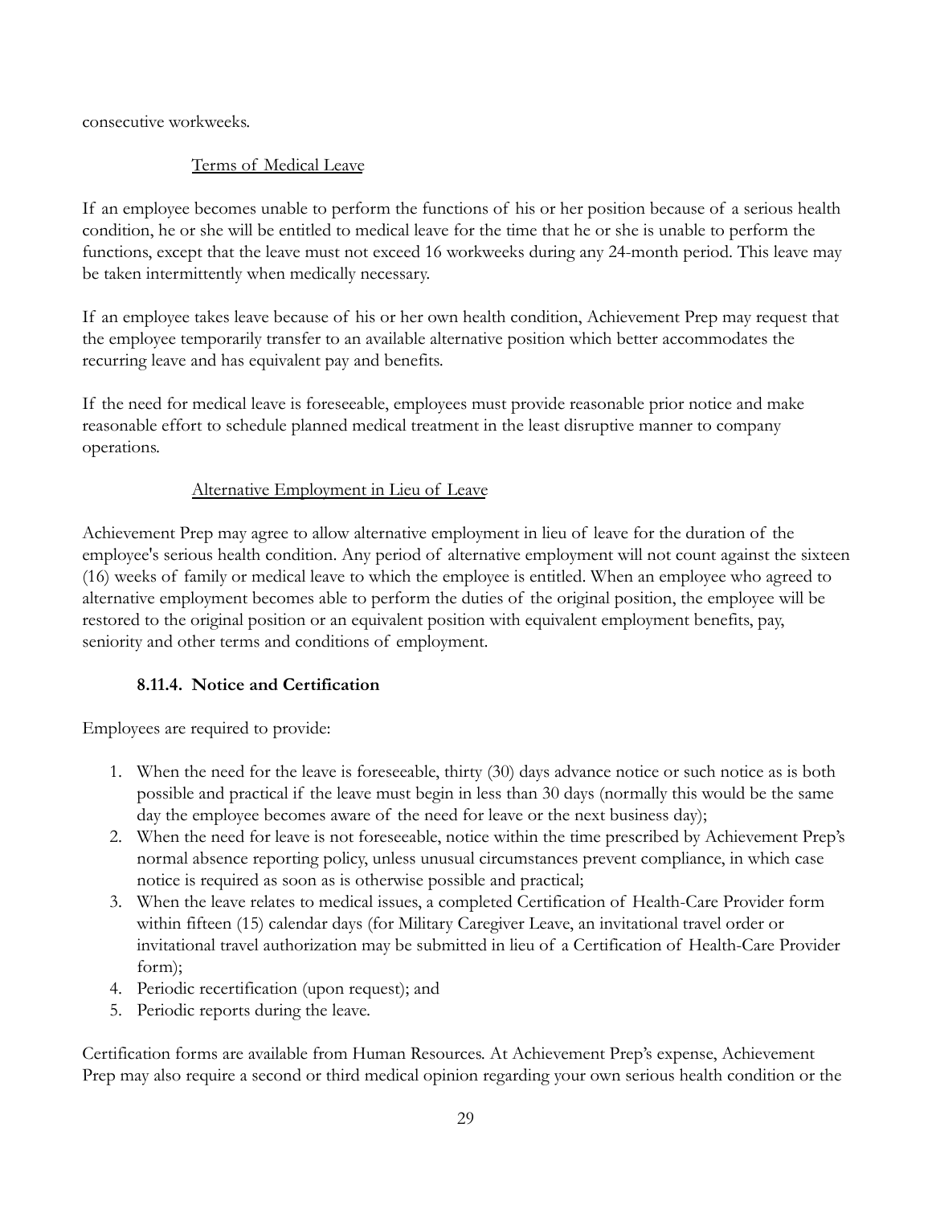consecutive workweeks.

<u>Terms of Medical Leave</u>

If an employee becomes unable to perform the functions of his or her position because of a serious health condition, he or she will be entitled to medical leave for the time that he or she is unable to perform the functions, except that the leave must not exceed 16 workweeks during any 24-month period. This leave may be taken intermittently when medically necessary.

If an employee takes leave because of his or her own health condition, Achievement Prep may request that the employee temporarily transfer to an available alternative position which better accommodates the recurring leave and has equivalent pay and benefits.

If the need for medical leave is foreseeable, employees must provide reasonable prior notice and make reasonable effort to schedule planned medical treatment in the least disruptive manner to company operations.

<u>Alternative Employment in Lieu of Leave</u>

Achievement Prep may agree to allow alternative employment in lieu of leave for the duration of the employee's serious health condition. Any period of alternative employment will not count against the sixteen (16) weeks of family or medical leave to which the employee is entitled. When an employee who agreed to alternative employment becomes able to perform the duties of the original position, the employee will be restored to the original position or an equivalent position with equivalent employment benefits, pay, seniority and other terms and conditions of employment.

### 8.11.4. Notice and Certification

Employees are required to provide:

1. When the need for the leave is foreseeable, thirty (30) days advance notice or such notice as is both possible and practical if the leave must begin in less than 30 days (normally this would be the same day the employee becomes aware of the need for leave or the next business day);
2. When the need for leave is not foreseeable, notice within the time prescribed by Achievement Prep's normal absence reporting policy, unless unusual circumstances prevent compliance, in which case notice is required as soon as is otherwise possible and practical;
3. When the leave relates to medical issues, a completed Certification of Health-Care Provider form within fifteen (15) calendar days (for Military Caregiver Leave, an invitational travel order or invitational travel authorization may be submitted in lieu of a Certification of Health-Care Provider form);
4. Periodic recertification (upon request); and
5. Periodic reports during the leave.

Certification forms are available from Human Resources. At Achievement Prep's expense, Achievement Prep may also require a second or third medical opinion regarding your own serious health condition or the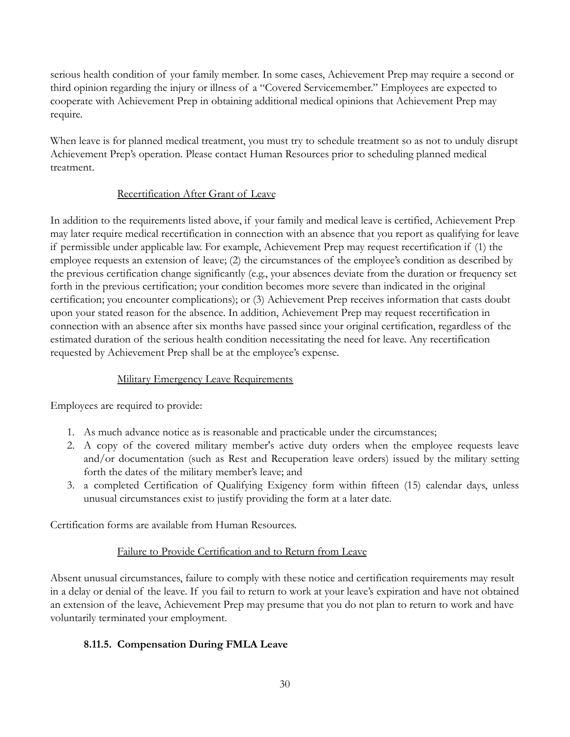serious health condition of your family member. In some cases, Achievement Prep may require a second or third opinion regarding the injury or illness of a "Covered Servicemember." Employees are expected to cooperate with Achievement Prep in obtaining additional medical opinions that Achievement Prep may require.

When leave is for planned medical treatment, you must try to schedule treatment so as not to unduly disrupt Achievement Prep's operation. Please contact Human Resources prior to scheduling planned medical treatment.

Recertification After Grant of Leave

In addition to the requirements listed above, if your family and medical leave is certified, Achievement Prep may later require medical recertification in connection with an absence that you report as qualifying for leave if permissible under applicable law. For example, Achievement Prep may request recertification if (1) the employee requests an extension of leave; (2) the circumstances of the employee's condition as described by the previous certification change significantly (e.g., your absences deviate from the duration or frequency set forth in the previous certification; your condition becomes more severe than indicated in the original certification; you encounter complications); or (3) Achievement Prep receives information that casts doubt upon your stated reason for the absence. In addition, Achievement Prep may request recertification in connection with an absence after six months have passed since your original certification, regardless of the estimated duration of the serious health condition necessitating the need for leave. Any recertification requested by Achievement Prep shall be at the employee's expense.

Military Emergency Leave Requirements

Employees are required to provide:

1. As much advance notice as is reasonable and practicable under the circumstances;
2. A copy of the covered military member's active duty orders when the employee requests leave and/or documentation (such as Rest and Recuperation leave orders) issued by the military setting forth the dates of the military member's leave; and
3. a completed Certification of Qualifying Exigency form within fifteen (15) calendar days, unless unusual circumstances exist to justify providing the form at a later date.

Certification forms are available from Human Resources.

Failure to Provide Certification and to Return from Leave

Absent unusual circumstances, failure to comply with these notice and certification requirements may result in a delay or denial of the leave. If you fail to return to work at your leave's expiration and have not obtained an extension of the leave, Achievement Prep may presume that you do not plan to return to work and have voluntarily terminated your employment.

### 8.11.5. Compensation During FMLA Leave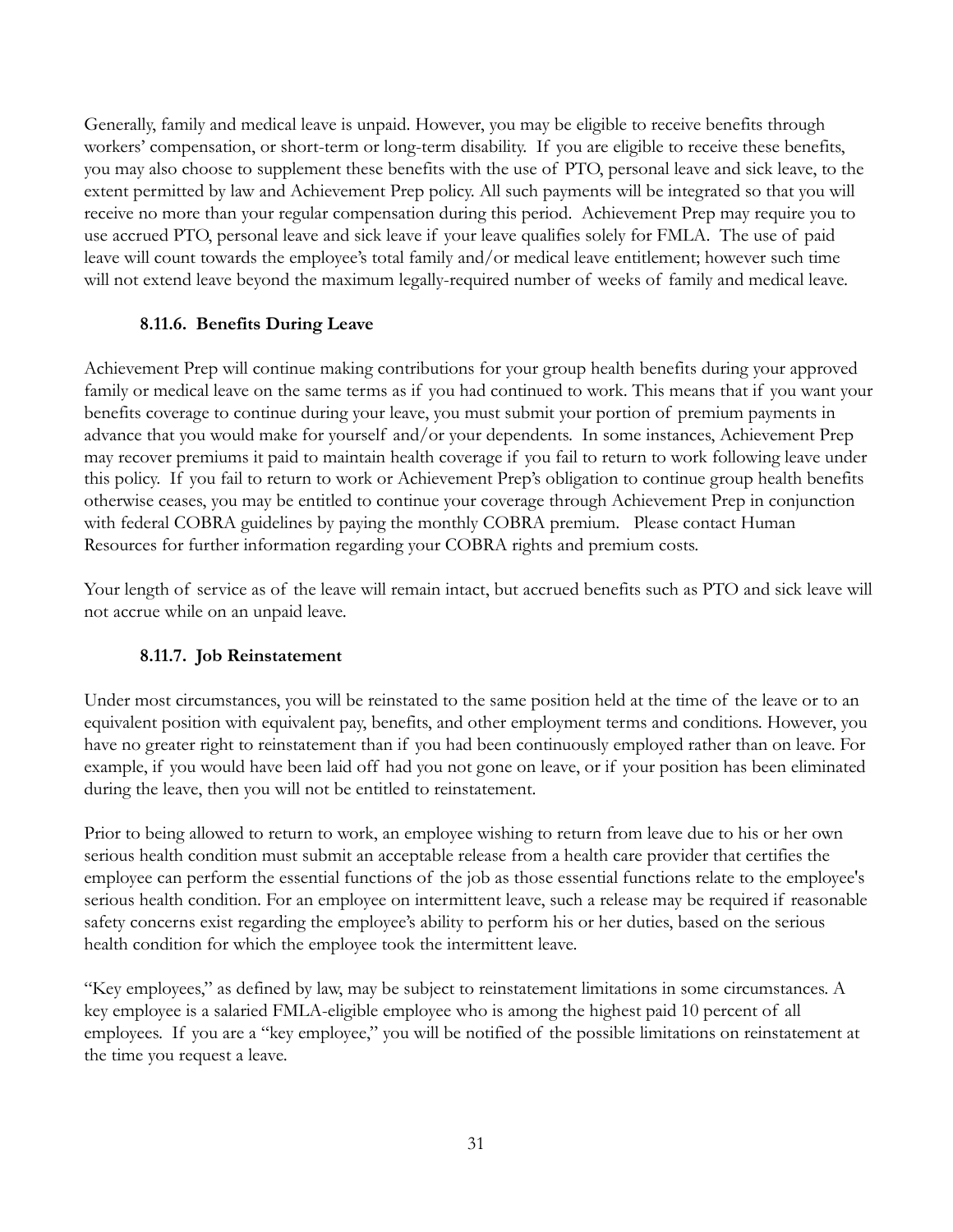Generally, family and medical leave is unpaid. However, you may be eligible to receive benefits through workers' compensation, or short-term or long-term disability. If you are eligible to receive these benefits, you may also choose to supplement these benefits with the use of PTO, personal leave and sick leave, to the extent permitted by law and Achievement Prep policy. All such payments will be integrated so that you will receive no more than your regular compensation during this period. Achievement Prep may require you to use accrued PTO, personal leave and sick leave if your leave qualifies solely for FMLA. The use of paid leave will count towards the employee's total family and/or medical leave entitlement; however such time will not extend leave beyond the maximum legally-required number of weeks of family and medical leave.

### 8.11.6. Benefits During Leave

Achievement Prep will continue making contributions for your group health benefits during your approved family or medical leave on the same terms as if you had continued to work. This means that if you want your benefits coverage to continue during your leave, you must submit your portion of premium payments in advance that you would make for yourself and/or your dependents. In some instances, Achievement Prep may recover premiums it paid to maintain health coverage if you fail to return to work following leave under this policy. If you fail to return to work or Achievement Prep's obligation to continue group health benefits otherwise ceases, you may be entitled to continue your coverage through Achievement Prep in conjunction with federal COBRA guidelines by paying the monthly COBRA premium. Please contact Human Resources for further information regarding your COBRA rights and premium costs.

Your length of service as of the leave will remain intact, but accrued benefits such as PTO and sick leave will not accrue while on an unpaid leave.

### 8.11.7. Job Reinstatement

Under most circumstances, you will be reinstated to the same position held at the time of the leave or to an equivalent position with equivalent pay, benefits, and other employment terms and conditions. However, you have no greater right to reinstatement than if you had been continuously employed rather than on leave. For example, if you would have been laid off had you not gone on leave, or if your position has been eliminated during the leave, then you will not be entitled to reinstatement.

Prior to being allowed to return to work, an employee wishing to return from leave due to his or her own serious health condition must submit an acceptable release from a health care provider that certifies the employee can perform the essential functions of the job as those essential functions relate to the employee's serious health condition. For an employee on intermittent leave, such a release may be required if reasonable safety concerns exist regarding the employee's ability to perform his or her duties, based on the serious health condition for which the employee took the intermittent leave.

"Key employees," as defined by law, may be subject to reinstatement limitations in some circumstances. A key employee is a salaried FMLA-eligible employee who is among the highest paid 10 percent of all employees. If you are a "key employee," you will be notified of the possible limitations on reinstatement at the time you request a leave.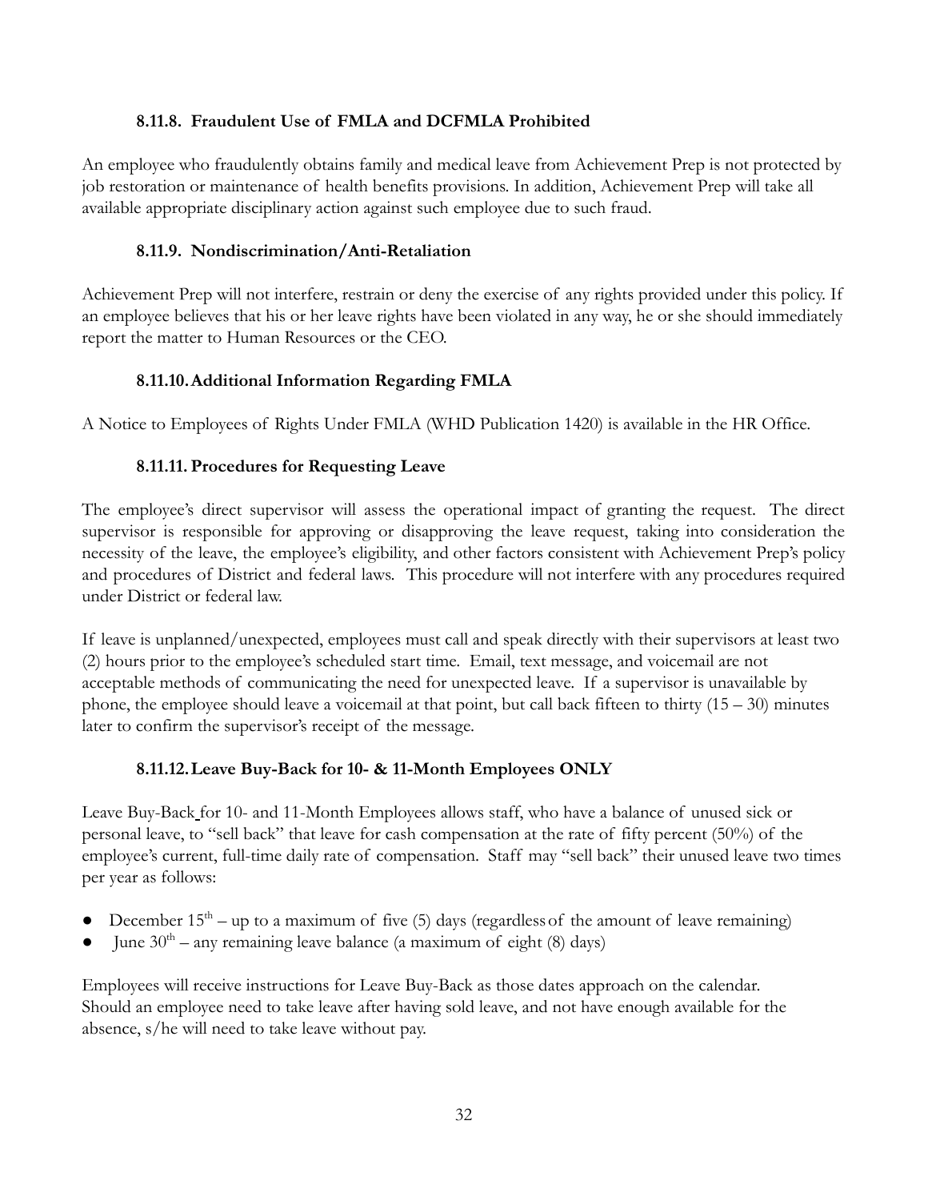### 8.11.8. Fraudulent Use of FMLA and DCFMLA Prohibited

An employee who fraudulently obtains family and medical leave from Achievement Prep is not protected by job restoration or maintenance of health benefits provisions. In addition, Achievement Prep will take all available appropriate disciplinary action against such employee due to such fraud.

### 8.11.9. Nondiscrimination/Anti-Retaliation

Achievement Prep will not interfere, restrain or deny the exercise of any rights provided under this policy. If an employee believes that his or her leave rights have been violated in any way, he or she should immediately report the matter to Human Resources or the CEO.

### 8.11.10. Additional Information Regarding FMLA

A Notice to Employees of Rights Under FMLA (WHD Publication 1420) is available in the HR Office.

### 8.11.11. Procedures for Requesting Leave

The employee's direct supervisor will assess the operational impact of granting the request. The direct supervisor is responsible for approving or disapproving the leave request, taking into consideration the necessity of the leave, the employee's eligibility, and other factors consistent with Achievement Prep's policy and procedures of District and federal laws. This procedure will not interfere with any procedures required under District or federal law.

If leave is unplanned/unexpected, employees must call and speak directly with their supervisors at least two (2) hours prior to the employee's scheduled start time. Email, text message, and voicemail are not acceptable methods of communicating the need for unexpected leave. If a supervisor is unavailable by phone, the employee should leave a voicemail at that point, but call back fifteen to thirty (15 – 30) minutes later to confirm the supervisor's receipt of the message.

### 8.11.12. Leave Buy-Back for 10- & 11-Month Employees ONLY

Leave Buy-Back for 10- and 11-Month Employees allows staff, who have a balance of unused sick or personal leave, to "sell back" that leave for cash compensation at the rate of fifty percent (50%) of the employee's current, full-time daily rate of compensation. Staff may "sell back" their unused leave two times per year as follows:

- December 15th – up to a maximum of five (5) days (regardless of the amount of leave remaining)
- June 30th – any remaining leave balance (a maximum of eight (8) days)

Employees will receive instructions for Leave Buy-Back as those dates approach on the calendar. Should an employee need to take leave after having sold leave, and not have enough available for the absence, s/he will need to take leave without pay.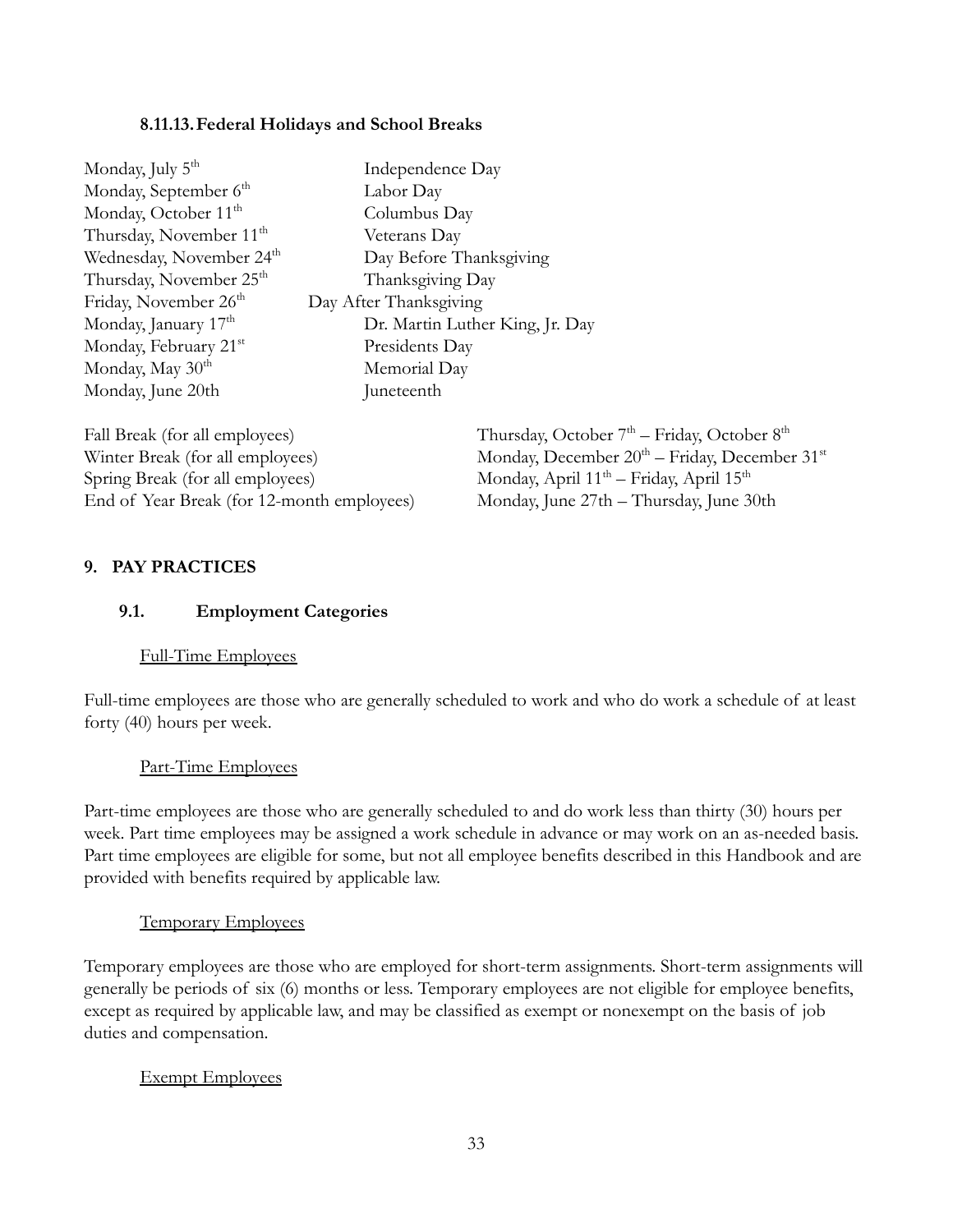### 8.11.13. Federal Holidays and School Breaks

| | |
|---|---|
| Monday, July 5th | Independence Day |
| Monday, September 6th | Labor Day |
| Monday, October 11th | Columbus Day |
| Thursday, November 11th | Veterans Day |
| Wednesday, November 24th | Day Before Thanksgiving |
| Thursday, November 25th | Thanksgiving Day |
| Friday, November 26th | Day After Thanksgiving |
| Monday, January 17th | Dr. Martin Luther King, Jr. Day |
| Monday, February 21st | Presidents Day |
| Monday, May 30th | Memorial Day |
| Monday, June 20th | Juneteenth |

| | |
|---|---|
| Fall Break (for all employees) | Thursday, October 7th – Friday, October 8th |
| Winter Break (for all employees) | Monday, December 20th – Friday, December 31st |
| Spring Break (for all employees) | Monday, April 11th – Friday, April 15th |
| End of Year Break (for 12-month employees) | Monday, June 27th – Thursday, June 30th |

# 9. PAY PRACTICES

## 9.1. Employment Categories

Full-Time Employees

Full-time employees are those who are generally scheduled to work and who do work a schedule of at least forty (40) hours per week.

Part-Time Employees

Part-time employees are those who are generally scheduled to and do work less than thirty (30) hours per week. Part time employees may be assigned a work schedule in advance or may work on an as-needed basis. Part time employees are eligible for some, but not all employee benefits described in this Handbook and are provided with benefits required by applicable law.

Temporary Employees

Temporary employees are those who are employed for short-term assignments. Short-term assignments will generally be periods of six (6) months or less. Temporary employees are not eligible for employee benefits, except as required by applicable law, and may be classified as exempt or nonexempt on the basis of job duties and compensation.

Exempt Employees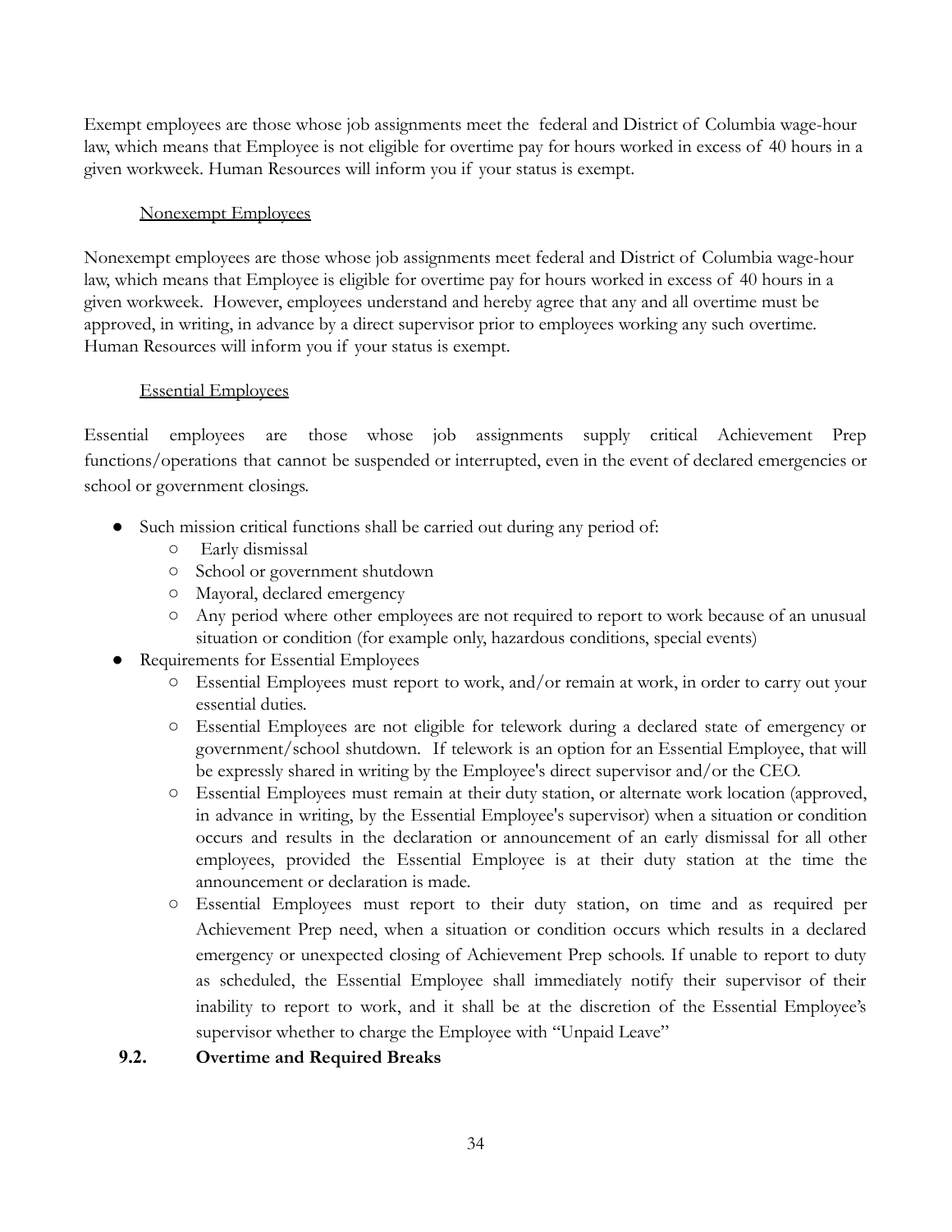Exempt employees are those whose job assignments meet the federal and District of Columbia wage-hour law, which means that Employee is not eligible for overtime pay for hours worked in excess of 40 hours in a given workweek. Human Resources will inform you if your status is exempt.

<u>Nonexempt Employees</u>

Nonexempt employees are those whose job assignments meet federal and District of Columbia wage-hour law, which means that Employee is eligible for overtime pay for hours worked in excess of 40 hours in a given workweek. However, employees understand and hereby agree that any and all overtime must be approved, in writing, in advance by a direct supervisor prior to employees working any such overtime. Human Resources will inform you if your status is exempt.

<u>Essential Employees</u>

Essential employees are those whose job assignments supply critical Achievement Prep functions/operations that cannot be suspended or interrupted, even in the event of declared emergencies or school or government closings.

- Such mission critical functions shall be carried out during any period of:
  - Early dismissal
  - School or government shutdown
  - Mayoral, declared emergency
  - Any period where other employees are not required to report to work because of an unusual situation or condition (for example only, hazardous conditions, special events)
- Requirements for Essential Employees
  - Essential Employees must report to work, and/or remain at work, in order to carry out your essential duties.
  - Essential Employees are not eligible for telework during a declared state of emergency or government/school shutdown. If telework is an option for an Essential Employee, that will be expressly shared in writing by the Employee's direct supervisor and/or the CEO.
  - Essential Employees must remain at their duty station, or alternate work location (approved, in advance in writing, by the Essential Employee's supervisor) when a situation or condition occurs and results in the declaration or announcement of an early dismissal for all other employees, provided the Essential Employee is at their duty station at the time the announcement or declaration is made.
  - Essential Employees must report to their duty station, on time and as required per Achievement Prep need, when a situation or condition occurs which results in a declared emergency or unexpected closing of Achievement Prep schools. If unable to report to duty as scheduled, the Essential Employee shall immediately notify their supervisor of their inability to report to work, and it shall be at the discretion of the Essential Employee's supervisor whether to charge the Employee with "Unpaid Leave"

### 9.2. Overtime and Required Breaks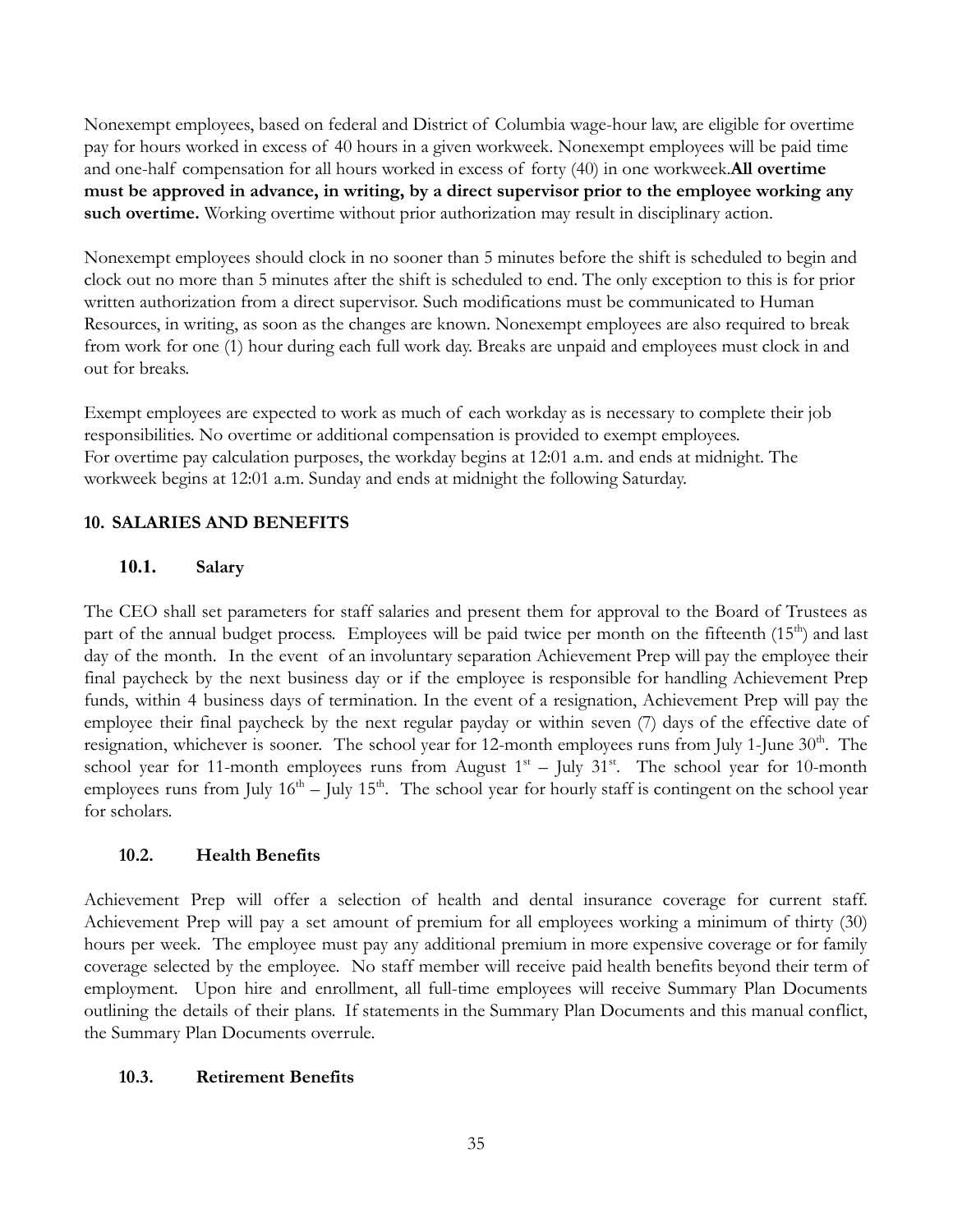Nonexempt employees, based on federal and District of Columbia wage-hour law, are eligible for overtime pay for hours worked in excess of 40 hours in a given workweek. Nonexempt employees will be paid time and one-half compensation for all hours worked in excess of forty (40) in one workweek.**All overtime must be approved in advance, in writing, by a direct supervisor prior to the employee working any such overtime.** Working overtime without prior authorization may result in disciplinary action.

Nonexempt employees should clock in no sooner than 5 minutes before the shift is scheduled to begin and clock out no more than 5 minutes after the shift is scheduled to end. The only exception to this is for prior written authorization from a direct supervisor. Such modifications must be communicated to Human Resources, in writing, as soon as the changes are known. Nonexempt employees are also required to break from work for one (1) hour during each full work day. Breaks are unpaid and employees must clock in and out for breaks.

Exempt employees are expected to work as much of each workday as is necessary to complete their job responsibilities. No overtime or additional compensation is provided to exempt employees.
For overtime pay calculation purposes, the workday begins at 12:01 a.m. and ends at midnight. The workweek begins at 12:01 a.m. Sunday and ends at midnight the following Saturday.

## 10. SALARIES AND BENEFITS

### 10.1. Salary

The CEO shall set parameters for staff salaries and present them for approval to the Board of Trustees as part of the annual budget process. Employees will be paid twice per month on the fifteenth (15th) and last day of the month. In the event of an involuntary separation Achievement Prep will pay the employee their final paycheck by the next business day or if the employee is responsible for handling Achievement Prep funds, within 4 business days of termination. In the event of a resignation, Achievement Prep will pay the employee their final paycheck by the next regular payday or within seven (7) days of the effective date of resignation, whichever is sooner. The school year for 12-month employees runs from July 1-June 30th. The school year for 11-month employees runs from August 1st – July 31st. The school year for 10-month employees runs from July 16th – July 15th. The school year for hourly staff is contingent on the school year for scholars.

### 10.2. Health Benefits

Achievement Prep will offer a selection of health and dental insurance coverage for current staff. Achievement Prep will pay a set amount of premium for all employees working a minimum of thirty (30) hours per week. The employee must pay any additional premium in more expensive coverage or for family coverage selected by the employee. No staff member will receive paid health benefits beyond their term of employment. Upon hire and enrollment, all full-time employees will receive Summary Plan Documents outlining the details of their plans. If statements in the Summary Plan Documents and this manual conflict, the Summary Plan Documents overrule.

### 10.3. Retirement Benefits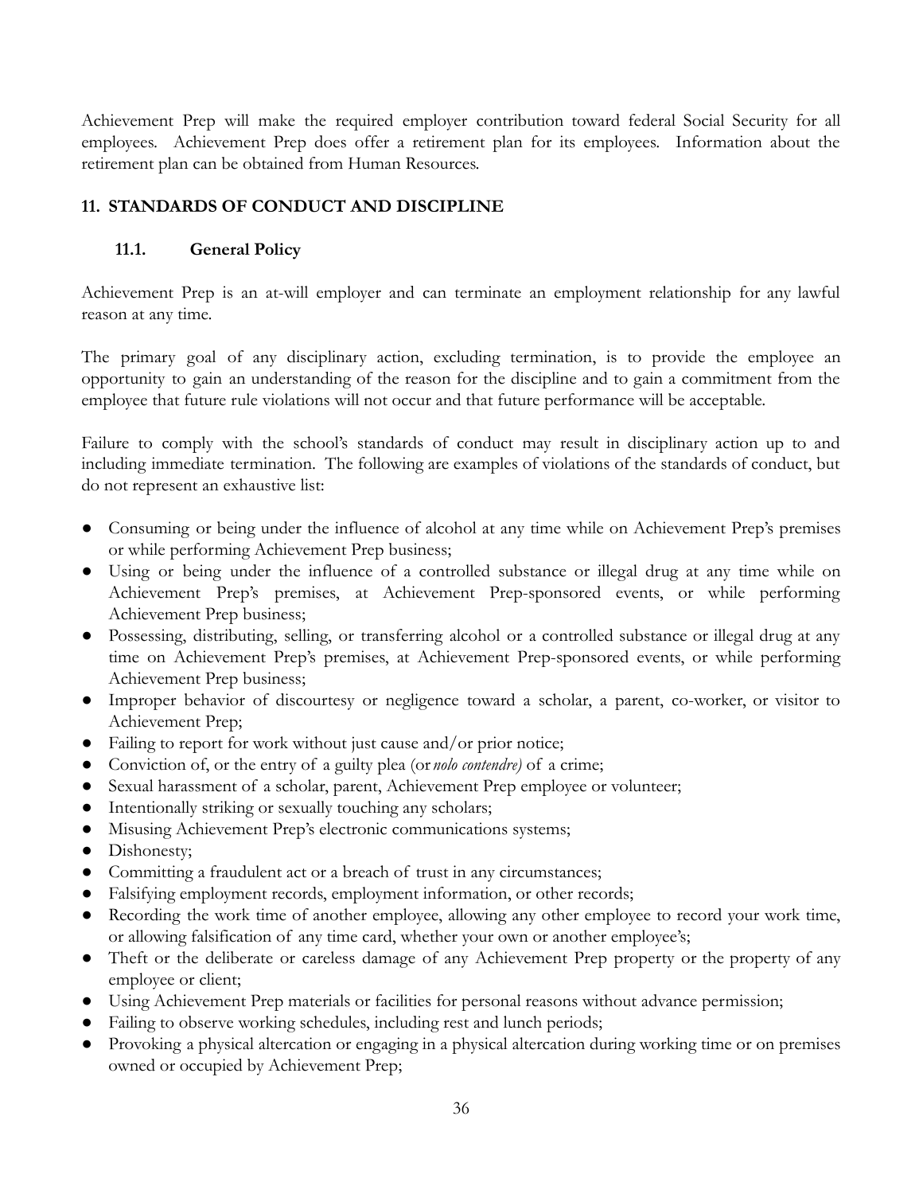Achievement Prep will make the required employer contribution toward federal Social Security for all employees. Achievement Prep does offer a retirement plan for its employees. Information about the retirement plan can be obtained from Human Resources.

## 11. STANDARDS OF CONDUCT AND DISCIPLINE

### 11.1. General Policy

Achievement Prep is an at-will employer and can terminate an employment relationship for any lawful reason at any time.

The primary goal of any disciplinary action, excluding termination, is to provide the employee an opportunity to gain an understanding of the reason for the discipline and to gain a commitment from the employee that future rule violations will not occur and that future performance will be acceptable.

Failure to comply with the school's standards of conduct may result in disciplinary action up to and including immediate termination. The following are examples of violations of the standards of conduct, but do not represent an exhaustive list:

- Consuming or being under the influence of alcohol at any time while on Achievement Prep's premises or while performing Achievement Prep business;
- Using or being under the influence of a controlled substance or illegal drug at any time while on Achievement Prep's premises, at Achievement Prep-sponsored events, or while performing Achievement Prep business;
- Possessing, distributing, selling, or transferring alcohol or a controlled substance or illegal drug at any time on Achievement Prep's premises, at Achievement Prep-sponsored events, or while performing Achievement Prep business;
- Improper behavior of discourtesy or negligence toward a scholar, a parent, co-worker, or visitor to Achievement Prep;
- Failing to report for work without just cause and/or prior notice;
- Conviction of, or the entry of a guilty plea (or *nolo contendre)* of a crime;
- Sexual harassment of a scholar, parent, Achievement Prep employee or volunteer;
- Intentionally striking or sexually touching any scholars;
- Misusing Achievement Prep's electronic communications systems;
- Dishonesty;
- Committing a fraudulent act or a breach of trust in any circumstances;
- Falsifying employment records, employment information, or other records;
- Recording the work time of another employee, allowing any other employee to record your work time, or allowing falsification of any time card, whether your own or another employee's;
- Theft or the deliberate or careless damage of any Achievement Prep property or the property of any employee or client;
- Using Achievement Prep materials or facilities for personal reasons without advance permission;
- Failing to observe working schedules, including rest and lunch periods;
- Provoking a physical altercation or engaging in a physical altercation during working time or on premises owned or occupied by Achievement Prep;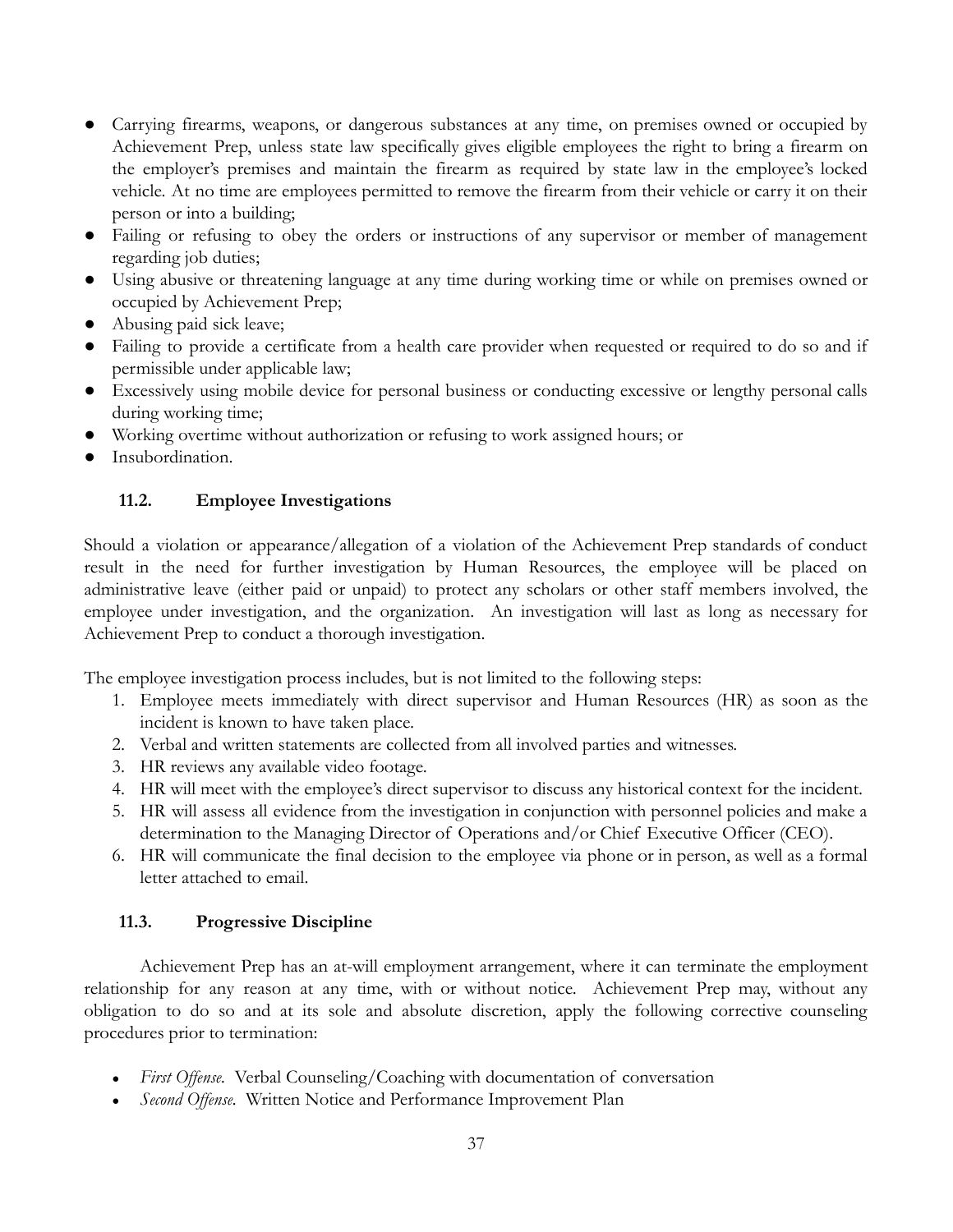- Carrying firearms, weapons, or dangerous substances at any time, on premises owned or occupied by Achievement Prep, unless state law specifically gives eligible employees the right to bring a firearm on the employer's premises and maintain the firearm as required by state law in the employee's locked vehicle. At no time are employees permitted to remove the firearm from their vehicle or carry it on their person or into a building;
- Failing or refusing to obey the orders or instructions of any supervisor or member of management regarding job duties;
- Using abusive or threatening language at any time during working time or while on premises owned or occupied by Achievement Prep;
- Abusing paid sick leave;
- Failing to provide a certificate from a health care provider when requested or required to do so and if permissible under applicable law;
- Excessively using mobile device for personal business or conducting excessive or lengthy personal calls during working time;
- Working overtime without authorization or refusing to work assigned hours; or
- Insubordination.

### 11.2. Employee Investigations

Should a violation or appearance/allegation of a violation of the Achievement Prep standards of conduct result in the need for further investigation by Human Resources, the employee will be placed on administrative leave (either paid or unpaid) to protect any scholars or other staff members involved, the employee under investigation, and the organization. An investigation will last as long as necessary for Achievement Prep to conduct a thorough investigation.

The employee investigation process includes, but is not limited to the following steps:

1. Employee meets immediately with direct supervisor and Human Resources (HR) as soon as the incident is known to have taken place.
2. Verbal and written statements are collected from all involved parties and witnesses.
3. HR reviews any available video footage.
4. HR will meet with the employee's direct supervisor to discuss any historical context for the incident.
5. HR will assess all evidence from the investigation in conjunction with personnel policies and make a determination to the Managing Director of Operations and/or Chief Executive Officer (CEO).
6. HR will communicate the final decision to the employee via phone or in person, as well as a formal letter attached to email.

### 11.3. Progressive Discipline

Achievement Prep has an at-will employment arrangement, where it can terminate the employment relationship for any reason at any time, with or without notice. Achievement Prep may, without any obligation to do so and at its sole and absolute discretion, apply the following corrective counseling procedures prior to termination:

- *First Offense.* Verbal Counseling/Coaching with documentation of conversation
- *Second Offense.* Written Notice and Performance Improvement Plan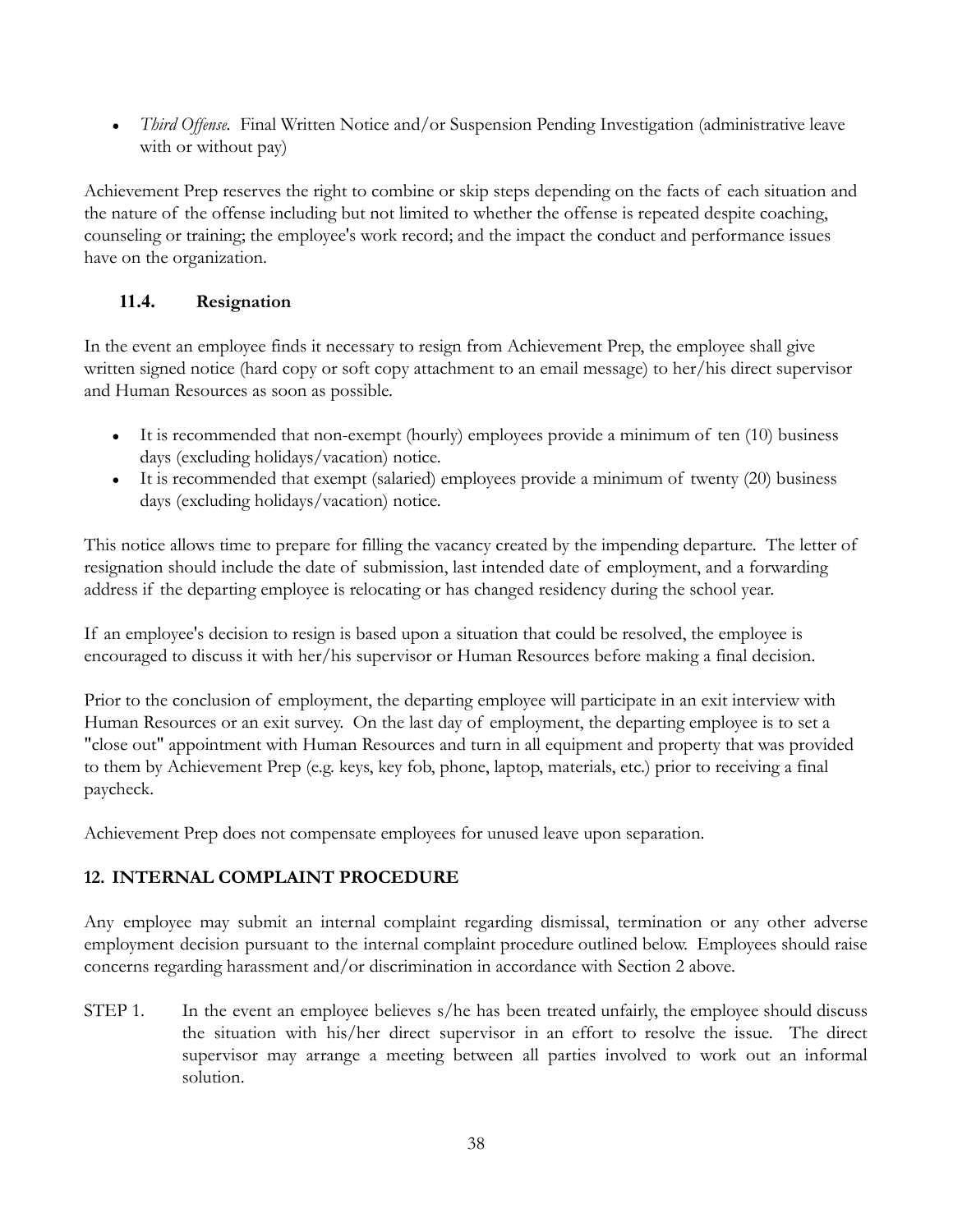- *Third Offense.* Final Written Notice and/or Suspension Pending Investigation (administrative leave with or without pay)

Achievement Prep reserves the right to combine or skip steps depending on the facts of each situation and the nature of the offense including but not limited to whether the offense is repeated despite coaching, counseling or training; the employee's work record; and the impact the conduct and performance issues have on the organization.

### 11.4. Resignation

In the event an employee finds it necessary to resign from Achievement Prep, the employee shall give written signed notice (hard copy or soft copy attachment to an email message) to her/his direct supervisor and Human Resources as soon as possible.

- It is recommended that non-exempt (hourly) employees provide a minimum of ten (10) business days (excluding holidays/vacation) notice.
- It is recommended that exempt (salaried) employees provide a minimum of twenty (20) business days (excluding holidays/vacation) notice.

This notice allows time to prepare for filling the vacancy created by the impending departure. The letter of resignation should include the date of submission, last intended date of employment, and a forwarding address if the departing employee is relocating or has changed residency during the school year.

If an employee's decision to resign is based upon a situation that could be resolved, the employee is encouraged to discuss it with her/his supervisor or Human Resources before making a final decision.

Prior to the conclusion of employment, the departing employee will participate in an exit interview with Human Resources or an exit survey. On the last day of employment, the departing employee is to set a "close out" appointment with Human Resources and turn in all equipment and property that was provided to them by Achievement Prep (e.g. keys, key fob, phone, laptop, materials, etc.) prior to receiving a final paycheck.

Achievement Prep does not compensate employees for unused leave upon separation.

## 12. INTERNAL COMPLAINT PROCEDURE

Any employee may submit an internal complaint regarding dismissal, termination or any other adverse employment decision pursuant to the internal complaint procedure outlined below. Employees should raise concerns regarding harassment and/or discrimination in accordance with Section 2 above.

STEP 1. In the event an employee believes s/he has been treated unfairly, the employee should discuss the situation with his/her direct supervisor in an effort to resolve the issue. The direct supervisor may arrange a meeting between all parties involved to work out an informal solution.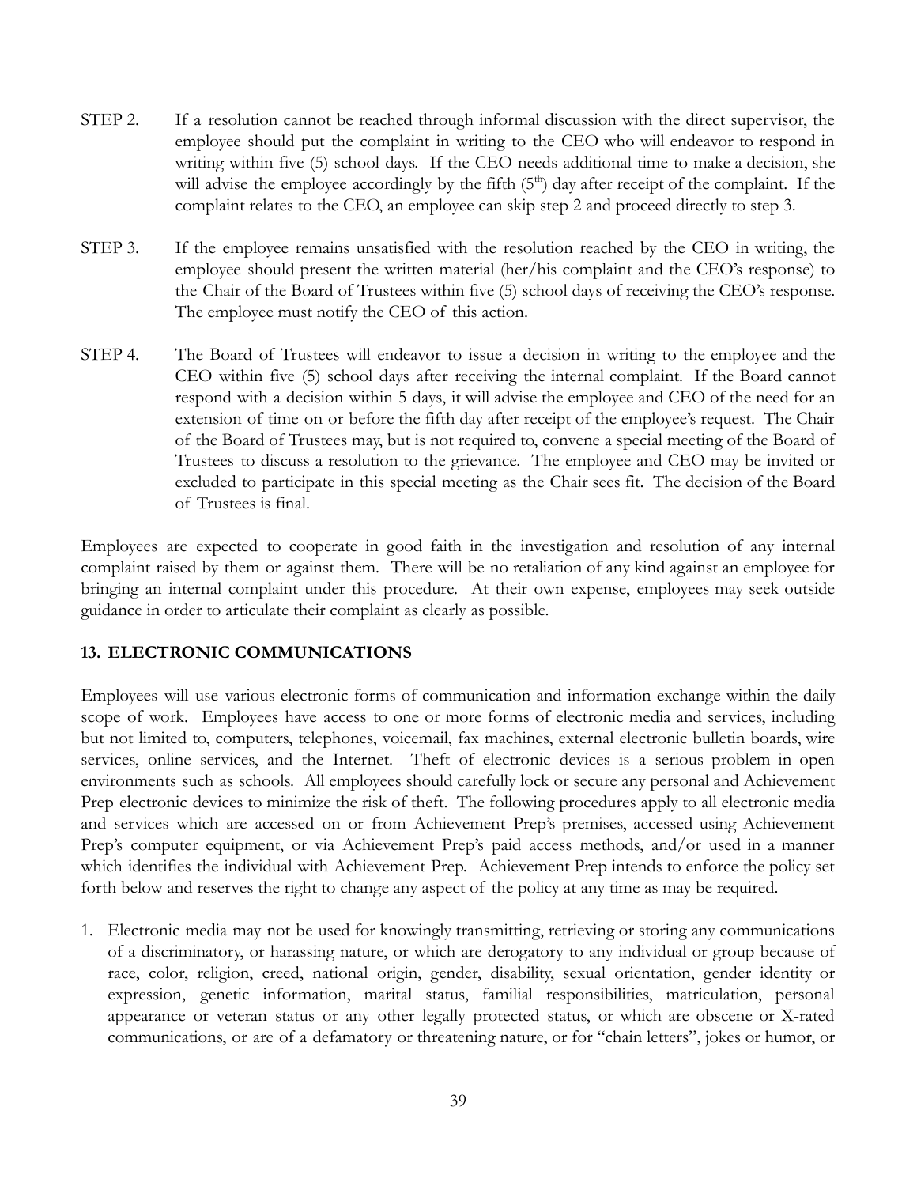STEP 2. If a resolution cannot be reached through informal discussion with the direct supervisor, the employee should put the complaint in writing to the CEO who will endeavor to respond in writing within five (5) school days. If the CEO needs additional time to make a decision, she will advise the employee accordingly by the fifth (5th) day after receipt of the complaint. If the complaint relates to the CEO, an employee can skip step 2 and proceed directly to step 3.

STEP 3. If the employee remains unsatisfied with the resolution reached by the CEO in writing, the employee should present the written material (her/his complaint and the CEO's response) to the Chair of the Board of Trustees within five (5) school days of receiving the CEO's response. The employee must notify the CEO of this action.

STEP 4. The Board of Trustees will endeavor to issue a decision in writing to the employee and the CEO within five (5) school days after receiving the internal complaint. If the Board cannot respond with a decision within 5 days, it will advise the employee and CEO of the need for an extension of time on or before the fifth day after receipt of the employee's request. The Chair of the Board of Trustees may, but is not required to, convene a special meeting of the Board of Trustees to discuss a resolution to the grievance. The employee and CEO may be invited or excluded to participate in this special meeting as the Chair sees fit. The decision of the Board of Trustees is final.

Employees are expected to cooperate in good faith in the investigation and resolution of any internal complaint raised by them or against them. There will be no retaliation of any kind against an employee for bringing an internal complaint under this procedure. At their own expense, employees may seek outside guidance in order to articulate their complaint as clearly as possible.

## 13. ELECTRONIC COMMUNICATIONS

Employees will use various electronic forms of communication and information exchange within the daily scope of work. Employees have access to one or more forms of electronic media and services, including but not limited to, computers, telephones, voicemail, fax machines, external electronic bulletin boards, wire services, online services, and the Internet. Theft of electronic devices is a serious problem in open environments such as schools. All employees should carefully lock or secure any personal and Achievement Prep electronic devices to minimize the risk of theft. The following procedures apply to all electronic media and services which are accessed on or from Achievement Prep's premises, accessed using Achievement Prep's computer equipment, or via Achievement Prep's paid access methods, and/or used in a manner which identifies the individual with Achievement Prep. Achievement Prep intends to enforce the policy set forth below and reserves the right to change any aspect of the policy at any time as may be required.

1. Electronic media may not be used for knowingly transmitting, retrieving or storing any communications of a discriminatory, or harassing nature, or which are derogatory to any individual or group because of race, color, religion, creed, national origin, gender, disability, sexual orientation, gender identity or expression, genetic information, marital status, familial responsibilities, matriculation, personal appearance or veteran status or any other legally protected status, or which are obscene or X-rated communications, or are of a defamatory or threatening nature, or for "chain letters", jokes or humor, or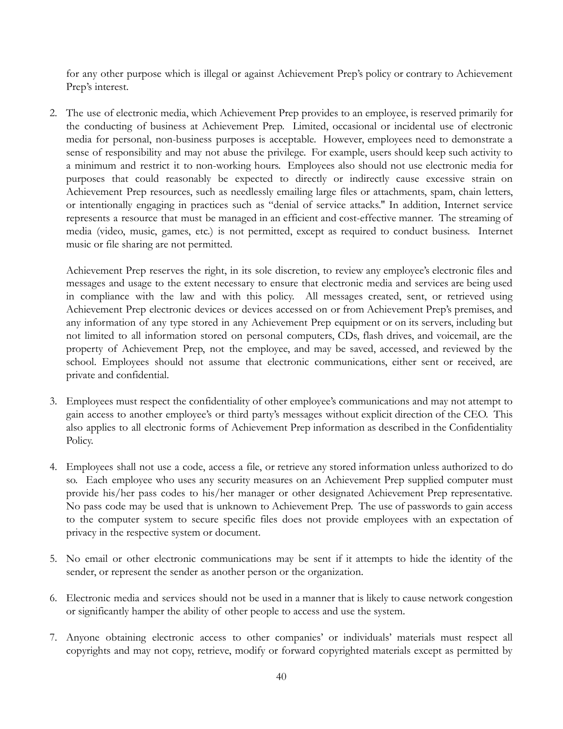for any other purpose which is illegal or against Achievement Prep's policy or contrary to Achievement Prep's interest.

2. The use of electronic media, which Achievement Prep provides to an employee, is reserved primarily for the conducting of business at Achievement Prep. Limited, occasional or incidental use of electronic media for personal, non-business purposes is acceptable. However, employees need to demonstrate a sense of responsibility and may not abuse the privilege. For example, users should keep such activity to a minimum and restrict it to non-working hours. Employees also should not use electronic media for purposes that could reasonably be expected to directly or indirectly cause excessive strain on Achievement Prep resources, such as needlessly emailing large files or attachments, spam, chain letters, or intentionally engaging in practices such as "denial of service attacks." In addition, Internet service represents a resource that must be managed in an efficient and cost-effective manner. The streaming of media (video, music, games, etc.) is not permitted, except as required to conduct business. Internet music or file sharing are not permitted.

   Achievement Prep reserves the right, in its sole discretion, to review any employee's electronic files and messages and usage to the extent necessary to ensure that electronic media and services are being used in compliance with the law and with this policy. All messages created, sent, or retrieved using Achievement Prep electronic devices or devices accessed on or from Achievement Prep's premises, and any information of any type stored in any Achievement Prep equipment or on its servers, including but not limited to all information stored on personal computers, CDs, flash drives, and voicemail, are the property of Achievement Prep, not the employee, and may be saved, accessed, and reviewed by the school. Employees should not assume that electronic communications, either sent or received, are private and confidential.

3. Employees must respect the confidentiality of other employee's communications and may not attempt to gain access to another employee's or third party's messages without explicit direction of the CEO. This also applies to all electronic forms of Achievement Prep information as described in the Confidentiality Policy.

4. Employees shall not use a code, access a file, or retrieve any stored information unless authorized to do so. Each employee who uses any security measures on an Achievement Prep supplied computer must provide his/her pass codes to his/her manager or other designated Achievement Prep representative. No pass code may be used that is unknown to Achievement Prep. The use of passwords to gain access to the computer system to secure specific files does not provide employees with an expectation of privacy in the respective system or document.

5. No email or other electronic communications may be sent if it attempts to hide the identity of the sender, or represent the sender as another person or the organization.

6. Electronic media and services should not be used in a manner that is likely to cause network congestion or significantly hamper the ability of other people to access and use the system.

7. Anyone obtaining electronic access to other companies' or individuals' materials must respect all copyrights and may not copy, retrieve, modify or forward copyrighted materials except as permitted by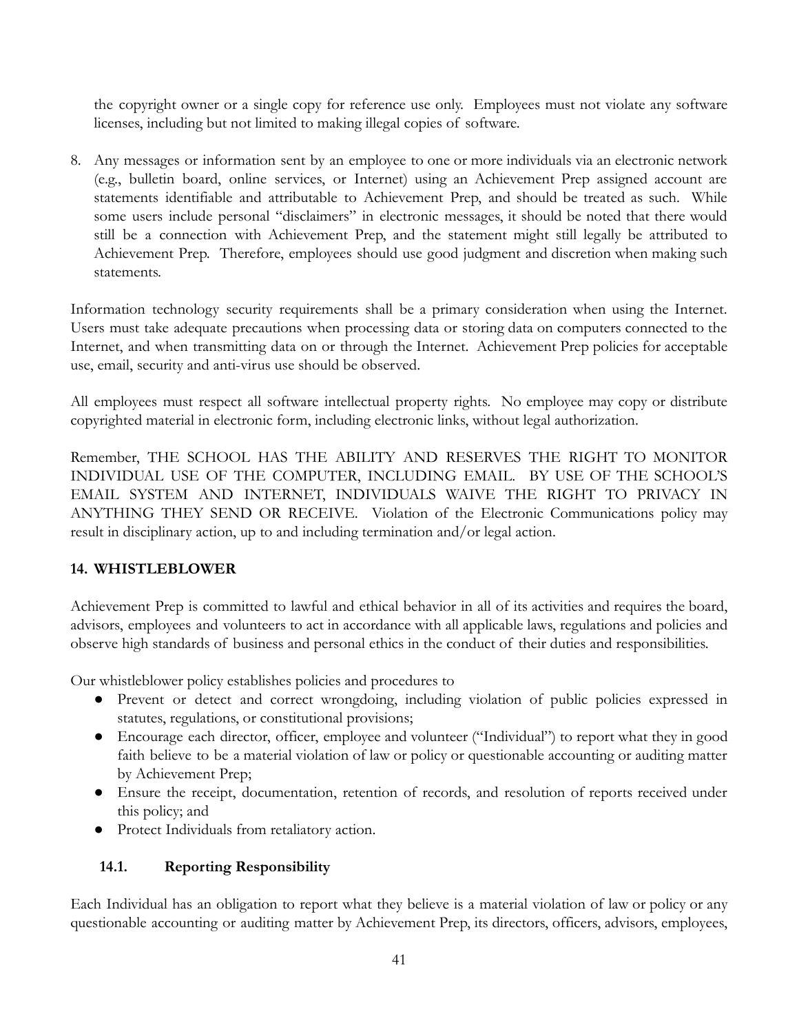the copyright owner or a single copy for reference use only. Employees must not violate any software licenses, including but not limited to making illegal copies of software.

8. Any messages or information sent by an employee to one or more individuals via an electronic network (e.g., bulletin board, online services, or Internet) using an Achievement Prep assigned account are statements identifiable and attributable to Achievement Prep, and should be treated as such. While some users include personal "disclaimers" in electronic messages, it should be noted that there would still be a connection with Achievement Prep, and the statement might still legally be attributed to Achievement Prep. Therefore, employees should use good judgment and discretion when making such statements.

Information technology security requirements shall be a primary consideration when using the Internet. Users must take adequate precautions when processing data or storing data on computers connected to the Internet, and when transmitting data on or through the Internet. Achievement Prep policies for acceptable use, email, security and anti-virus use should be observed.

All employees must respect all software intellectual property rights. No employee may copy or distribute copyrighted material in electronic form, including electronic links, without legal authorization.

Remember, THE SCHOOL HAS THE ABILITY AND RESERVES THE RIGHT TO MONITOR INDIVIDUAL USE OF THE COMPUTER, INCLUDING EMAIL. BY USE OF THE SCHOOL'S EMAIL SYSTEM AND INTERNET, INDIVIDUALS WAIVE THE RIGHT TO PRIVACY IN ANYTHING THEY SEND OR RECEIVE. Violation of the Electronic Communications policy may result in disciplinary action, up to and including termination and/or legal action.

## 14. WHISTLEBLOWER

Achievement Prep is committed to lawful and ethical behavior in all of its activities and requires the board, advisors, employees and volunteers to act in accordance with all applicable laws, regulations and policies and observe high standards of business and personal ethics in the conduct of their duties and responsibilities.

Our whistleblower policy establishes policies and procedures to

- Prevent or detect and correct wrongdoing, including violation of public policies expressed in statutes, regulations, or constitutional provisions;
- Encourage each director, officer, employee and volunteer ("Individual") to report what they in good faith believe to be a material violation of law or policy or questionable accounting or auditing matter by Achievement Prep;
- Ensure the receipt, documentation, retention of records, and resolution of reports received under this policy; and
- Protect Individuals from retaliatory action.

### 14.1. Reporting Responsibility

Each Individual has an obligation to report what they believe is a material violation of law or policy or any questionable accounting or auditing matter by Achievement Prep, its directors, officers, advisors, employees,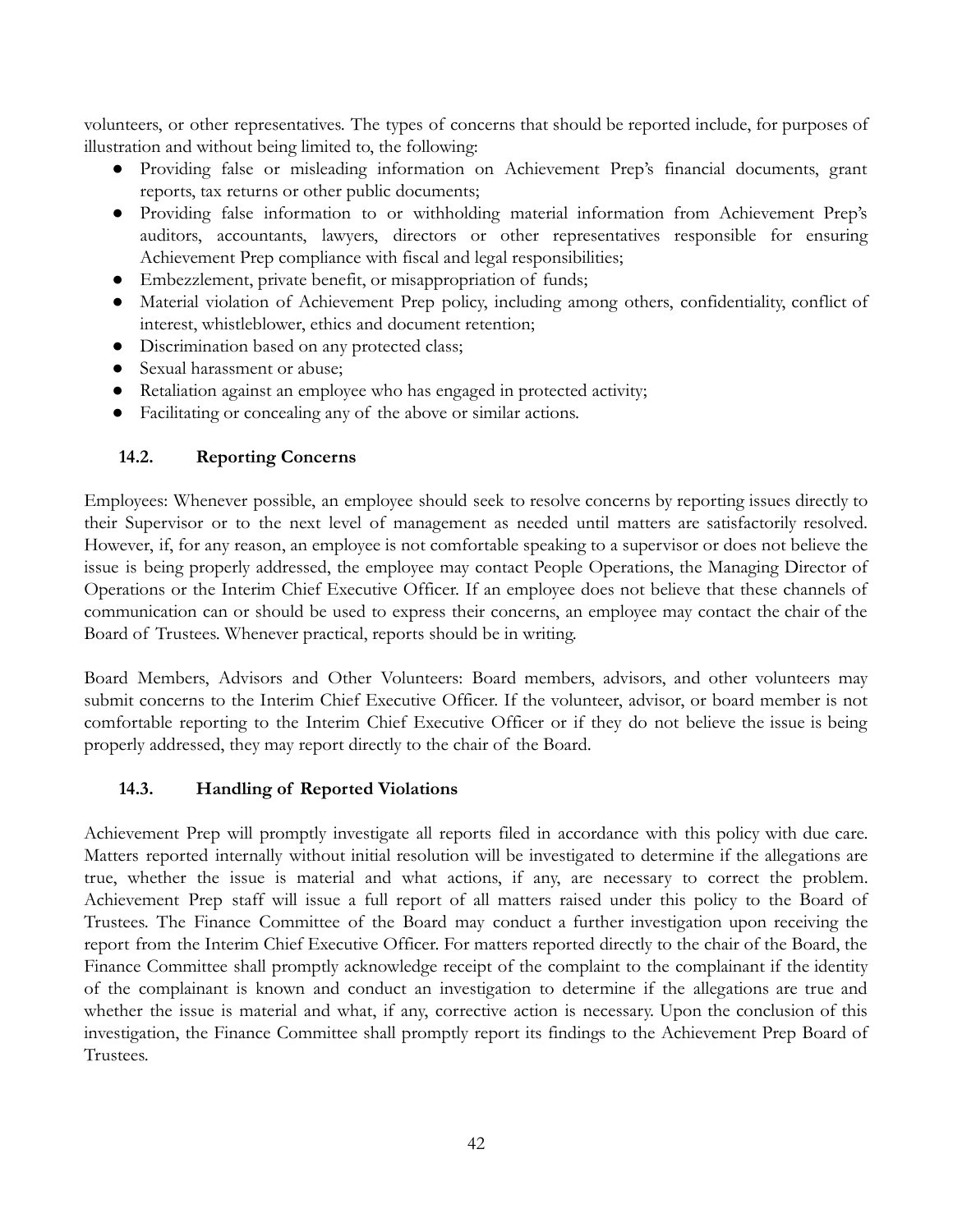volunteers, or other representatives. The types of concerns that should be reported include, for purposes of illustration and without being limited to, the following:

- Providing false or misleading information on Achievement Prep's financial documents, grant reports, tax returns or other public documents;
- Providing false information to or withholding material information from Achievement Prep's auditors, accountants, lawyers, directors or other representatives responsible for ensuring Achievement Prep compliance with fiscal and legal responsibilities;
- Embezzlement, private benefit, or misappropriation of funds;
- Material violation of Achievement Prep policy, including among others, confidentiality, conflict of interest, whistleblower, ethics and document retention;
- Discrimination based on any protected class;
- Sexual harassment or abuse;
- Retaliation against an employee who has engaged in protected activity;
- Facilitating or concealing any of the above or similar actions.

### 14.2. Reporting Concerns

Employees: Whenever possible, an employee should seek to resolve concerns by reporting issues directly to their Supervisor or to the next level of management as needed until matters are satisfactorily resolved. However, if, for any reason, an employee is not comfortable speaking to a supervisor or does not believe the issue is being properly addressed, the employee may contact People Operations, the Managing Director of Operations or the Interim Chief Executive Officer. If an employee does not believe that these channels of communication can or should be used to express their concerns, an employee may contact the chair of the Board of Trustees. Whenever practical, reports should be in writing.

Board Members, Advisors and Other Volunteers: Board members, advisors, and other volunteers may submit concerns to the Interim Chief Executive Officer. If the volunteer, advisor, or board member is not comfortable reporting to the Interim Chief Executive Officer or if they do not believe the issue is being properly addressed, they may report directly to the chair of the Board.

### 14.3. Handling of Reported Violations

Achievement Prep will promptly investigate all reports filed in accordance with this policy with due care. Matters reported internally without initial resolution will be investigated to determine if the allegations are true, whether the issue is material and what actions, if any, are necessary to correct the problem. Achievement Prep staff will issue a full report of all matters raised under this policy to the Board of Trustees. The Finance Committee of the Board may conduct a further investigation upon receiving the report from the Interim Chief Executive Officer. For matters reported directly to the chair of the Board, the Finance Committee shall promptly acknowledge receipt of the complaint to the complainant if the identity of the complainant is known and conduct an investigation to determine if the allegations are true and whether the issue is material and what, if any, corrective action is necessary. Upon the conclusion of this investigation, the Finance Committee shall promptly report its findings to the Achievement Prep Board of Trustees.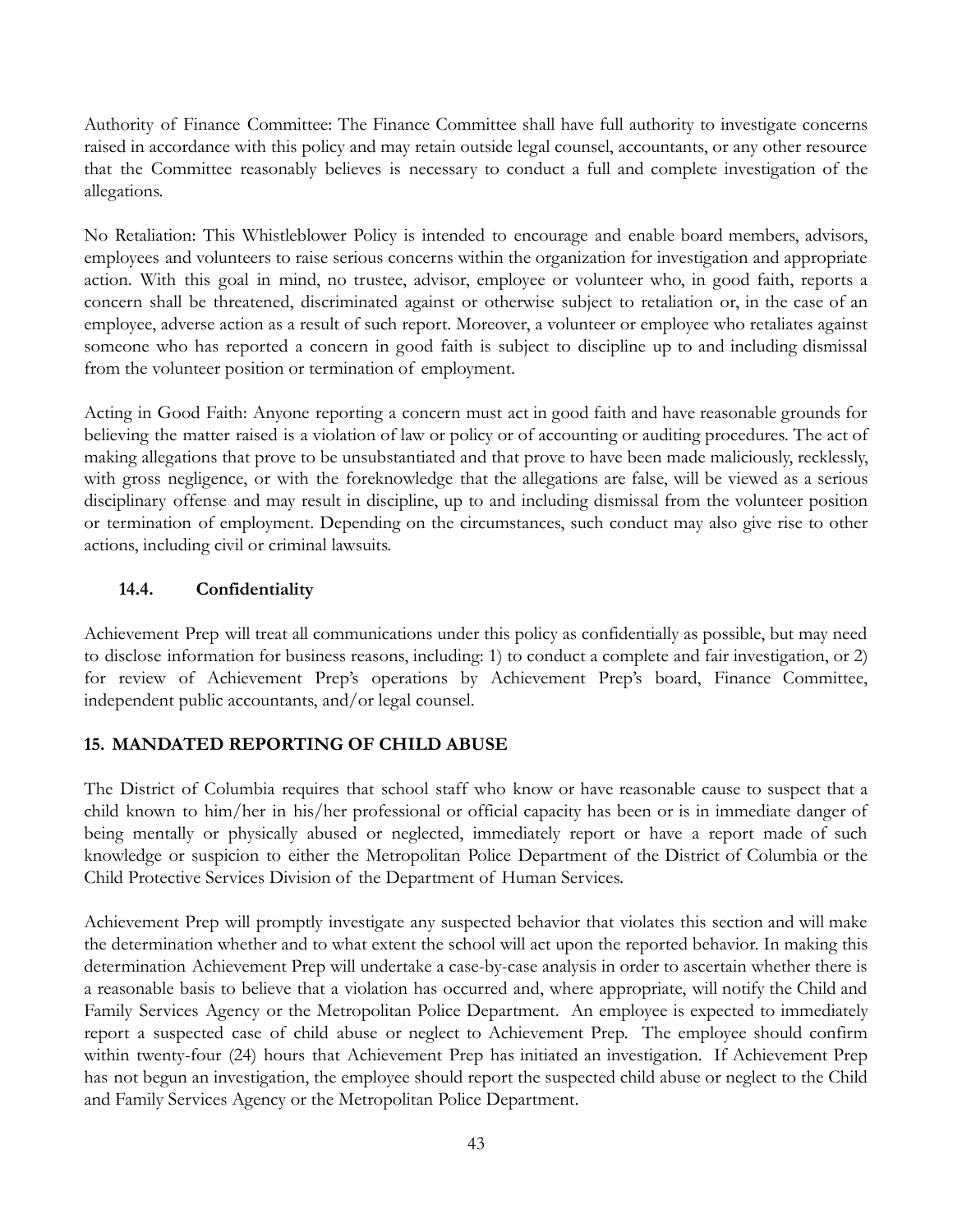Authority of Finance Committee: The Finance Committee shall have full authority to investigate concerns raised in accordance with this policy and may retain outside legal counsel, accountants, or any other resource that the Committee reasonably believes is necessary to conduct a full and complete investigation of the allegations.

No Retaliation: This Whistleblower Policy is intended to encourage and enable board members, advisors, employees and volunteers to raise serious concerns within the organization for investigation and appropriate action. With this goal in mind, no trustee, advisor, employee or volunteer who, in good faith, reports a concern shall be threatened, discriminated against or otherwise subject to retaliation or, in the case of an employee, adverse action as a result of such report. Moreover, a volunteer or employee who retaliates against someone who has reported a concern in good faith is subject to discipline up to and including dismissal from the volunteer position or termination of employment.

Acting in Good Faith: Anyone reporting a concern must act in good faith and have reasonable grounds for believing the matter raised is a violation of law or policy or of accounting or auditing procedures. The act of making allegations that prove to be unsubstantiated and that prove to have been made maliciously, recklessly, with gross negligence, or with the foreknowledge that the allegations are false, will be viewed as a serious disciplinary offense and may result in discipline, up to and including dismissal from the volunteer position or termination of employment. Depending on the circumstances, such conduct may also give rise to other actions, including civil or criminal lawsuits.

### 14.4. Confidentiality

Achievement Prep will treat all communications under this policy as confidentially as possible, but may need to disclose information for business reasons, including: 1) to conduct a complete and fair investigation, or 2) for review of Achievement Prep's operations by Achievement Prep's board, Finance Committee, independent public accountants, and/or legal counsel.

## 15. MANDATED REPORTING OF CHILD ABUSE

The District of Columbia requires that school staff who know or have reasonable cause to suspect that a child known to him/her in his/her professional or official capacity has been or is in immediate danger of being mentally or physically abused or neglected, immediately report or have a report made of such knowledge or suspicion to either the Metropolitan Police Department of the District of Columbia or the Child Protective Services Division of the Department of Human Services.

Achievement Prep will promptly investigate any suspected behavior that violates this section and will make the determination whether and to what extent the school will act upon the reported behavior. In making this determination Achievement Prep will undertake a case-by-case analysis in order to ascertain whether there is a reasonable basis to believe that a violation has occurred and, where appropriate, will notify the Child and Family Services Agency or the Metropolitan Police Department. An employee is expected to immediately report a suspected case of child abuse or neglect to Achievement Prep. The employee should confirm within twenty-four (24) hours that Achievement Prep has initiated an investigation. If Achievement Prep has not begun an investigation, the employee should report the suspected child abuse or neglect to the Child and Family Services Agency or the Metropolitan Police Department.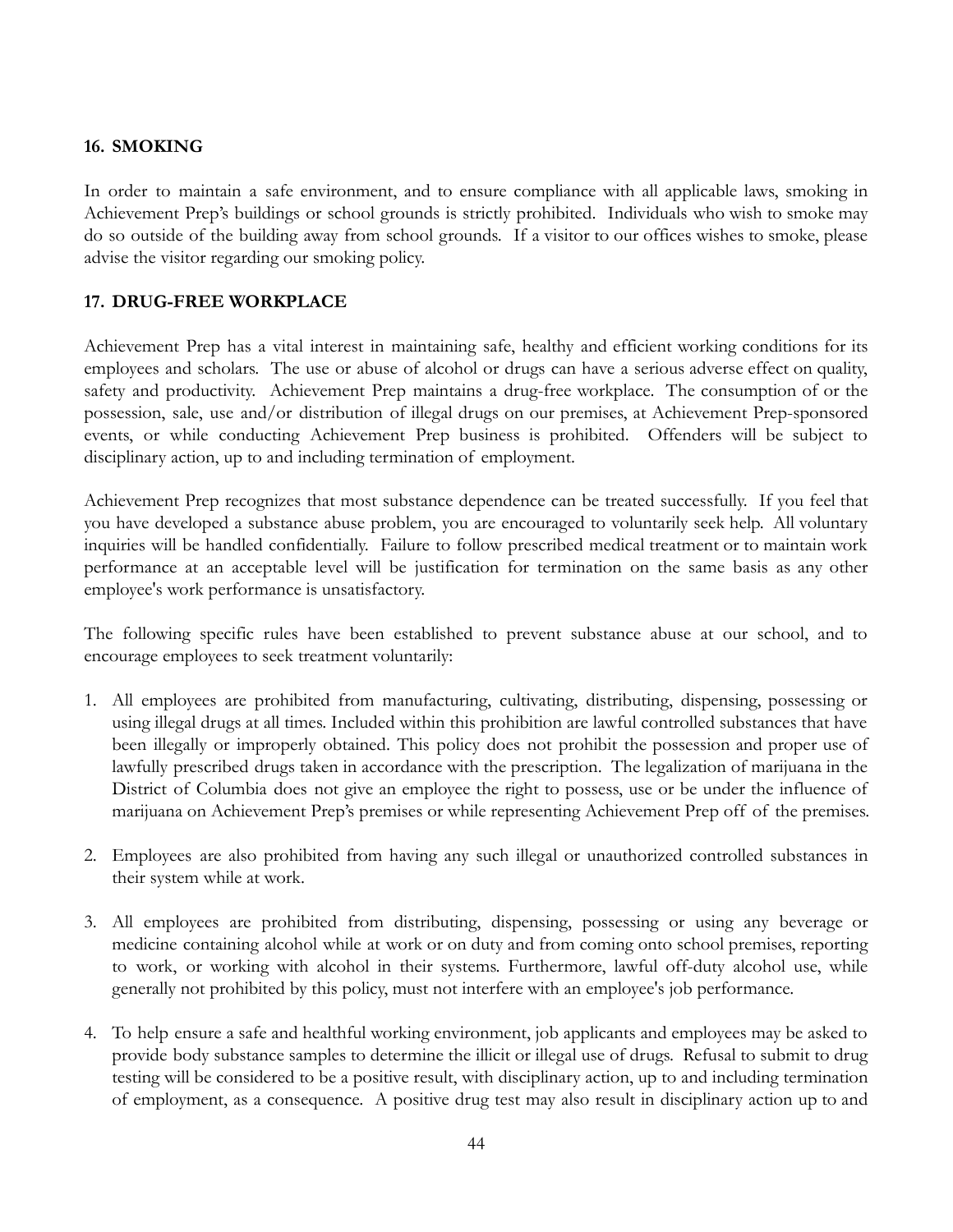## 16. SMOKING

In order to maintain a safe environment, and to ensure compliance with all applicable laws, smoking in Achievement Prep's buildings or school grounds is strictly prohibited. Individuals who wish to smoke may do so outside of the building away from school grounds. If a visitor to our offices wishes to smoke, please advise the visitor regarding our smoking policy.

## 17. DRUG-FREE WORKPLACE

Achievement Prep has a vital interest in maintaining safe, healthy and efficient working conditions for its employees and scholars. The use or abuse of alcohol or drugs can have a serious adverse effect on quality, safety and productivity. Achievement Prep maintains a drug-free workplace. The consumption of or the possession, sale, use and/or distribution of illegal drugs on our premises, at Achievement Prep-sponsored events, or while conducting Achievement Prep business is prohibited. Offenders will be subject to disciplinary action, up to and including termination of employment.

Achievement Prep recognizes that most substance dependence can be treated successfully. If you feel that you have developed a substance abuse problem, you are encouraged to voluntarily seek help. All voluntary inquiries will be handled confidentially. Failure to follow prescribed medical treatment or to maintain work performance at an acceptable level will be justification for termination on the same basis as any other employee's work performance is unsatisfactory.

The following specific rules have been established to prevent substance abuse at our school, and to encourage employees to seek treatment voluntarily:

1. All employees are prohibited from manufacturing, cultivating, distributing, dispensing, possessing or using illegal drugs at all times. Included within this prohibition are lawful controlled substances that have been illegally or improperly obtained. This policy does not prohibit the possession and proper use of lawfully prescribed drugs taken in accordance with the prescription. The legalization of marijuana in the District of Columbia does not give an employee the right to possess, use or be under the influence of marijuana on Achievement Prep's premises or while representing Achievement Prep off of the premises.

2. Employees are also prohibited from having any such illegal or unauthorized controlled substances in their system while at work.

3. All employees are prohibited from distributing, dispensing, possessing or using any beverage or medicine containing alcohol while at work or on duty and from coming onto school premises, reporting to work, or working with alcohol in their systems. Furthermore, lawful off-duty alcohol use, while generally not prohibited by this policy, must not interfere with an employee's job performance.

4. To help ensure a safe and healthful working environment, job applicants and employees may be asked to provide body substance samples to determine the illicit or illegal use of drugs. Refusal to submit to drug testing will be considered to be a positive result, with disciplinary action, up to and including termination of employment, as a consequence. A positive drug test may also result in disciplinary action up to and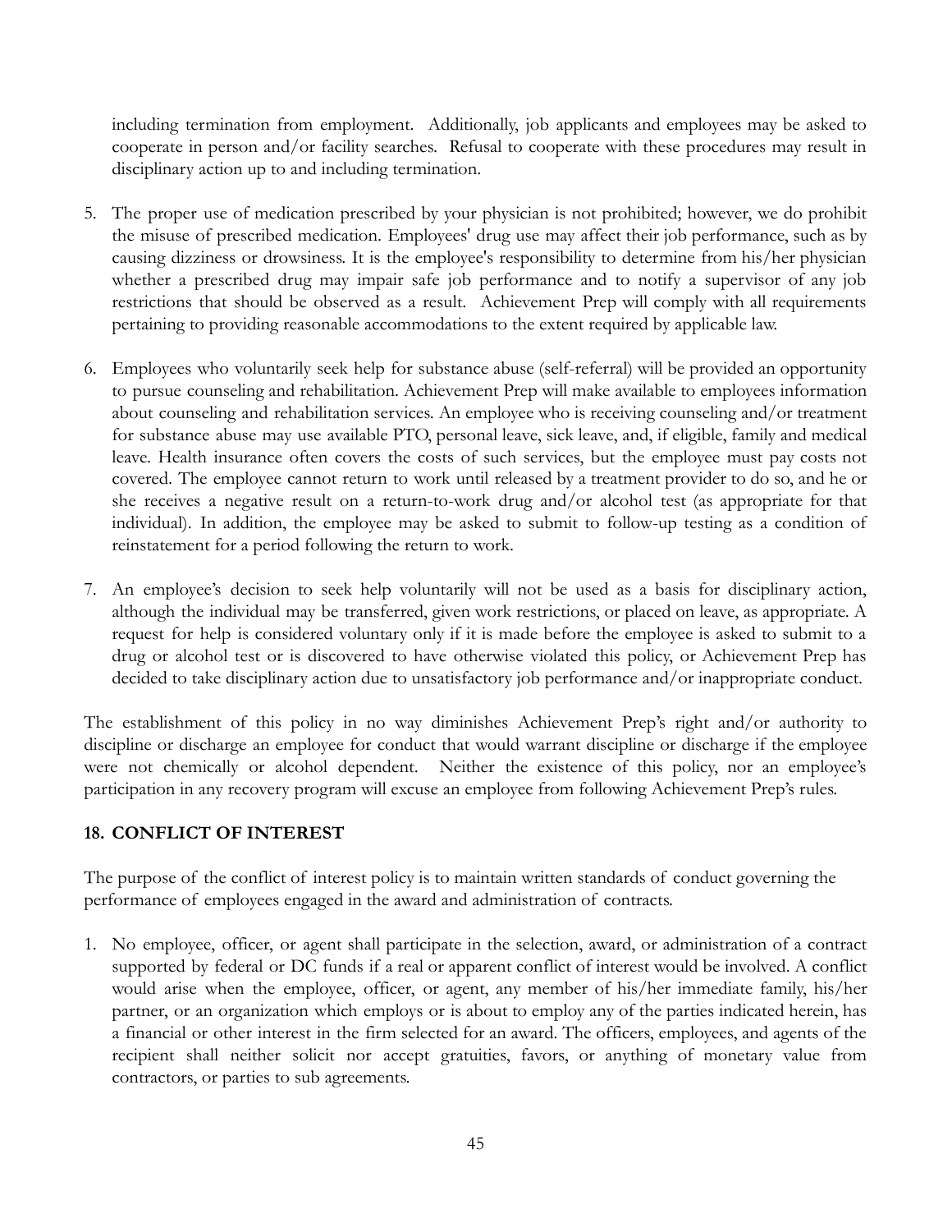including termination from employment. Additionally, job applicants and employees may be asked to cooperate in person and/or facility searches. Refusal to cooperate with these procedures may result in disciplinary action up to and including termination.

5. The proper use of medication prescribed by your physician is not prohibited; however, we do prohibit the misuse of prescribed medication. Employees' drug use may affect their job performance, such as by causing dizziness or drowsiness. It is the employee's responsibility to determine from his/her physician whether a prescribed drug may impair safe job performance and to notify a supervisor of any job restrictions that should be observed as a result. Achievement Prep will comply with all requirements pertaining to providing reasonable accommodations to the extent required by applicable law.

6. Employees who voluntarily seek help for substance abuse (self-referral) will be provided an opportunity to pursue counseling and rehabilitation. Achievement Prep will make available to employees information about counseling and rehabilitation services. An employee who is receiving counseling and/or treatment for substance abuse may use available PTO, personal leave, sick leave, and, if eligible, family and medical leave. Health insurance often covers the costs of such services, but the employee must pay costs not covered. The employee cannot return to work until released by a treatment provider to do so, and he or she receives a negative result on a return-to-work drug and/or alcohol test (as appropriate for that individual). In addition, the employee may be asked to submit to follow-up testing as a condition of reinstatement for a period following the return to work.

7. An employee's decision to seek help voluntarily will not be used as a basis for disciplinary action, although the individual may be transferred, given work restrictions, or placed on leave, as appropriate. A request for help is considered voluntary only if it is made before the employee is asked to submit to a drug or alcohol test or is discovered to have otherwise violated this policy, or Achievement Prep has decided to take disciplinary action due to unsatisfactory job performance and/or inappropriate conduct.

The establishment of this policy in no way diminishes Achievement Prep's right and/or authority to discipline or discharge an employee for conduct that would warrant discipline or discharge if the employee were not chemically or alcohol dependent. Neither the existence of this policy, nor an employee's participation in any recovery program will excuse an employee from following Achievement Prep's rules.

## 18. CONFLICT OF INTEREST

The purpose of the conflict of interest policy is to maintain written standards of conduct governing the performance of employees engaged in the award and administration of contracts.

1. No employee, officer, or agent shall participate in the selection, award, or administration of a contract supported by federal or DC funds if a real or apparent conflict of interest would be involved. A conflict would arise when the employee, officer, or agent, any member of his/her immediate family, his/her partner, or an organization which employs or is about to employ any of the parties indicated herein, has a financial or other interest in the firm selected for an award. The officers, employees, and agents of the recipient shall neither solicit nor accept gratuities, favors, or anything of monetary value from contractors, or parties to sub agreements.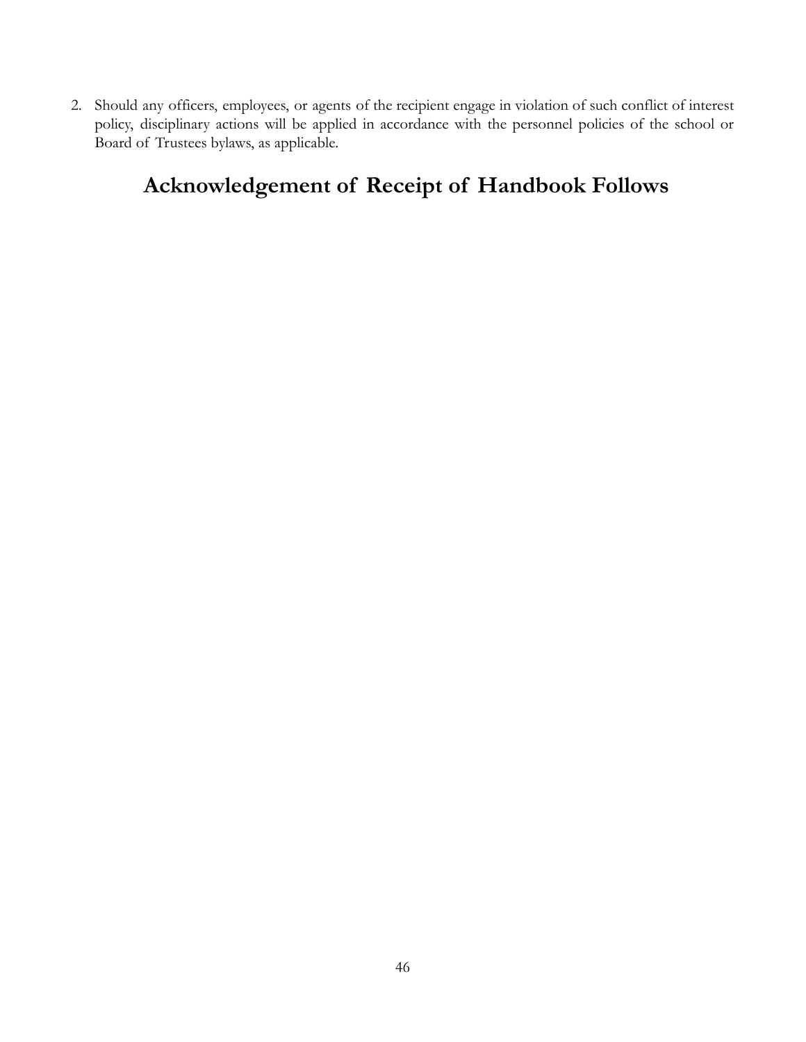2. Should any officers, employees, or agents of the recipient engage in violation of such conflict of interest policy, disciplinary actions will be applied in accordance with the personnel policies of the school or Board of Trustees bylaws, as applicable.

## Acknowledgement of Receipt of Handbook Follows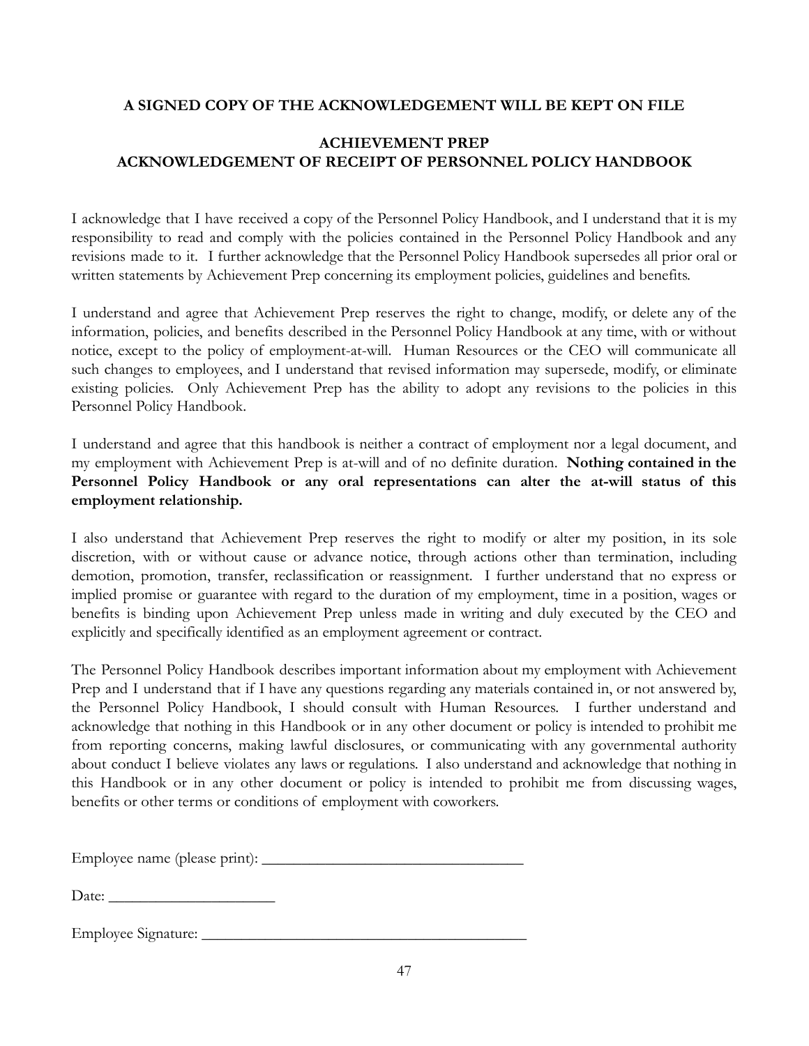**A SIGNED COPY OF THE ACKNOWLEDGEMENT WILL BE KEPT ON FILE**

## ACHIEVEMENT PREP
## ACKNOWLEDGEMENT OF RECEIPT OF PERSONNEL POLICY HANDBOOK

I acknowledge that I have received a copy of the Personnel Policy Handbook, and I understand that it is my responsibility to read and comply with the policies contained in the Personnel Policy Handbook and any revisions made to it. I further acknowledge that the Personnel Policy Handbook supersedes all prior oral or written statements by Achievement Prep concerning its employment policies, guidelines and benefits.

I understand and agree that Achievement Prep reserves the right to change, modify, or delete any of the information, policies, and benefits described in the Personnel Policy Handbook at any time, with or without notice, except to the policy of employment-at-will. Human Resources or the CEO will communicate all such changes to employees, and I understand that revised information may supersede, modify, or eliminate existing policies. Only Achievement Prep has the ability to adopt any revisions to the policies in this Personnel Policy Handbook.

I understand and agree that this handbook is neither a contract of employment nor a legal document, and my employment with Achievement Prep is at-will and of no definite duration. **Nothing contained in the Personnel Policy Handbook or any oral representations can alter the at-will status of this employment relationship.**

I also understand that Achievement Prep reserves the right to modify or alter my position, in its sole discretion, with or without cause or advance notice, through actions other than termination, including demotion, promotion, transfer, reclassification or reassignment. I further understand that no express or implied promise or guarantee with regard to the duration of my employment, time in a position, wages or benefits is binding upon Achievement Prep unless made in writing and duly executed by the CEO and explicitly and specifically identified as an employment agreement or contract.

The Personnel Policy Handbook describes important information about my employment with Achievement Prep and I understand that if I have any questions regarding any materials contained in, or not answered by, the Personnel Policy Handbook, I should consult with Human Resources. I further understand and acknowledge that nothing in this Handbook or in any other document or policy is intended to prohibit me from reporting concerns, making lawful disclosures, or communicating with any governmental authority about conduct I believe violates any laws or regulations. I also understand and acknowledge that nothing in this Handbook or in any other document or policy is intended to prohibit me from discussing wages, benefits or other terms or conditions of employment with coworkers.

Employee name (please print): ___________________________________

Date: ______________________

Employee Signature: ___________________________________________